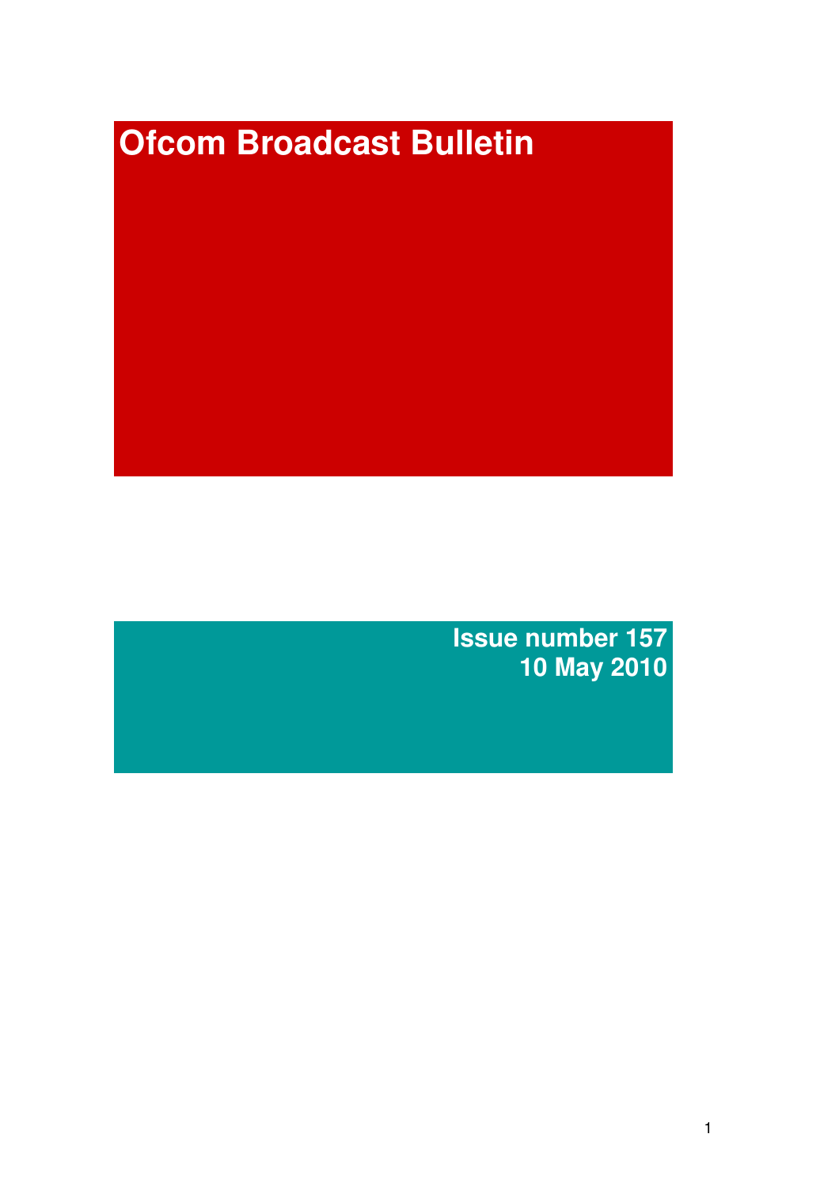# Ofcom Broadcast Bulletin

**Issue number 157**
**10 May 2010**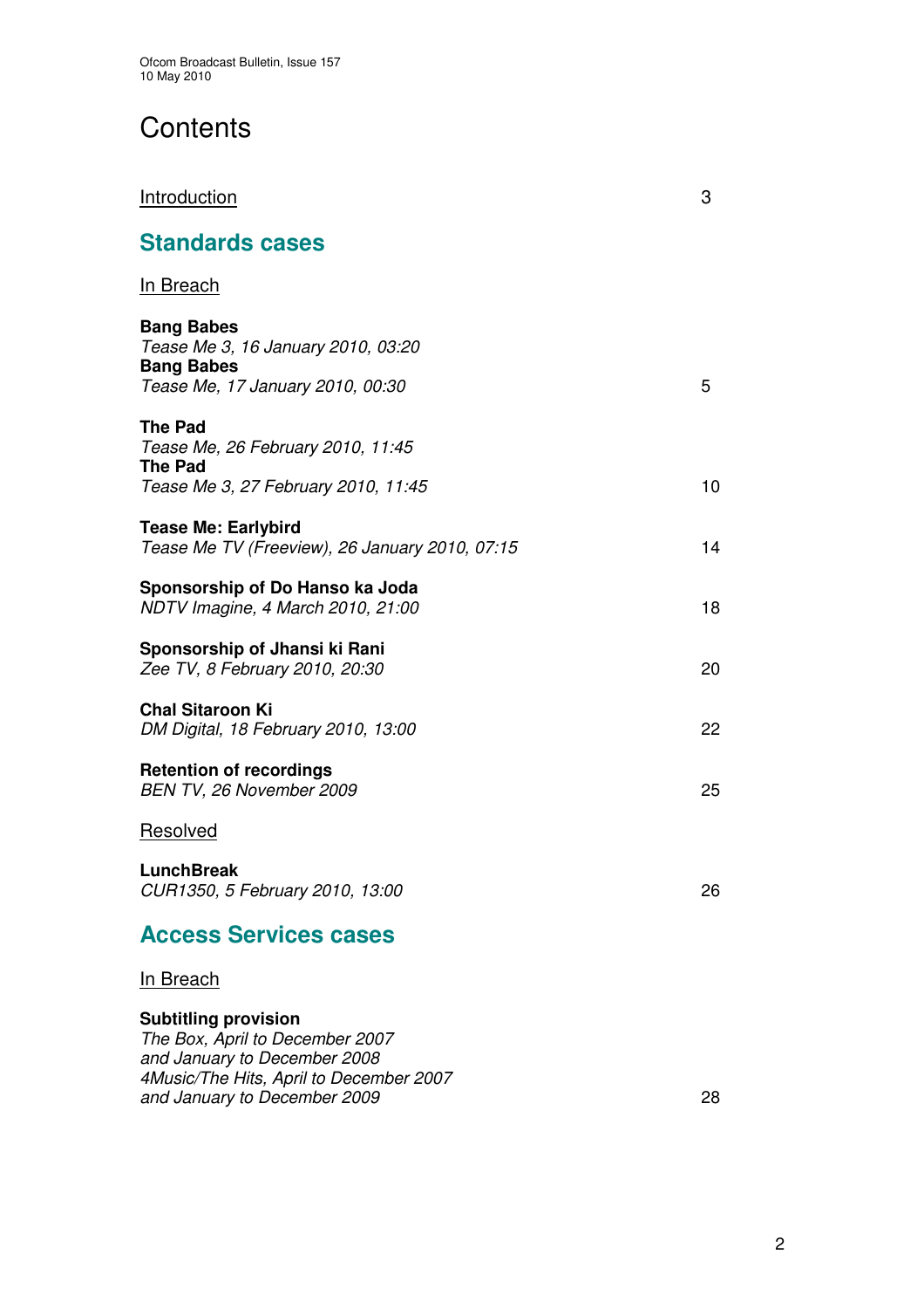# Contents

| | |
|---|---|
| Introduction | 3 |

## Standards cases

In Breach

| | |
|---|---|
| **Bang Babes**<br>*Tease Me 3, 16 January 2010, 03:20*<br>**Bang Babes**<br>*Tease Me, 17 January 2010, 00:30* | 5 |
| **The Pad**<br>*Tease Me, 26 February 2010, 11:45*<br>**The Pad**<br>*Tease Me 3, 27 February 2010, 11:45* | 10 |
| **Tease Me: Earlybird**<br>*Tease Me TV (Freeview), 26 January 2010, 07:15* | 14 |
| **Sponsorship of Do Hanso ka Joda**<br>*NDTV Imagine, 4 March 2010, 21:00* | 18 |
| **Sponsorship of Jhansi ki Rani**<br>*Zee TV, 8 February 2010, 20:30* | 20 |
| **Chal Sitaroon Ki**<br>*DM Digital, 18 February 2010, 13:00* | 22 |
| **Retention of recordings**<br>*BEN TV, 26 November 2009* | 25 |

Resolved

| | |
|---|---|
| **LunchBreak**<br>*CUR1350, 5 February 2010, 13:00* | 26 |

## Access Services cases

In Breach

| | |
|---|---|
| **Subtitling provision**<br>*The Box, April to December 2007*<br>*and January to December 2008*<br>*4Music/The Hits, April to December 2007*<br>*and January to December 2009* | 28 |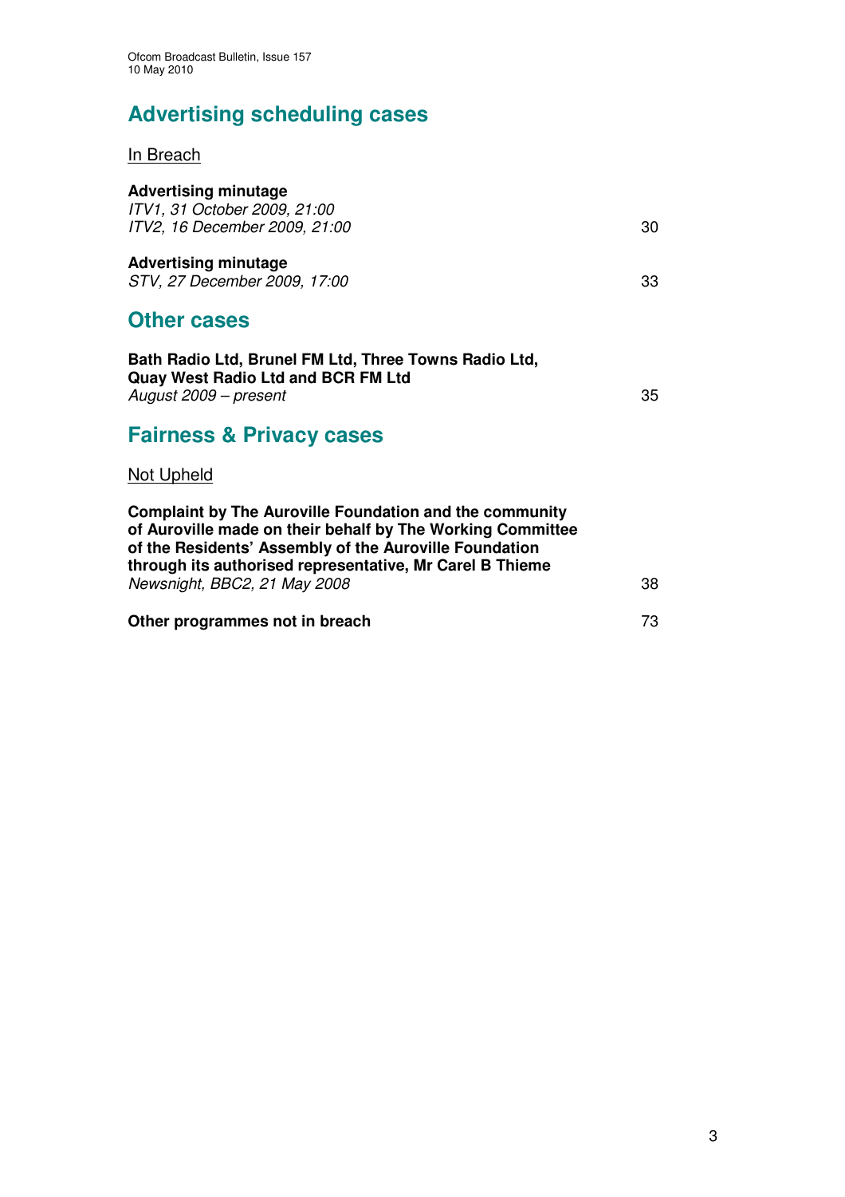## Advertising scheduling cases

In Breach

**Advertising minutage**
*ITV1, 31 October 2009, 21:00*
*ITV2, 16 December 2009, 21:00* 30

**Advertising minutage**
*STV, 27 December 2009, 17:00* 33

## Other cases

**Bath Radio Ltd, Brunel FM Ltd, Three Towns Radio Ltd, Quay West Radio Ltd and BCR FM Ltd**
*August 2009 – present* 35

## Fairness & Privacy cases

Not Upheld

**Complaint by The Auroville Foundation and the community of Auroville made on their behalf by The Working Committee of the Residents' Assembly of the Auroville Foundation through its authorised representative, Mr Carel B Thieme**
*Newsnight, BBC2, 21 May 2008* 38

**Other programmes not in breach** 73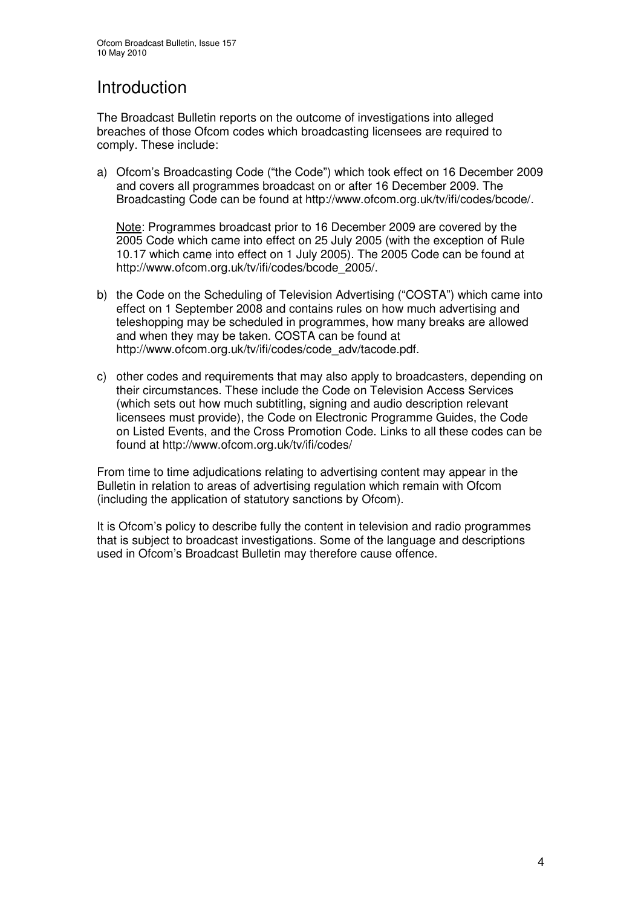# Introduction

The Broadcast Bulletin reports on the outcome of investigations into alleged breaches of those Ofcom codes which broadcasting licensees are required to comply. These include:

a) Ofcom's Broadcasting Code ("the Code") which took effect on 16 December 2009 and covers all programmes broadcast on or after 16 December 2009. The Broadcasting Code can be found at http://www.ofcom.org.uk/tv/ifi/codes/bcode/.

   Note: Programmes broadcast prior to 16 December 2009 are covered by the 2005 Code which came into effect on 25 July 2005 (with the exception of Rule 10.17 which came into effect on 1 July 2005). The 2005 Code can be found at http://www.ofcom.org.uk/tv/ifi/codes/bcode_2005/.

b) the Code on the Scheduling of Television Advertising ("COSTA") which came into effect on 1 September 2008 and contains rules on how much advertising and teleshopping may be scheduled in programmes, how many breaks are allowed and when they may be taken. COSTA can be found at http://www.ofcom.org.uk/tv/ifi/codes/code_adv/tacode.pdf.

c) other codes and requirements that may also apply to broadcasters, depending on their circumstances. These include the Code on Television Access Services (which sets out how much subtitling, signing and audio description relevant licensees must provide), the Code on Electronic Programme Guides, the Code on Listed Events, and the Cross Promotion Code. Links to all these codes can be found at http://www.ofcom.org.uk/tv/ifi/codes/

From time to time adjudications relating to advertising content may appear in the Bulletin in relation to areas of advertising regulation which remain with Ofcom (including the application of statutory sanctions by Ofcom).

It is Ofcom's policy to describe fully the content in television and radio programmes that is subject to broadcast investigations. Some of the language and descriptions used in Ofcom's Broadcast Bulletin may therefore cause offence.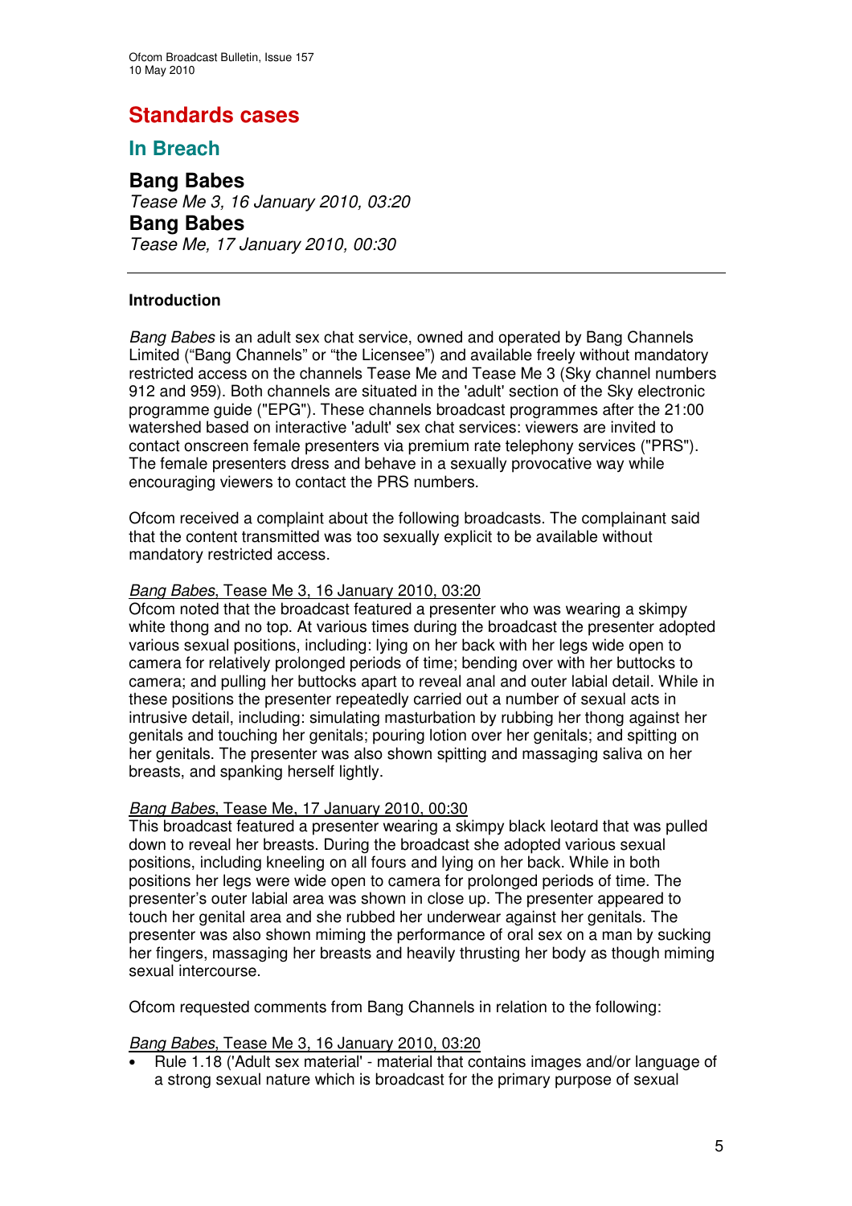# Standards cases

## In Breach

### Bang Babes
*Tease Me 3, 16 January 2010, 03:20*

### Bang Babes
*Tease Me, 17 January 2010, 00:30*

---

**Introduction**

*Bang Babes* is an adult sex chat service, owned and operated by Bang Channels Limited ("Bang Channels" or "the Licensee") and available freely without mandatory restricted access on the channels Tease Me and Tease Me 3 (Sky channel numbers 912 and 959). Both channels are situated in the 'adult' section of the Sky electronic programme guide ("EPG"). These channels broadcast programmes after the 21:00 watershed based on interactive 'adult' sex chat services: viewers are invited to contact onscreen female presenters via premium rate telephony services ("PRS"). The female presenters dress and behave in a sexually provocative way while encouraging viewers to contact the PRS numbers.

Ofcom received a complaint about the following broadcasts. The complainant said that the content transmitted was too sexually explicit to be available without mandatory restricted access.

*Bang Babes*, Tease Me 3, 16 January 2010, 03:20
Ofcom noted that the broadcast featured a presenter who was wearing a skimpy white thong and no top. At various times during the broadcast the presenter adopted various sexual positions, including: lying on her back with her legs wide open to camera for relatively prolonged periods of time; bending over with her buttocks to camera; and pulling her buttocks apart to reveal anal and outer labial detail. While in these positions the presenter repeatedly carried out a number of sexual acts in intrusive detail, including: simulating masturbation by rubbing her thong against her genitals and touching her genitals; pouring lotion over her genitals; and spitting on her genitals. The presenter was also shown spitting and massaging saliva on her breasts, and spanking herself lightly.

*Bang Babes*, Tease Me, 17 January 2010, 00:30
This broadcast featured a presenter wearing a skimpy black leotard that was pulled down to reveal her breasts. During the broadcast she adopted various sexual positions, including kneeling on all fours and lying on her back. While in both positions her legs were wide open to camera for prolonged periods of time. The presenter's outer labial area was shown in close up. The presenter appeared to touch her genital area and she rubbed her underwear against her genitals. The presenter was also shown miming the performance of oral sex on a man by sucking her fingers, massaging her breasts and heavily thrusting her body as though miming sexual intercourse.

Ofcom requested comments from Bang Channels in relation to the following:

*Bang Babes*, Tease Me 3, 16 January 2010, 03:20

- Rule 1.18 ('Adult sex material' - material that contains images and/or language of a strong sexual nature which is broadcast for the primary purpose of sexual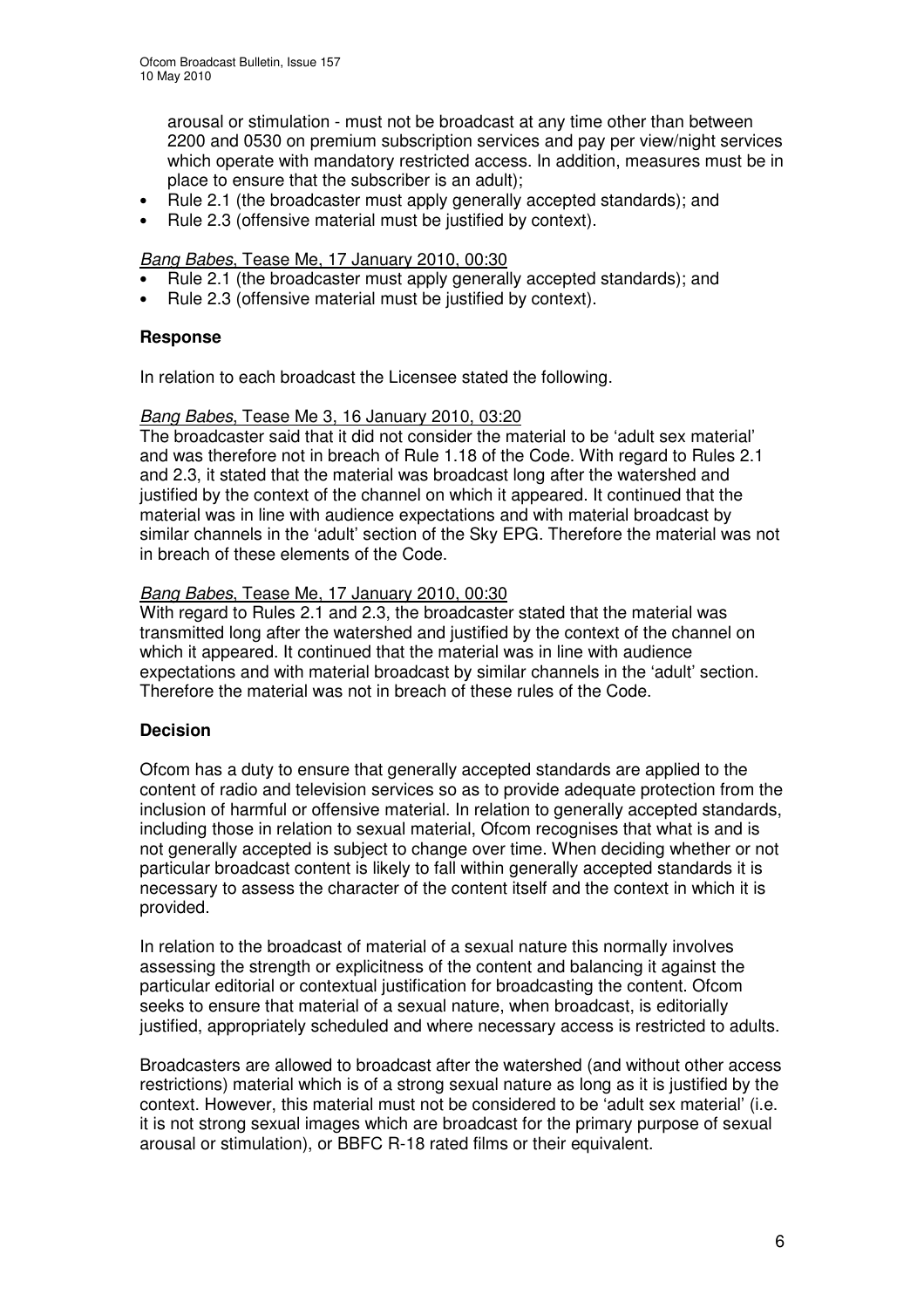arousal or stimulation - must not be broadcast at any time other than between 2200 and 0530 on premium subscription services and pay per view/night services which operate with mandatory restricted access. In addition, measures must be in place to ensure that the subscriber is an adult);
- Rule 2.1 (the broadcaster must apply generally accepted standards); and
- Rule 2.3 (offensive material must be justified by context).

*Bang Babes*, Tease Me, 17 January 2010, 00:30
- Rule 2.1 (the broadcaster must apply generally accepted standards); and
- Rule 2.3 (offensive material must be justified by context).

**Response**

In relation to each broadcast the Licensee stated the following.

*Bang Babes*, Tease Me 3, 16 January 2010, 03:20
The broadcaster said that it did not consider the material to be 'adult sex material' and was therefore not in breach of Rule 1.18 of the Code. With regard to Rules 2.1 and 2.3, it stated that the material was broadcast long after the watershed and justified by the context of the channel on which it appeared. It continued that the material was in line with audience expectations and with material broadcast by similar channels in the 'adult' section of the Sky EPG. Therefore the material was not in breach of these elements of the Code.

*Bang Babes*, Tease Me, 17 January 2010, 00:30
With regard to Rules 2.1 and 2.3, the broadcaster stated that the material was transmitted long after the watershed and justified by the context of the channel on which it appeared. It continued that the material was in line with audience expectations and with material broadcast by similar channels in the 'adult' section. Therefore the material was not in breach of these rules of the Code.

**Decision**

Ofcom has a duty to ensure that generally accepted standards are applied to the content of radio and television services so as to provide adequate protection from the inclusion of harmful or offensive material. In relation to generally accepted standards, including those in relation to sexual material, Ofcom recognises that what is and is not generally accepted is subject to change over time. When deciding whether or not particular broadcast content is likely to fall within generally accepted standards it is necessary to assess the character of the content itself and the context in which it is provided.

In relation to the broadcast of material of a sexual nature this normally involves assessing the strength or explicitness of the content and balancing it against the particular editorial or contextual justification for broadcasting the content. Ofcom seeks to ensure that material of a sexual nature, when broadcast, is editorially justified, appropriately scheduled and where necessary access is restricted to adults.

Broadcasters are allowed to broadcast after the watershed (and without other access restrictions) material which is of a strong sexual nature as long as it is justified by the context. However, this material must not be considered to be 'adult sex material' (i.e. it is not strong sexual images which are broadcast for the primary purpose of sexual arousal or stimulation), or BBFC R-18 rated films or their equivalent.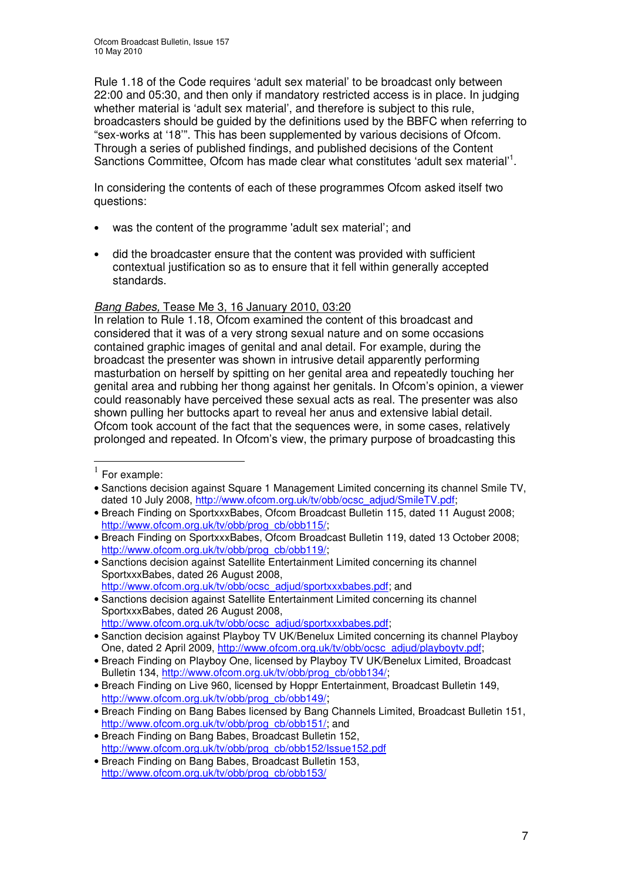Rule 1.18 of the Code requires 'adult sex material' to be broadcast only between 22:00 and 05:30, and then only if mandatory restricted access is in place. In judging whether material is 'adult sex material', and therefore is subject to this rule, broadcasters should be guided by the definitions used by the BBFC when referring to "sex-works at '18'". This has been supplemented by various decisions of Ofcom. Through a series of published findings, and published decisions of the Content Sanctions Committee, Ofcom has made clear what constitutes 'adult sex material'[1].

In considering the contents of each of these programmes Ofcom asked itself two questions:

- was the content of the programme 'adult sex material'; and
- did the broadcaster ensure that the content was provided with sufficient contextual justification so as to ensure that it fell within generally accepted standards.

*Bang Babes,* Tease Me 3, 16 January 2010, 03:20

In relation to Rule 1.18, Ofcom examined the content of this broadcast and considered that it was of a very strong sexual nature and on some occasions contained graphic images of genital and anal detail. For example, during the broadcast the presenter was shown in intrusive detail apparently performing masturbation on herself by spitting on her genital area and repeatedly touching her genital area and rubbing her thong against her genitals. In Ofcom's opinion, a viewer could reasonably have perceived these sexual acts as real. The presenter was also shown pulling her buttocks apart to reveal her anus and extensive labial detail. Ofcom took account of the fact that the sequences were, in some cases, relatively prolonged and repeated. In Ofcom's view, the primary purpose of broadcasting this

---

[1] For example:

- Sanctions decision against Square 1 Management Limited concerning its channel Smile TV, dated 10 July 2008, http://www.ofcom.org.uk/tv/obb/ocsc_adjud/SmileTV.pdf;
- Breach Finding on SportxxxBabes, Ofcom Broadcast Bulletin 115, dated 11 August 2008; http://www.ofcom.org.uk/tv/obb/prog_cb/obb115/;
- Breach Finding on SportxxxBabes, Ofcom Broadcast Bulletin 119, dated 13 October 2008; http://www.ofcom.org.uk/tv/obb/prog_cb/obb119/;
- Sanctions decision against Satellite Entertainment Limited concerning its channel SportxxxBabes, dated 26 August 2008, http://www.ofcom.org.uk/tv/obb/ocsc_adjud/sportxxxbabes.pdf; and
- Sanctions decision against Satellite Entertainment Limited concerning its channel SportxxxBabes, dated 26 August 2008, http://www.ofcom.org.uk/tv/obb/ocsc_adjud/sportxxxbabes.pdf;
- Sanction decision against Playboy TV UK/Benelux Limited concerning its channel Playboy One, dated 2 April 2009, http://www.ofcom.org.uk/tv/obb/ocsc_adjud/playboytv.pdf;
- Breach Finding on Playboy One, licensed by Playboy TV UK/Benelux Limited, Broadcast Bulletin 134, http://www.ofcom.org.uk/tv/obb/prog_cb/obb134/;
- Breach Finding on Live 960, licensed by Hoppr Entertainment, Broadcast Bulletin 149, http://www.ofcom.org.uk/tv/obb/prog_cb/obb149/;
- Breach Finding on Bang Babes licensed by Bang Channels Limited, Broadcast Bulletin 151, http://www.ofcom.org.uk/tv/obb/prog_cb/obb151/; and
- Breach Finding on Bang Babes, Broadcast Bulletin 152, http://www.ofcom.org.uk/tv/obb/prog_cb/obb152/Issue152.pdf
- Breach Finding on Bang Babes, Broadcast Bulletin 153, http://www.ofcom.org.uk/tv/obb/prog_cb/obb153/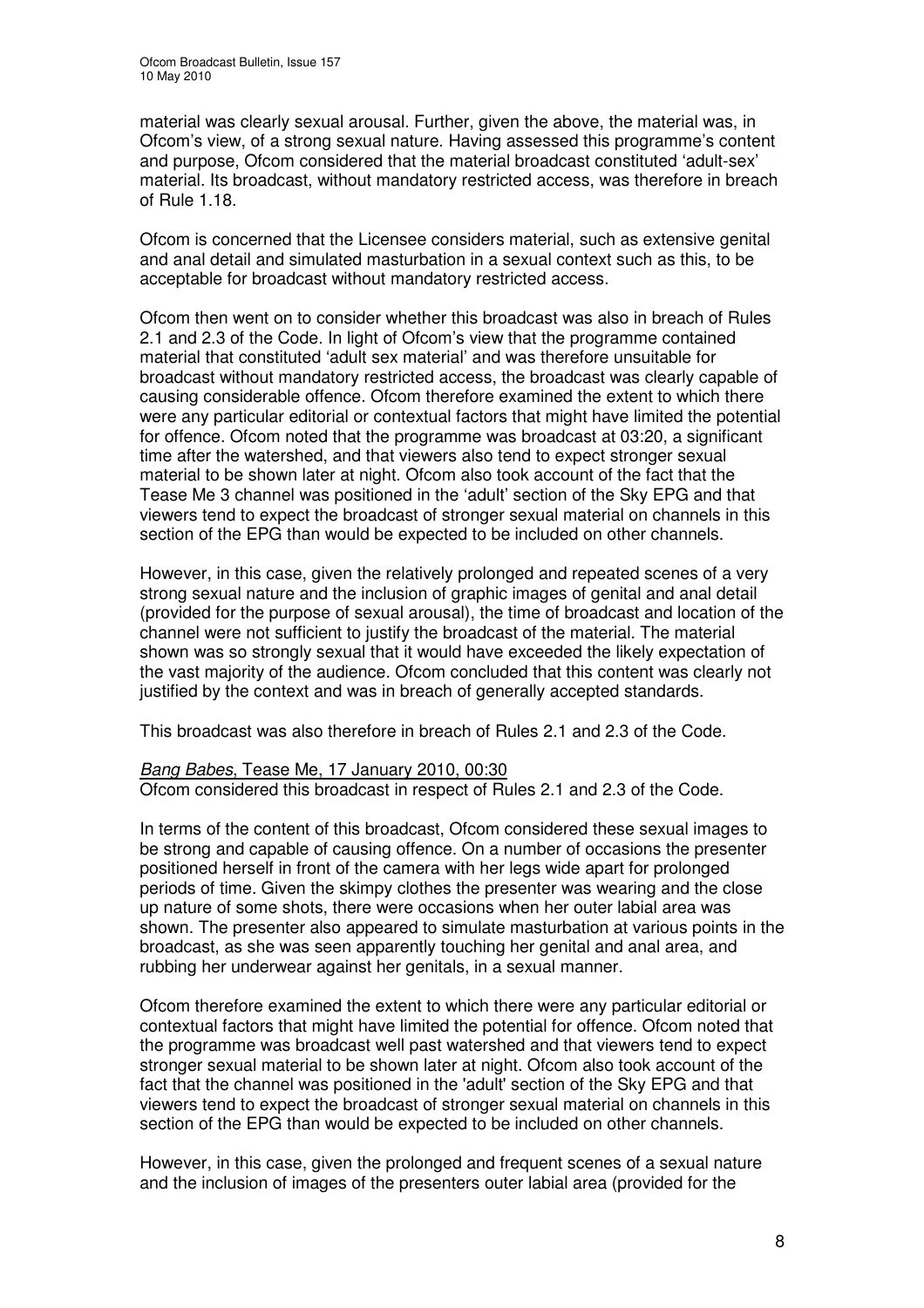material was clearly sexual arousal. Further, given the above, the material was, in Ofcom's view, of a strong sexual nature. Having assessed this programme's content and purpose, Ofcom considered that the material broadcast constituted 'adult-sex' material. Its broadcast, without mandatory restricted access, was therefore in breach of Rule 1.18.

Ofcom is concerned that the Licensee considers material, such as extensive genital and anal detail and simulated masturbation in a sexual context such as this, to be acceptable for broadcast without mandatory restricted access.

Ofcom then went on to consider whether this broadcast was also in breach of Rules 2.1 and 2.3 of the Code. In light of Ofcom's view that the programme contained material that constituted 'adult sex material' and was therefore unsuitable for broadcast without mandatory restricted access, the broadcast was clearly capable of causing considerable offence. Ofcom therefore examined the extent to which there were any particular editorial or contextual factors that might have limited the potential for offence. Ofcom noted that the programme was broadcast at 03:20, a significant time after the watershed, and that viewers also tend to expect stronger sexual material to be shown later at night. Ofcom also took account of the fact that the Tease Me 3 channel was positioned in the 'adult' section of the Sky EPG and that viewers tend to expect the broadcast of stronger sexual material on channels in this section of the EPG than would be expected to be included on other channels.

However, in this case, given the relatively prolonged and repeated scenes of a very strong sexual nature and the inclusion of graphic images of genital and anal detail (provided for the purpose of sexual arousal), the time of broadcast and location of the channel were not sufficient to justify the broadcast of the material. The material shown was so strongly sexual that it would have exceeded the likely expectation of the vast majority of the audience. Ofcom concluded that this content was clearly not justified by the context and was in breach of generally accepted standards.

This broadcast was also therefore in breach of Rules 2.1 and 2.3 of the Code.

*Bang Babes*, Tease Me, 17 January 2010, 00:30
Ofcom considered this broadcast in respect of Rules 2.1 and 2.3 of the Code.

In terms of the content of this broadcast, Ofcom considered these sexual images to be strong and capable of causing offence. On a number of occasions the presenter positioned herself in front of the camera with her legs wide apart for prolonged periods of time. Given the skimpy clothes the presenter was wearing and the close up nature of some shots, there were occasions when her outer labial area was shown. The presenter also appeared to simulate masturbation at various points in the broadcast, as she was seen apparently touching her genital and anal area, and rubbing her underwear against her genitals, in a sexual manner.

Ofcom therefore examined the extent to which there were any particular editorial or contextual factors that might have limited the potential for offence. Ofcom noted that the programme was broadcast well past watershed and that viewers tend to expect stronger sexual material to be shown later at night. Ofcom also took account of the fact that the channel was positioned in the 'adult' section of the Sky EPG and that viewers tend to expect the broadcast of stronger sexual material on channels in this section of the EPG than would be expected to be included on other channels.

However, in this case, given the prolonged and frequent scenes of a sexual nature and the inclusion of images of the presenters outer labial area (provided for the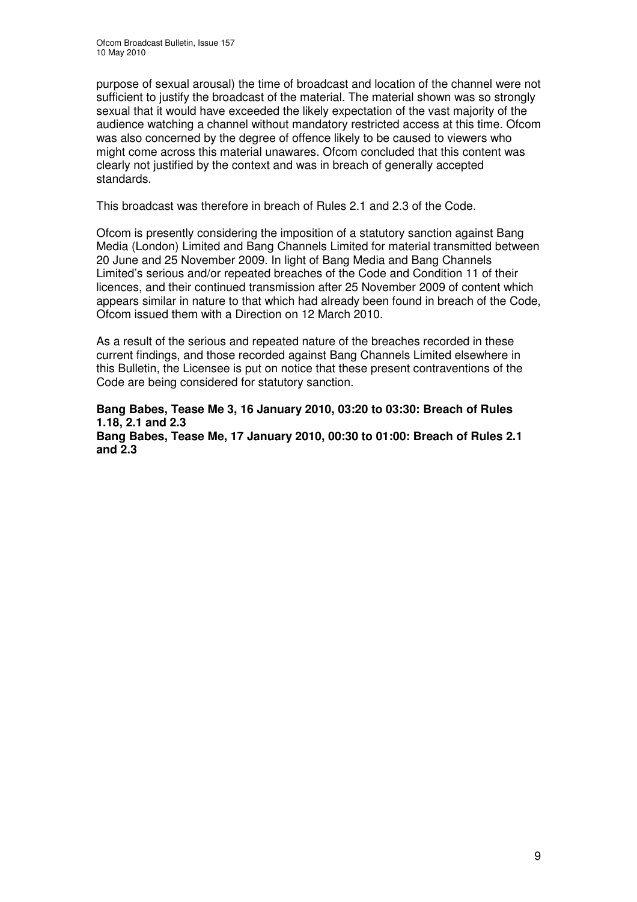purpose of sexual arousal) the time of broadcast and location of the channel were not sufficient to justify the broadcast of the material. The material shown was so strongly sexual that it would have exceeded the likely expectation of the vast majority of the audience watching a channel without mandatory restricted access at this time. Ofcom was also concerned by the degree of offence likely to be caused to viewers who might come across this material unawares. Ofcom concluded that this content was clearly not justified by the context and was in breach of generally accepted standards.

This broadcast was therefore in breach of Rules 2.1 and 2.3 of the Code.

Ofcom is presently considering the imposition of a statutory sanction against Bang Media (London) Limited and Bang Channels Limited for material transmitted between 20 June and 25 November 2009. In light of Bang Media and Bang Channels Limited's serious and/or repeated breaches of the Code and Condition 11 of their licences, and their continued transmission after 25 November 2009 of content which appears similar in nature to that which had already been found in breach of the Code, Ofcom issued them with a Direction on 12 March 2010.

As a result of the serious and repeated nature of the breaches recorded in these current findings, and those recorded against Bang Channels Limited elsewhere in this Bulletin, the Licensee is put on notice that these present contraventions of the Code are being considered for statutory sanction.

**Bang Babes, Tease Me 3, 16 January 2010, 03:20 to 03:30: Breach of Rules 1.18, 2.1 and 2.3**
**Bang Babes, Tease Me, 17 January 2010, 00:30 to 01:00: Breach of Rules 2.1 and 2.3**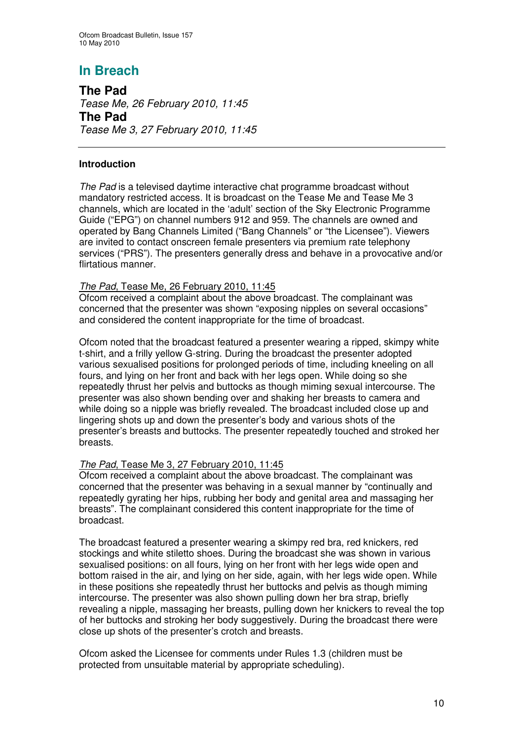# In Breach

**The Pad**
*Tease Me, 26 February 2010, 11:45*
**The Pad**
*Tease Me 3, 27 February 2010, 11:45*

---

**Introduction**

*The Pad* is a televised daytime interactive chat programme broadcast without mandatory restricted access. It is broadcast on the Tease Me and Tease Me 3 channels, which are located in the 'adult' section of the Sky Electronic Programme Guide ("EPG") on channel numbers 912 and 959. The channels are owned and operated by Bang Channels Limited ("Bang Channels" or "the Licensee"). Viewers are invited to contact onscreen female presenters via premium rate telephony services ("PRS"). The presenters generally dress and behave in a provocative and/or flirtatious manner.

*The Pad*, Tease Me, 26 February 2010, 11:45
Ofcom received a complaint about the above broadcast. The complainant was concerned that the presenter was shown "exposing nipples on several occasions" and considered the content inappropriate for the time of broadcast.

Ofcom noted that the broadcast featured a presenter wearing a ripped, skimpy white t-shirt, and a frilly yellow G-string. During the broadcast the presenter adopted various sexualised positions for prolonged periods of time, including kneeling on all fours, and lying on her front and back with her legs open. While doing so she repeatedly thrust her pelvis and buttocks as though miming sexual intercourse. The presenter was also shown bending over and shaking her breasts to camera and while doing so a nipple was briefly revealed. The broadcast included close up and lingering shots up and down the presenter's body and various shots of the presenter's breasts and buttocks. The presenter repeatedly touched and stroked her breasts.

*The Pad*, Tease Me 3, 27 February 2010, 11:45
Ofcom received a complaint about the above broadcast. The complainant was concerned that the presenter was behaving in a sexual manner by "continually and repeatedly gyrating her hips, rubbing her body and genital area and massaging her breasts". The complainant considered this content inappropriate for the time of broadcast.

The broadcast featured a presenter wearing a skimpy red bra, red knickers, red stockings and white stiletto shoes. During the broadcast she was shown in various sexualised positions: on all fours, lying on her front with her legs wide open and bottom raised in the air, and lying on her side, again, with her legs wide open. While in these positions she repeatedly thrust her buttocks and pelvis as though miming intercourse. The presenter was also shown pulling down her bra strap, briefly revealing a nipple, massaging her breasts, pulling down her knickers to reveal the top of her buttocks and stroking her body suggestively. During the broadcast there were close up shots of the presenter's crotch and breasts.

Ofcom asked the Licensee for comments under Rules 1.3 (children must be protected from unsuitable material by appropriate scheduling).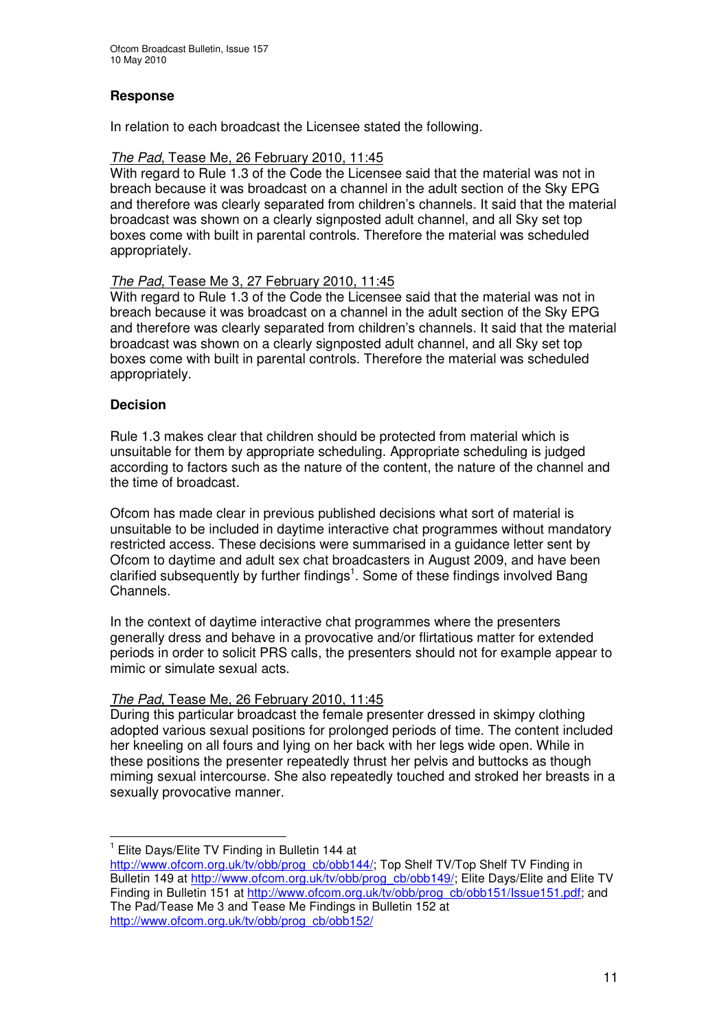### Response

In relation to each broadcast the Licensee stated the following.

*The Pad*, Tease Me, 26 February 2010, 11:45

With regard to Rule 1.3 of the Code the Licensee said that the material was not in breach because it was broadcast on a channel in the adult section of the Sky EPG and therefore was clearly separated from children's channels. It said that the material broadcast was shown on a clearly signposted adult channel, and all Sky set top boxes come with built in parental controls. Therefore the material was scheduled appropriately.

*The Pad*, Tease Me 3, 27 February 2010, 11:45

With regard to Rule 1.3 of the Code the Licensee said that the material was not in breach because it was broadcast on a channel in the adult section of the Sky EPG and therefore was clearly separated from children's channels. It said that the material broadcast was shown on a clearly signposted adult channel, and all Sky set top boxes come with built in parental controls. Therefore the material was scheduled appropriately.

### Decision

Rule 1.3 makes clear that children should be protected from material which is unsuitable for them by appropriate scheduling. Appropriate scheduling is judged according to factors such as the nature of the content, the nature of the channel and the time of broadcast.

Ofcom has made clear in previous published decisions what sort of material is unsuitable to be included in daytime interactive chat programmes without mandatory restricted access. These decisions were summarised in a guidance letter sent by Ofcom to daytime and adult sex chat broadcasters in August 2009, and have been clarified subsequently by further findings[1]. Some of these findings involved Bang Channels.

In the context of daytime interactive chat programmes where the presenters generally dress and behave in a provocative and/or flirtatious matter for extended periods in order to solicit PRS calls, the presenters should not for example appear to mimic or simulate sexual acts.

*The Pad*, Tease Me, 26 February 2010, 11:45

During this particular broadcast the female presenter dressed in skimpy clothing adopted various sexual positions for prolonged periods of time. The content included her kneeling on all fours and lying on her back with her legs wide open. While in these positions the presenter repeatedly thrust her pelvis and buttocks as though miming sexual intercourse. She also repeatedly touched and stroked her breasts in a sexually provocative manner.

---

[1] Elite Days/Elite TV Finding in Bulletin 144 at http://www.ofcom.org.uk/tv/obb/prog_cb/obb144/; Top Shelf TV/Top Shelf TV Finding in Bulletin 149 at http://www.ofcom.org.uk/tv/obb/prog_cb/obb149/; Elite Days/Elite and Elite TV Finding in Bulletin 151 at http://www.ofcom.org.uk/tv/obb/prog_cb/obb151/Issue151.pdf; and The Pad/Tease Me 3 and Tease Me Findings in Bulletin 152 at http://www.ofcom.org.uk/tv/obb/prog_cb/obb152/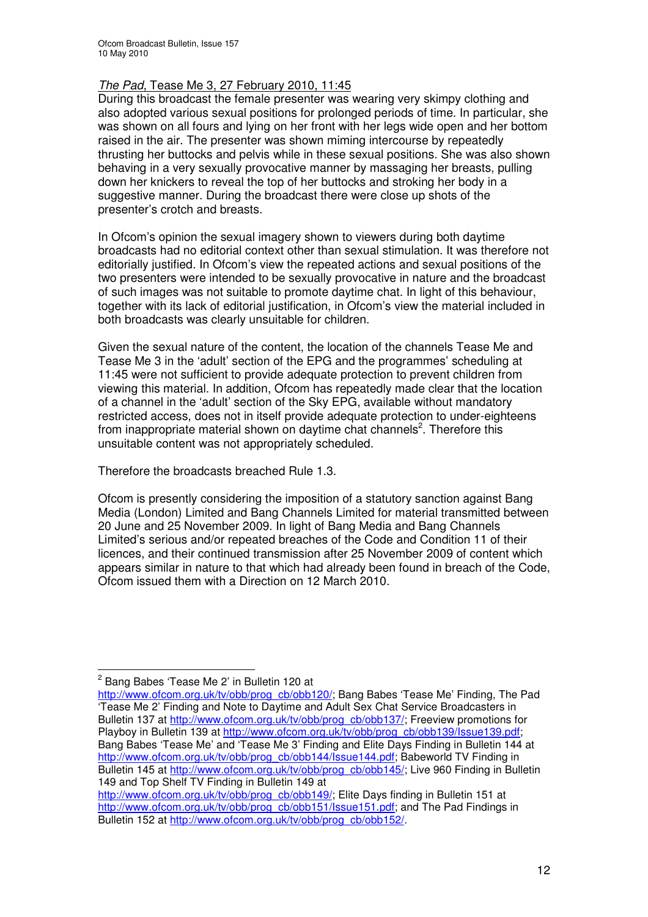*The Pad*, Tease Me 3, 27 February 2010, 11:45

During this broadcast the female presenter was wearing very skimpy clothing and also adopted various sexual positions for prolonged periods of time. In particular, she was shown on all fours and lying on her front with her legs wide open and her bottom raised in the air. The presenter was shown miming intercourse by repeatedly thrusting her buttocks and pelvis while in these sexual positions. She was also shown behaving in a very sexually provocative manner by massaging her breasts, pulling down her knickers to reveal the top of her buttocks and stroking her body in a suggestive manner. During the broadcast there were close up shots of the presenter's crotch and breasts.

In Ofcom's opinion the sexual imagery shown to viewers during both daytime broadcasts had no editorial context other than sexual stimulation. It was therefore not editorially justified. In Ofcom's view the repeated actions and sexual positions of the two presenters were intended to be sexually provocative in nature and the broadcast of such images was not suitable to promote daytime chat. In light of this behaviour, together with its lack of editorial justification, in Ofcom's view the material included in both broadcasts was clearly unsuitable for children.

Given the sexual nature of the content, the location of the channels Tease Me and Tease Me 3 in the 'adult' section of the EPG and the programmes' scheduling at 11:45 were not sufficient to provide adequate protection to prevent children from viewing this material. In addition, Ofcom has repeatedly made clear that the location of a channel in the 'adult' section of the Sky EPG, available without mandatory restricted access, does not in itself provide adequate protection to under-eighteens from inappropriate material shown on daytime chat channels[2]. Therefore this unsuitable content was not appropriately scheduled.

Therefore the broadcasts breached Rule 1.3.

Ofcom is presently considering the imposition of a statutory sanction against Bang Media (London) Limited and Bang Channels Limited for material transmitted between 20 June and 25 November 2009. In light of Bang Media and Bang Channels Limited's serious and/or repeated breaches of the Code and Condition 11 of their licences, and their continued transmission after 25 November 2009 of content which appears similar in nature to that which had already been found in breach of the Code, Ofcom issued them with a Direction on 12 March 2010.

---

[2] Bang Babes 'Tease Me 2' in Bulletin 120 at http://www.ofcom.org.uk/tv/obb/prog_cb/obb120/; Bang Babes 'Tease Me' Finding, The Pad 'Tease Me 2' Finding and Note to Daytime and Adult Sex Chat Service Broadcasters in Bulletin 137 at http://www.ofcom.org.uk/tv/obb/prog_cb/obb137/; Freeview promotions for Playboy in Bulletin 139 at http://www.ofcom.org.uk/tv/obb/prog_cb/obb139/Issue139.pdf; Bang Babes 'Tease Me' and 'Tease Me 3' Finding and Elite Days Finding in Bulletin 144 at http://www.ofcom.org.uk/tv/obb/prog_cb/obb144/Issue144.pdf; Babeworld TV Finding in Bulletin 145 at http://www.ofcom.org.uk/tv/obb/prog_cb/obb145/; Live 960 Finding in Bulletin 149 and Top Shelf TV Finding in Bulletin 149 at http://www.ofcom.org.uk/tv/obb/prog_cb/obb149/; Elite Days finding in Bulletin 151 at http://www.ofcom.org.uk/tv/obb/prog_cb/obb151/Issue151.pdf; and The Pad Findings in Bulletin 152 at http://www.ofcom.org.uk/tv/obb/prog_cb/obb152/.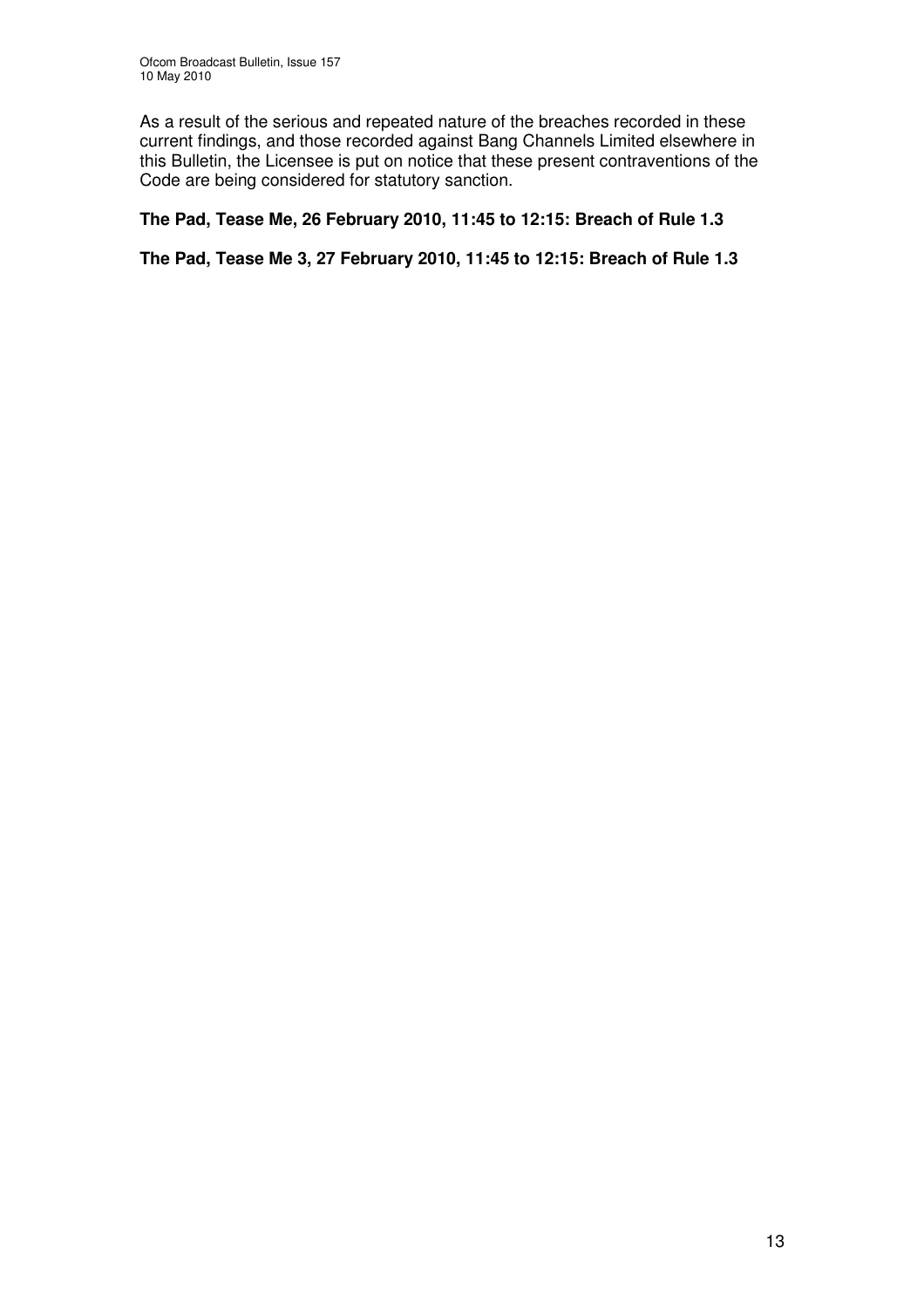As a result of the serious and repeated nature of the breaches recorded in these current findings, and those recorded against Bang Channels Limited elsewhere in this Bulletin, the Licensee is put on notice that these present contraventions of the Code are being considered for statutory sanction.

**The Pad, Tease Me, 26 February 2010, 11:45 to 12:15: Breach of Rule 1.3**

**The Pad, Tease Me 3, 27 February 2010, 11:45 to 12:15: Breach of Rule 1.3**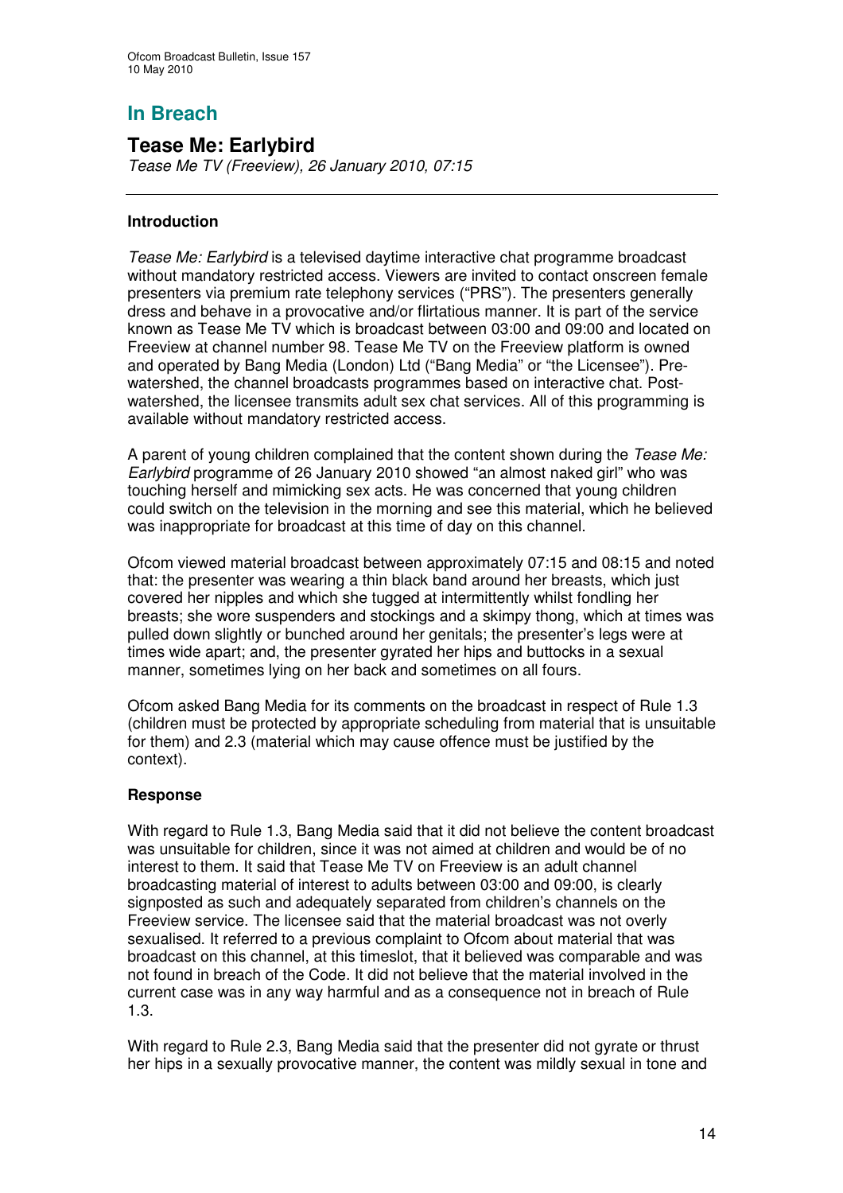## In Breach

### Tease Me: Earlybird

*Tease Me TV (Freeview), 26 January 2010, 07:15*

---

#### Introduction

*Tease Me: Earlybird* is a televised daytime interactive chat programme broadcast without mandatory restricted access. Viewers are invited to contact onscreen female presenters via premium rate telephony services ("PRS"). The presenters generally dress and behave in a provocative and/or flirtatious manner. It is part of the service known as Tease Me TV which is broadcast between 03:00 and 09:00 and located on Freeview at channel number 98. Tease Me TV on the Freeview platform is owned and operated by Bang Media (London) Ltd ("Bang Media" or "the Licensee"). Pre-watershed, the channel broadcasts programmes based on interactive chat. Post-watershed, the licensee transmits adult sex chat services. All of this programming is available without mandatory restricted access.

A parent of young children complained that the content shown during the *Tease Me: Earlybird* programme of 26 January 2010 showed "an almost naked girl" who was touching herself and mimicking sex acts. He was concerned that young children could switch on the television in the morning and see this material, which he believed was inappropriate for broadcast at this time of day on this channel.

Ofcom viewed material broadcast between approximately 07:15 and 08:15 and noted that: the presenter was wearing a thin black band around her breasts, which just covered her nipples and which she tugged at intermittently whilst fondling her breasts; she wore suspenders and stockings and a skimpy thong, which at times was pulled down slightly or bunched around her genitals; the presenter's legs were at times wide apart; and, the presenter gyrated her hips and buttocks in a sexual manner, sometimes lying on her back and sometimes on all fours.

Ofcom asked Bang Media for its comments on the broadcast in respect of Rule 1.3 (children must be protected by appropriate scheduling from material that is unsuitable for them) and 2.3 (material which may cause offence must be justified by the context).

#### Response

With regard to Rule 1.3, Bang Media said that it did not believe the content broadcast was unsuitable for children, since it was not aimed at children and would be of no interest to them. It said that Tease Me TV on Freeview is an adult channel broadcasting material of interest to adults between 03:00 and 09:00, is clearly signposted as such and adequately separated from children's channels on the Freeview service. The licensee said that the material broadcast was not overly sexualised. It referred to a previous complaint to Ofcom about material that was broadcast on this channel, at this timeslot, that it believed was comparable and was not found in breach of the Code. It did not believe that the material involved in the current case was in any way harmful and as a consequence not in breach of Rule 1.3.

With regard to Rule 2.3, Bang Media said that the presenter did not gyrate or thrust her hips in a sexually provocative manner, the content was mildly sexual in tone and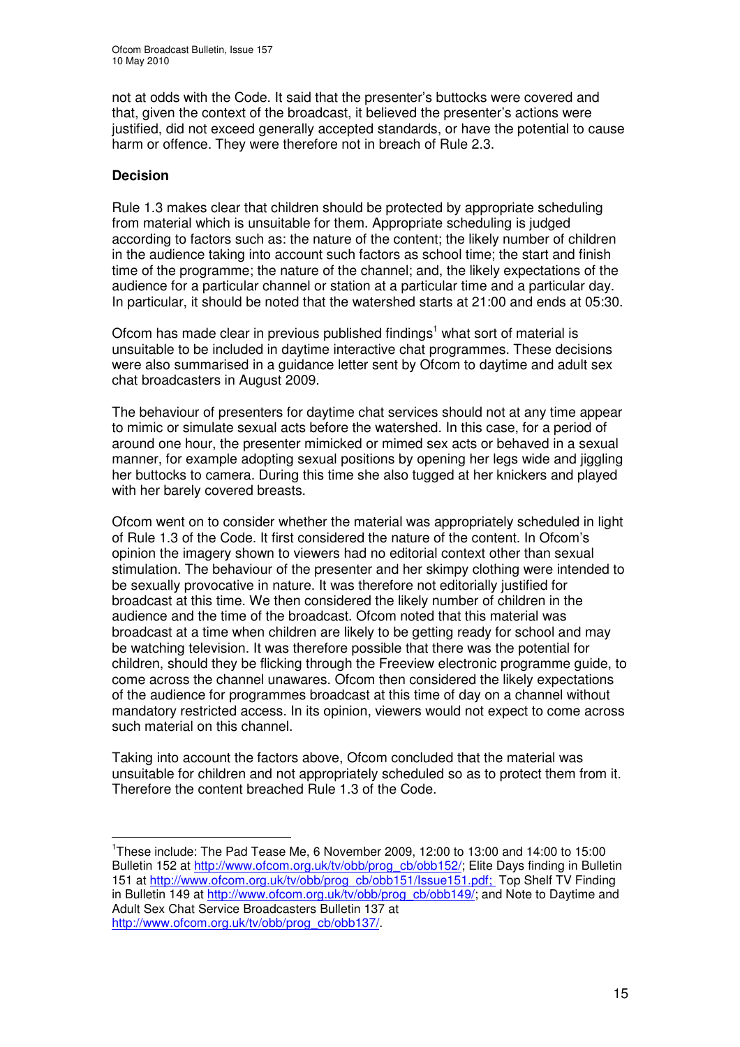not at odds with the Code. It said that the presenter's buttocks were covered and that, given the context of the broadcast, it believed the presenter's actions were justified, did not exceed generally accepted standards, or have the potential to cause harm or offence. They were therefore not in breach of Rule 2.3.

**Decision**

Rule 1.3 makes clear that children should be protected by appropriate scheduling from material which is unsuitable for them. Appropriate scheduling is judged according to factors such as: the nature of the content; the likely number of children in the audience taking into account such factors as school time; the start and finish time of the programme; the nature of the channel; and, the likely expectations of the audience for a particular channel or station at a particular time and a particular day. In particular, it should be noted that the watershed starts at 21:00 and ends at 05:30.

Ofcom has made clear in previous published findings[1] what sort of material is unsuitable to be included in daytime interactive chat programmes. These decisions were also summarised in a guidance letter sent by Ofcom to daytime and adult sex chat broadcasters in August 2009.

The behaviour of presenters for daytime chat services should not at any time appear to mimic or simulate sexual acts before the watershed. In this case, for a period of around one hour, the presenter mimicked or mimed sex acts or behaved in a sexual manner, for example adopting sexual positions by opening her legs wide and jiggling her buttocks to camera. During this time she also tugged at her knickers and played with her barely covered breasts.

Ofcom went on to consider whether the material was appropriately scheduled in light of Rule 1.3 of the Code. It first considered the nature of the content. In Ofcom's opinion the imagery shown to viewers had no editorial context other than sexual stimulation. The behaviour of the presenter and her skimpy clothing were intended to be sexually provocative in nature. It was therefore not editorially justified for broadcast at this time. We then considered the likely number of children in the audience and the time of the broadcast. Ofcom noted that this material was broadcast at a time when children are likely to be getting ready for school and may be watching television. It was therefore possible that there was the potential for children, should they be flicking through the Freeview electronic programme guide, to come across the channel unawares. Ofcom then considered the likely expectations of the audience for programmes broadcast at this time of day on a channel without mandatory restricted access. In its opinion, viewers would not expect to come across such material on this channel.

Taking into account the factors above, Ofcom concluded that the material was unsuitable for children and not appropriately scheduled so as to protect them from it. Therefore the content breached Rule 1.3 of the Code.

---

[1] These include: The Pad Tease Me, 6 November 2009, 12:00 to 13:00 and 14:00 to 15:00 Bulletin 152 at http://www.ofcom.org.uk/tv/obb/prog_cb/obb152/; Elite Days finding in Bulletin 151 at http://www.ofcom.org.uk/tv/obb/prog_cb/obb151/Issue151.pdf; Top Shelf TV Finding in Bulletin 149 at http://www.ofcom.org.uk/tv/obb/prog_cb/obb149/; and Note to Daytime and Adult Sex Chat Service Broadcasters Bulletin 137 at http://www.ofcom.org.uk/tv/obb/prog_cb/obb137/.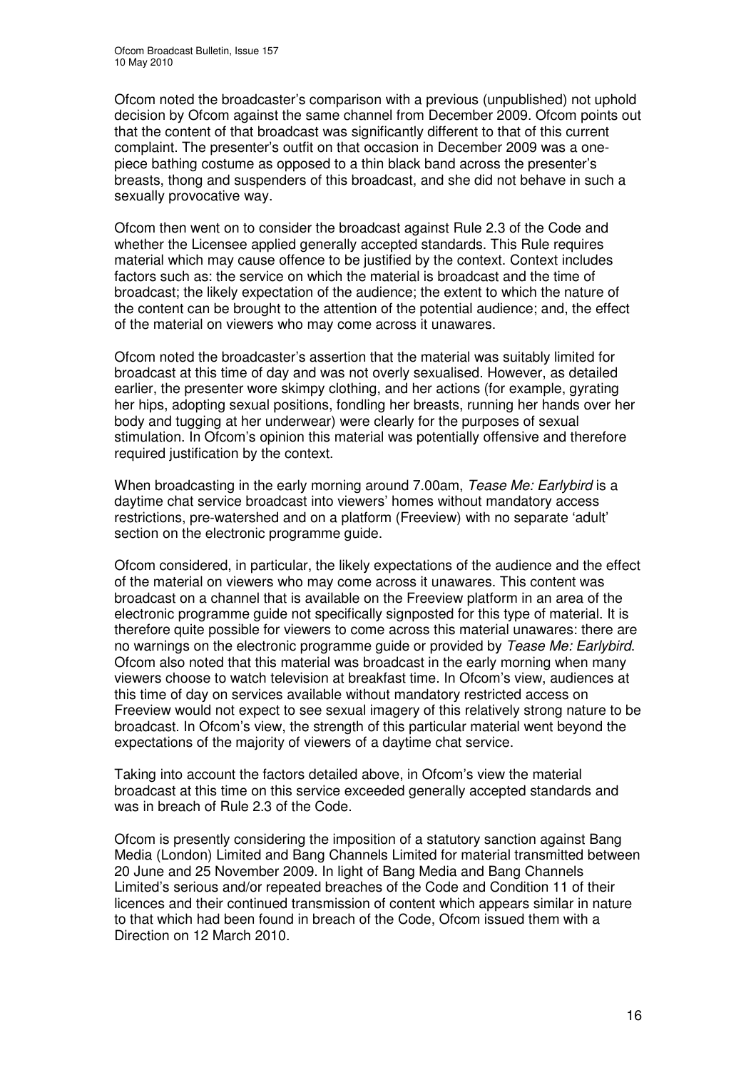Ofcom noted the broadcaster's comparison with a previous (unpublished) not uphold decision by Ofcom against the same channel from December 2009. Ofcom points out that the content of that broadcast was significantly different to that of this current complaint. The presenter's outfit on that occasion in December 2009 was a one-piece bathing costume as opposed to a thin black band across the presenter's breasts, thong and suspenders of this broadcast, and she did not behave in such a sexually provocative way.

Ofcom then went on to consider the broadcast against Rule 2.3 of the Code and whether the Licensee applied generally accepted standards. This Rule requires material which may cause offence to be justified by the context. Context includes factors such as: the service on which the material is broadcast and the time of broadcast; the likely expectation of the audience; the extent to which the nature of the content can be brought to the attention of the potential audience; and, the effect of the material on viewers who may come across it unawares.

Ofcom noted the broadcaster's assertion that the material was suitably limited for broadcast at this time of day and was not overly sexualised. However, as detailed earlier, the presenter wore skimpy clothing, and her actions (for example, gyrating her hips, adopting sexual positions, fondling her breasts, running her hands over her body and tugging at her underwear) were clearly for the purposes of sexual stimulation. In Ofcom's opinion this material was potentially offensive and therefore required justification by the context.

When broadcasting in the early morning around 7.00am, *Tease Me: Earlybird* is a daytime chat service broadcast into viewers' homes without mandatory access restrictions, pre-watershed and on a platform (Freeview) with no separate 'adult' section on the electronic programme guide.

Ofcom considered, in particular, the likely expectations of the audience and the effect of the material on viewers who may come across it unawares. This content was broadcast on a channel that is available on the Freeview platform in an area of the electronic programme guide not specifically signposted for this type of material. It is therefore quite possible for viewers to come across this material unawares: there are no warnings on the electronic programme guide or provided by *Tease Me: Earlybird*. Ofcom also noted that this material was broadcast in the early morning when many viewers choose to watch television at breakfast time. In Ofcom's view, audiences at this time of day on services available without mandatory restricted access on Freeview would not expect to see sexual imagery of this relatively strong nature to be broadcast. In Ofcom's view, the strength of this particular material went beyond the expectations of the majority of viewers of a daytime chat service.

Taking into account the factors detailed above, in Ofcom's view the material broadcast at this time on this service exceeded generally accepted standards and was in breach of Rule 2.3 of the Code.

Ofcom is presently considering the imposition of a statutory sanction against Bang Media (London) Limited and Bang Channels Limited for material transmitted between 20 June and 25 November 2009. In light of Bang Media and Bang Channels Limited's serious and/or repeated breaches of the Code and Condition 11 of their licences and their continued transmission of content which appears similar in nature to that which had been found in breach of the Code, Ofcom issued them with a Direction on 12 March 2010.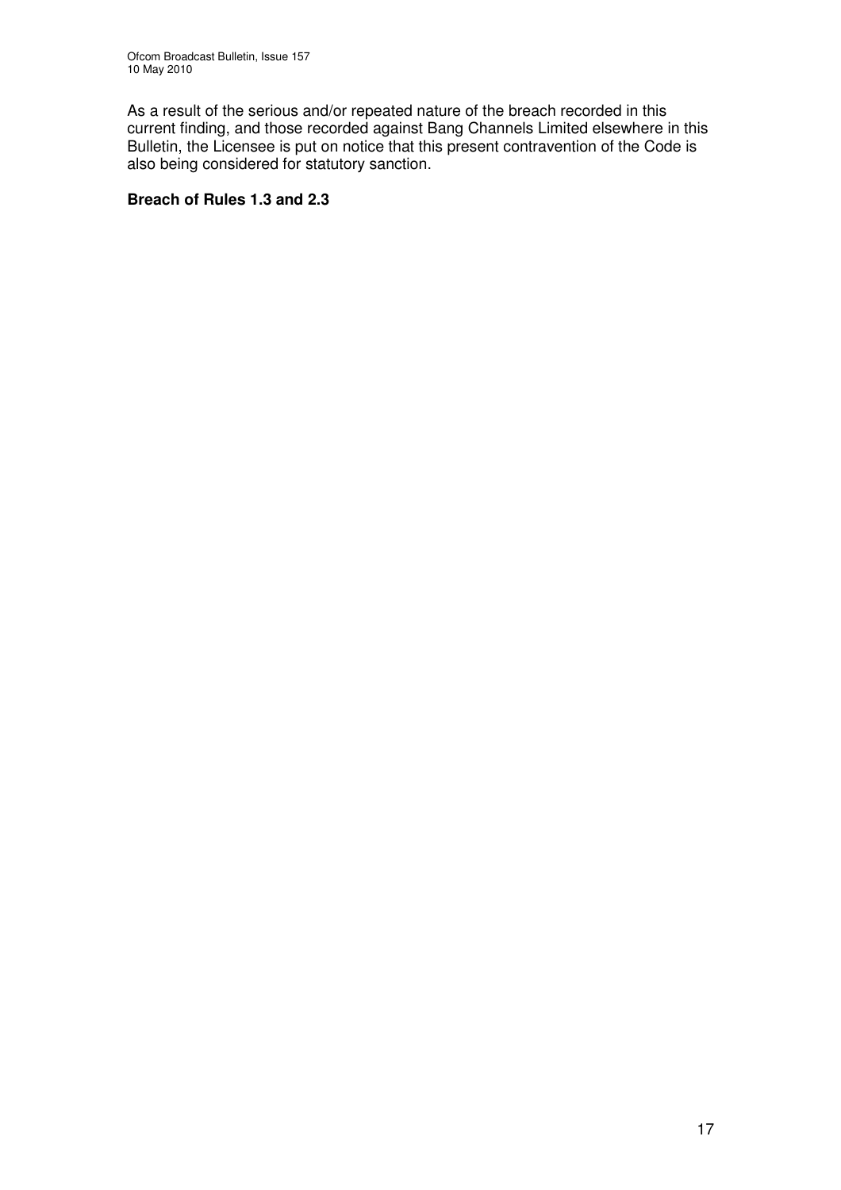As a result of the serious and/or repeated nature of the breach recorded in this current finding, and those recorded against Bang Channels Limited elsewhere in this Bulletin, the Licensee is put on notice that this present contravention of the Code is also being considered for statutory sanction.

**Breach of Rules 1.3 and 2.3**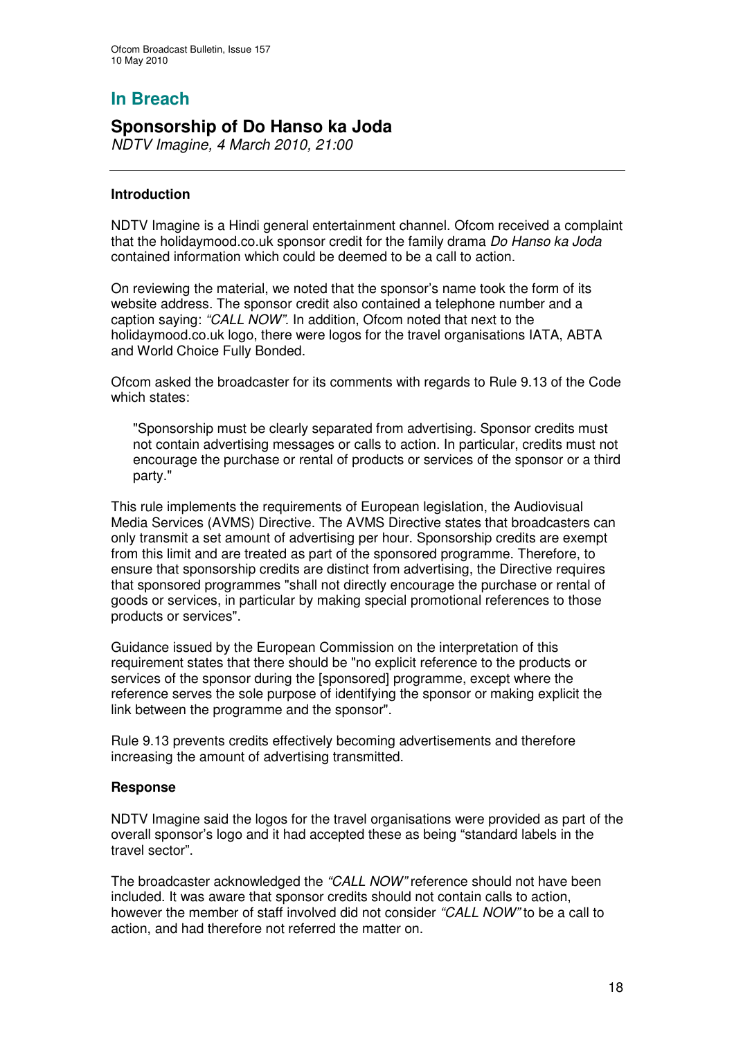## In Breach

# Sponsorship of Do Hanso ka Joda

*NDTV Imagine, 4 March 2010, 21:00*

---

### Introduction

NDTV Imagine is a Hindi general entertainment channel. Ofcom received a complaint that the holidaymood.co.uk sponsor credit for the family drama *Do Hanso ka Joda* contained information which could be deemed to be a call to action.

On reviewing the material, we noted that the sponsor's name took the form of its website address. The sponsor credit also contained a telephone number and a caption saying: *"CALL NOW".* In addition, Ofcom noted that next to the holidaymood.co.uk logo, there were logos for the travel organisations IATA, ABTA and World Choice Fully Bonded.

Ofcom asked the broadcaster for its comments with regards to Rule 9.13 of the Code which states:

> "Sponsorship must be clearly separated from advertising. Sponsor credits must not contain advertising messages or calls to action. In particular, credits must not encourage the purchase or rental of products or services of the sponsor or a third party."

This rule implements the requirements of European legislation, the Audiovisual Media Services (AVMS) Directive. The AVMS Directive states that broadcasters can only transmit a set amount of advertising per hour. Sponsorship credits are exempt from this limit and are treated as part of the sponsored programme. Therefore, to ensure that sponsorship credits are distinct from advertising, the Directive requires that sponsored programmes "shall not directly encourage the purchase or rental of goods or services, in particular by making special promotional references to those products or services".

Guidance issued by the European Commission on the interpretation of this requirement states that there should be "no explicit reference to the products or services of the sponsor during the [sponsored] programme, except where the reference serves the sole purpose of identifying the sponsor or making explicit the link between the programme and the sponsor".

Rule 9.13 prevents credits effectively becoming advertisements and therefore increasing the amount of advertising transmitted.

### Response

NDTV Imagine said the logos for the travel organisations were provided as part of the overall sponsor's logo and it had accepted these as being "standard labels in the travel sector".

The broadcaster acknowledged the *"CALL NOW"* reference should not have been included. It was aware that sponsor credits should not contain calls to action, however the member of staff involved did not consider *"CALL NOW"* to be a call to action, and had therefore not referred the matter on.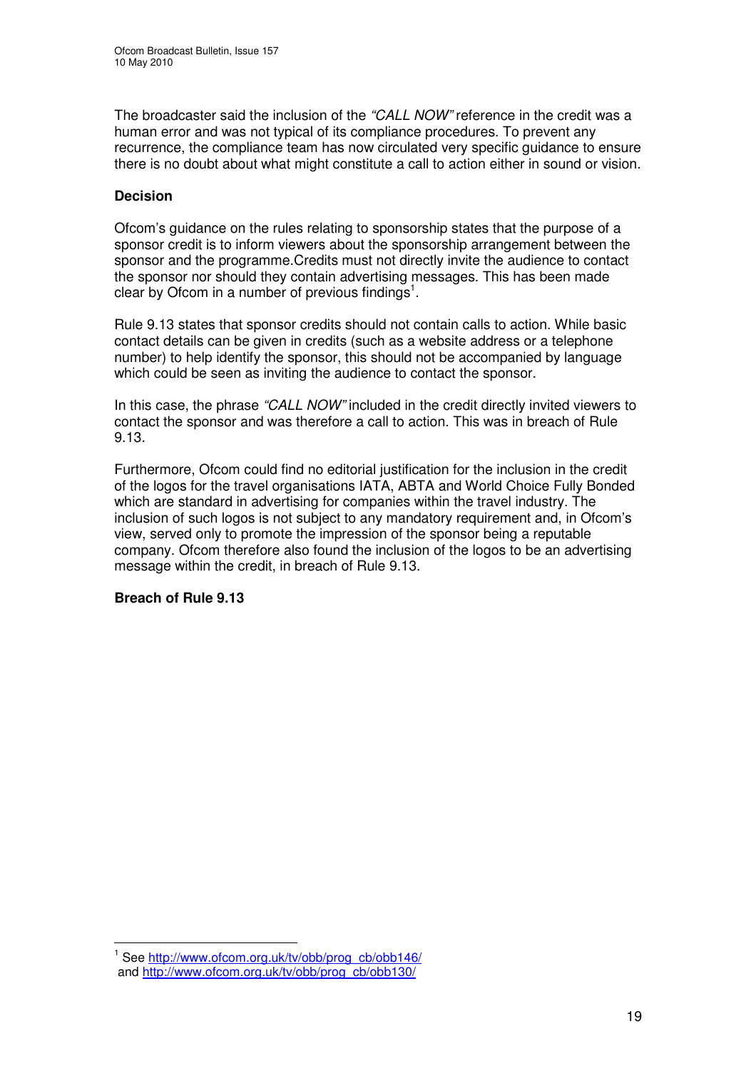The broadcaster said the inclusion of the *"CALL NOW"* reference in the credit was a human error and was not typical of its compliance procedures. To prevent any recurrence, the compliance team has now circulated very specific guidance to ensure there is no doubt about what might constitute a call to action either in sound or vision.

**Decision**

Ofcom's guidance on the rules relating to sponsorship states that the purpose of a sponsor credit is to inform viewers about the sponsorship arrangement between the sponsor and the programme.Credits must not directly invite the audience to contact the sponsor nor should they contain advertising messages. This has been made clear by Ofcom in a number of previous findings[1].

Rule 9.13 states that sponsor credits should not contain calls to action. While basic contact details can be given in credits (such as a website address or a telephone number) to help identify the sponsor, this should not be accompanied by language which could be seen as inviting the audience to contact the sponsor.

In this case, the phrase *"CALL NOW"* included in the credit directly invited viewers to contact the sponsor and was therefore a call to action. This was in breach of Rule 9.13.

Furthermore, Ofcom could find no editorial justification for the inclusion in the credit of the logos for the travel organisations IATA, ABTA and World Choice Fully Bonded which are standard in advertising for companies within the travel industry. The inclusion of such logos is not subject to any mandatory requirement and, in Ofcom's view, served only to promote the impression of the sponsor being a reputable company. Ofcom therefore also found the inclusion of the logos to be an advertising message within the credit, in breach of Rule 9.13.

**Breach of Rule 9.13**

---

[1] See http://www.ofcom.org.uk/tv/obb/prog_cb/obb146/ and http://www.ofcom.org.uk/tv/obb/prog_cb/obb130/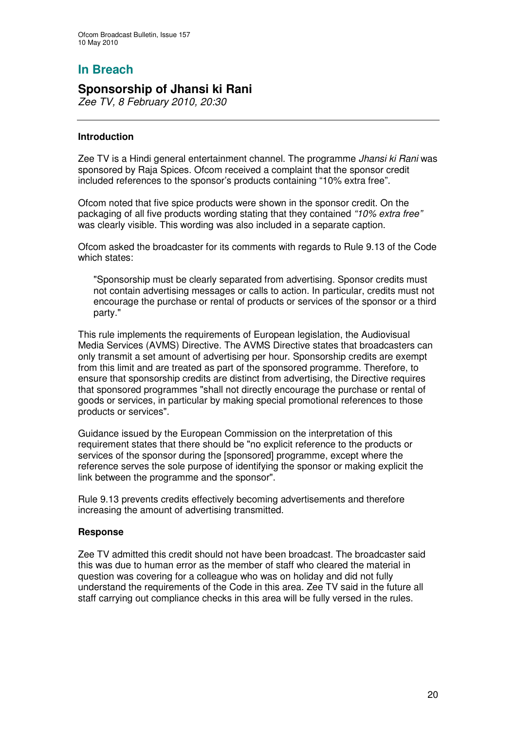## In Breach

# Sponsorship of Jhansi ki Rani

*Zee TV, 8 February 2010, 20:30*

---

### Introduction

Zee TV is a Hindi general entertainment channel. The programme *Jhansi ki Rani* was sponsored by Raja Spices. Ofcom received a complaint that the sponsor credit included references to the sponsor's products containing "10% extra free".

Ofcom noted that five spice products were shown in the sponsor credit. On the packaging of all five products wording stating that they contained *"10% extra free"* was clearly visible. This wording was also included in a separate caption.

Ofcom asked the broadcaster for its comments with regards to Rule 9.13 of the Code which states:

> "Sponsorship must be clearly separated from advertising. Sponsor credits must not contain advertising messages or calls to action. In particular, credits must not encourage the purchase or rental of products or services of the sponsor or a third party."

This rule implements the requirements of European legislation, the Audiovisual Media Services (AVMS) Directive. The AVMS Directive states that broadcasters can only transmit a set amount of advertising per hour. Sponsorship credits are exempt from this limit and are treated as part of the sponsored programme. Therefore, to ensure that sponsorship credits are distinct from advertising, the Directive requires that sponsored programmes "shall not directly encourage the purchase or rental of goods or services, in particular by making special promotional references to those products or services".

Guidance issued by the European Commission on the interpretation of this requirement states that there should be "no explicit reference to the products or services of the sponsor during the [sponsored] programme, except where the reference serves the sole purpose of identifying the sponsor or making explicit the link between the programme and the sponsor".

Rule 9.13 prevents credits effectively becoming advertisements and therefore increasing the amount of advertising transmitted.

### Response

Zee TV admitted this credit should not have been broadcast. The broadcaster said this was due to human error as the member of staff who cleared the material in question was covering for a colleague who was on holiday and did not fully understand the requirements of the Code in this area. Zee TV said in the future all staff carrying out compliance checks in this area will be fully versed in the rules.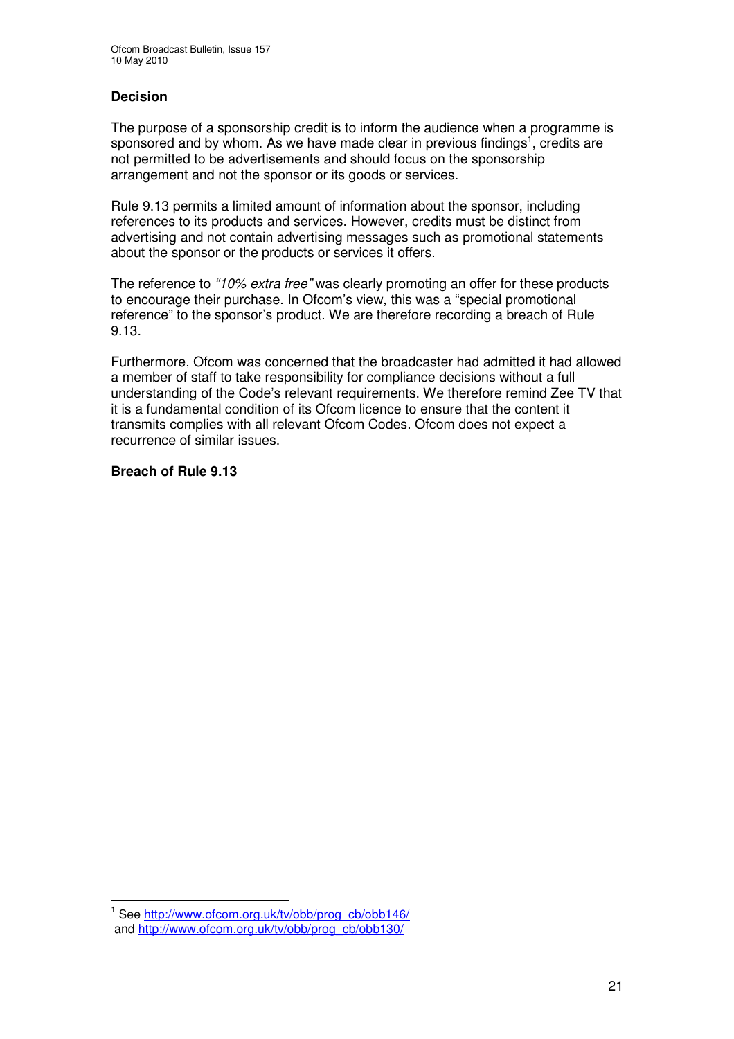### Decision

The purpose of a sponsorship credit is to inform the audience when a programme is sponsored and by whom. As we have made clear in previous findings[1], credits are not permitted to be advertisements and should focus on the sponsorship arrangement and not the sponsor or its goods or services.

Rule 9.13 permits a limited amount of information about the sponsor, including references to its products and services. However, credits must be distinct from advertising and not contain advertising messages such as promotional statements about the sponsor or the products or services it offers.

The reference to *"10% extra free"* was clearly promoting an offer for these products to encourage their purchase. In Ofcom's view, this was a "special promotional reference" to the sponsor's product. We are therefore recording a breach of Rule 9.13.

Furthermore, Ofcom was concerned that the broadcaster had admitted it had allowed a member of staff to take responsibility for compliance decisions without a full understanding of the Code's relevant requirements. We therefore remind Zee TV that it is a fundamental condition of its Ofcom licence to ensure that the content it transmits complies with all relevant Ofcom Codes. Ofcom does not expect a recurrence of similar issues.

**Breach of Rule 9.13**

---

[1] See http://www.ofcom.org.uk/tv/obb/prog_cb/obb146/ and http://www.ofcom.org.uk/tv/obb/prog_cb/obb130/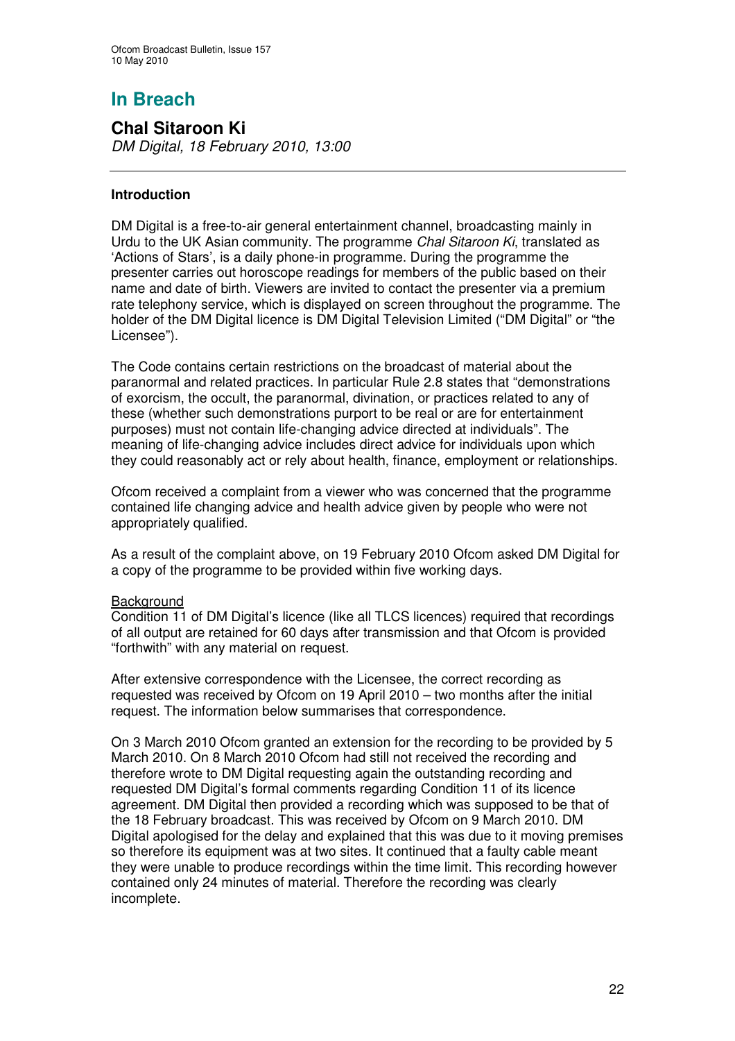# In Breach

## Chal Sitaroon Ki

*DM Digital, 18 February 2010, 13:00*

---

**Introduction**

DM Digital is a free-to-air general entertainment channel, broadcasting mainly in Urdu to the UK Asian community. The programme *Chal Sitaroon Ki*, translated as 'Actions of Stars', is a daily phone-in programme. During the programme the presenter carries out horoscope readings for members of the public based on their name and date of birth. Viewers are invited to contact the presenter via a premium rate telephony service, which is displayed on screen throughout the programme. The holder of the DM Digital licence is DM Digital Television Limited ("DM Digital" or "the Licensee").

The Code contains certain restrictions on the broadcast of material about the paranormal and related practices. In particular Rule 2.8 states that "demonstrations of exorcism, the occult, the paranormal, divination, or practices related to any of these (whether such demonstrations purport to be real or are for entertainment purposes) must not contain life-changing advice directed at individuals". The meaning of life-changing advice includes direct advice for individuals upon which they could reasonably act or rely about health, finance, employment or relationships.

Ofcom received a complaint from a viewer who was concerned that the programme contained life changing advice and health advice given by people who were not appropriately qualified.

As a result of the complaint above, on 19 February 2010 Ofcom asked DM Digital for a copy of the programme to be provided within five working days.

Background

Condition 11 of DM Digital's licence (like all TLCS licences) required that recordings of all output are retained for 60 days after transmission and that Ofcom is provided "forthwith" with any material on request.

After extensive correspondence with the Licensee, the correct recording as requested was received by Ofcom on 19 April 2010 – two months after the initial request. The information below summarises that correspondence.

On 3 March 2010 Ofcom granted an extension for the recording to be provided by 5 March 2010. On 8 March 2010 Ofcom had still not received the recording and therefore wrote to DM Digital requesting again the outstanding recording and requested DM Digital's formal comments regarding Condition 11 of its licence agreement. DM Digital then provided a recording which was supposed to be that of the 18 February broadcast. This was received by Ofcom on 9 March 2010. DM Digital apologised for the delay and explained that this was due to it moving premises so therefore its equipment was at two sites. It continued that a faulty cable meant they were unable to produce recordings within the time limit. This recording however contained only 24 minutes of material. Therefore the recording was clearly incomplete.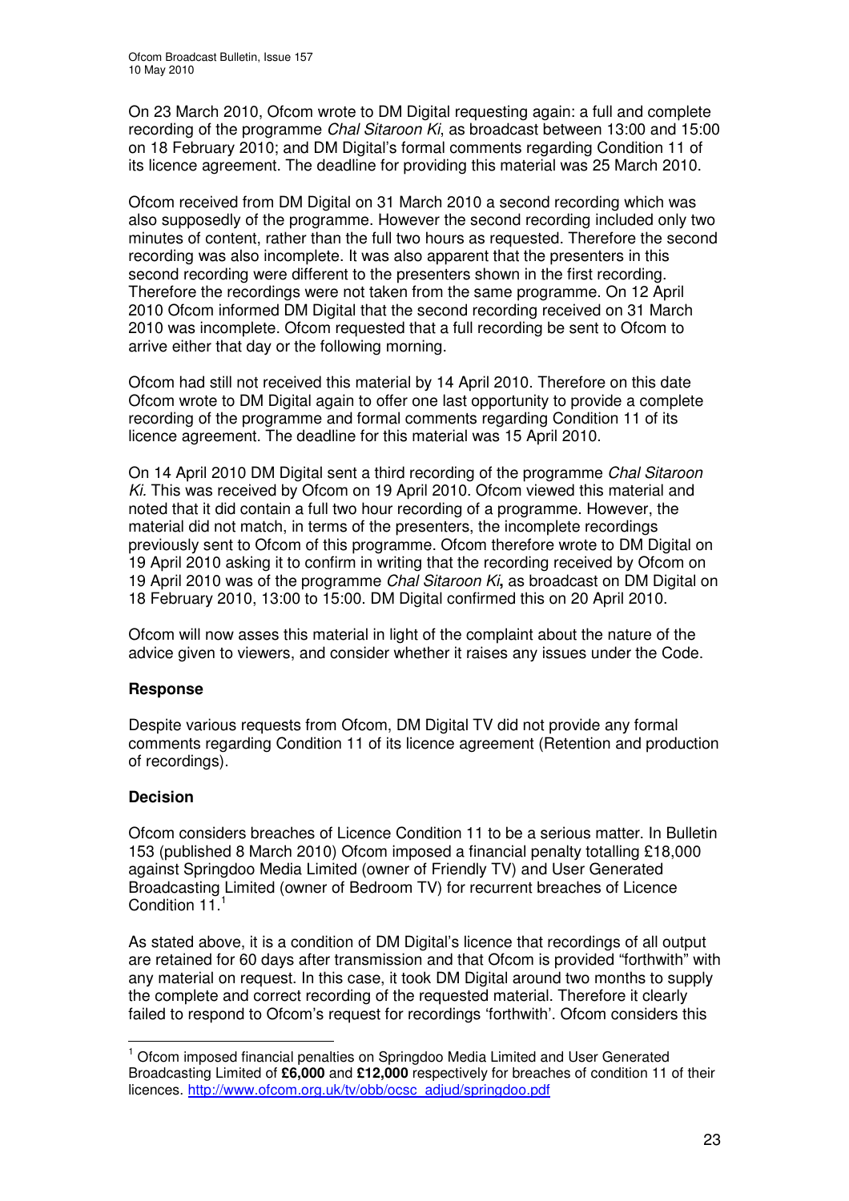On 23 March 2010, Ofcom wrote to DM Digital requesting again: a full and complete recording of the programme *Chal Sitaroon Ki*, as broadcast between 13:00 and 15:00 on 18 February 2010; and DM Digital's formal comments regarding Condition 11 of its licence agreement. The deadline for providing this material was 25 March 2010.

Ofcom received from DM Digital on 31 March 2010 a second recording which was also supposedly of the programme. However the second recording included only two minutes of content, rather than the full two hours as requested. Therefore the second recording was also incomplete. It was also apparent that the presenters in this second recording were different to the presenters shown in the first recording. Therefore the recordings were not taken from the same programme. On 12 April 2010 Ofcom informed DM Digital that the second recording received on 31 March 2010 was incomplete. Ofcom requested that a full recording be sent to Ofcom to arrive either that day or the following morning.

Ofcom had still not received this material by 14 April 2010. Therefore on this date Ofcom wrote to DM Digital again to offer one last opportunity to provide a complete recording of the programme and formal comments regarding Condition 11 of its licence agreement. The deadline for this material was 15 April 2010.

On 14 April 2010 DM Digital sent a third recording of the programme *Chal Sitaroon Ki*. This was received by Ofcom on 19 April 2010. Ofcom viewed this material and noted that it did contain a full two hour recording of a programme. However, the material did not match, in terms of the presenters, the incomplete recordings previously sent to Ofcom of this programme. Ofcom therefore wrote to DM Digital on 19 April 2010 asking it to confirm in writing that the recording received by Ofcom on 19 April 2010 was of the programme *Chal Sitaroon Ki*, as broadcast on DM Digital on 18 February 2010, 13:00 to 15:00. DM Digital confirmed this on 20 April 2010.

Ofcom will now asses this material in light of the complaint about the nature of the advice given to viewers, and consider whether it raises any issues under the Code.

### Response

Despite various requests from Ofcom, DM Digital TV did not provide any formal comments regarding Condition 11 of its licence agreement (Retention and production of recordings).

### Decision

Ofcom considers breaches of Licence Condition 11 to be a serious matter. In Bulletin 153 (published 8 March 2010) Ofcom imposed a financial penalty totalling £18,000 against Springdoo Media Limited (owner of Friendly TV) and User Generated Broadcasting Limited (owner of Bedroom TV) for recurrent breaches of Licence Condition 11.[1]

As stated above, it is a condition of DM Digital's licence that recordings of all output are retained for 60 days after transmission and that Ofcom is provided "forthwith" with any material on request. In this case, it took DM Digital around two months to supply the complete and correct recording of the requested material. Therefore it clearly failed to respond to Ofcom's request for recordings 'forthwith'. Ofcom considers this

---

[1] Ofcom imposed financial penalties on Springdoo Media Limited and User Generated Broadcasting Limited of **£6,000** and **£12,000** respectively for breaches of condition 11 of their licences. http://www.ofcom.org.uk/tv/obb/ocsc_adjud/springdoo.pdf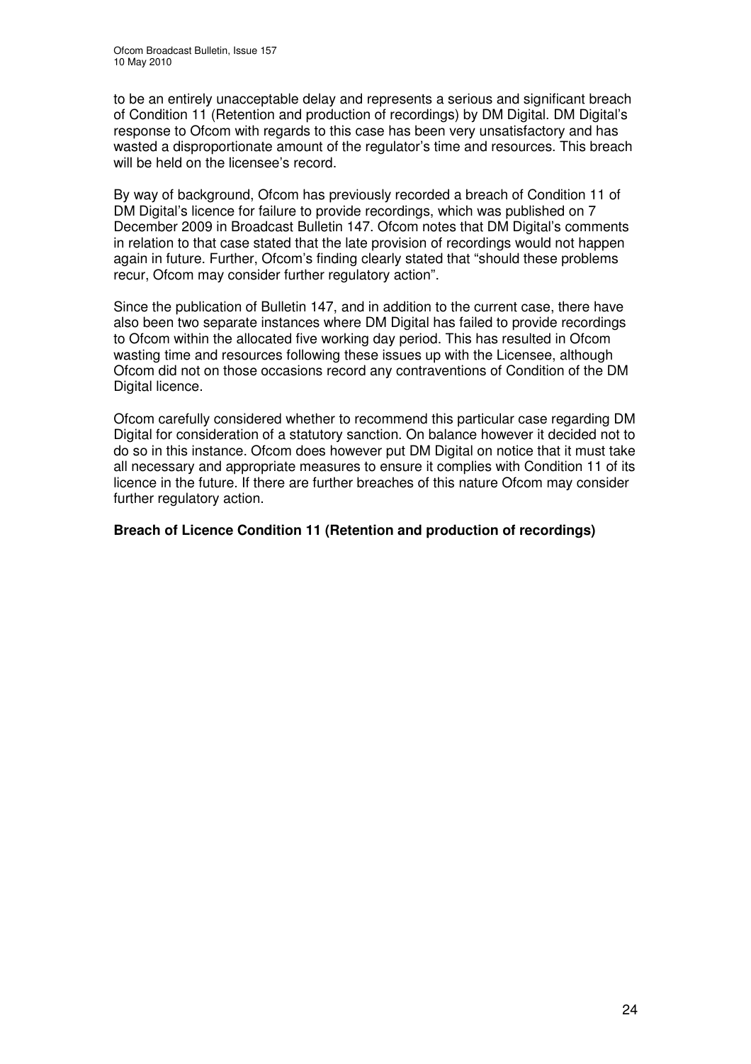to be an entirely unacceptable delay and represents a serious and significant breach of Condition 11 (Retention and production of recordings) by DM Digital. DM Digital's response to Ofcom with regards to this case has been very unsatisfactory and has wasted a disproportionate amount of the regulator's time and resources. This breach will be held on the licensee's record.

By way of background, Ofcom has previously recorded a breach of Condition 11 of DM Digital's licence for failure to provide recordings, which was published on 7 December 2009 in Broadcast Bulletin 147. Ofcom notes that DM Digital's comments in relation to that case stated that the late provision of recordings would not happen again in future. Further, Ofcom's finding clearly stated that "should these problems recur, Ofcom may consider further regulatory action".

Since the publication of Bulletin 147, and in addition to the current case, there have also been two separate instances where DM Digital has failed to provide recordings to Ofcom within the allocated five working day period. This has resulted in Ofcom wasting time and resources following these issues up with the Licensee, although Ofcom did not on those occasions record any contraventions of Condition of the DM Digital licence.

Ofcom carefully considered whether to recommend this particular case regarding DM Digital for consideration of a statutory sanction. On balance however it decided not to do so in this instance. Ofcom does however put DM Digital on notice that it must take all necessary and appropriate measures to ensure it complies with Condition 11 of its licence in the future. If there are further breaches of this nature Ofcom may consider further regulatory action.

**Breach of Licence Condition 11 (Retention and production of recordings)**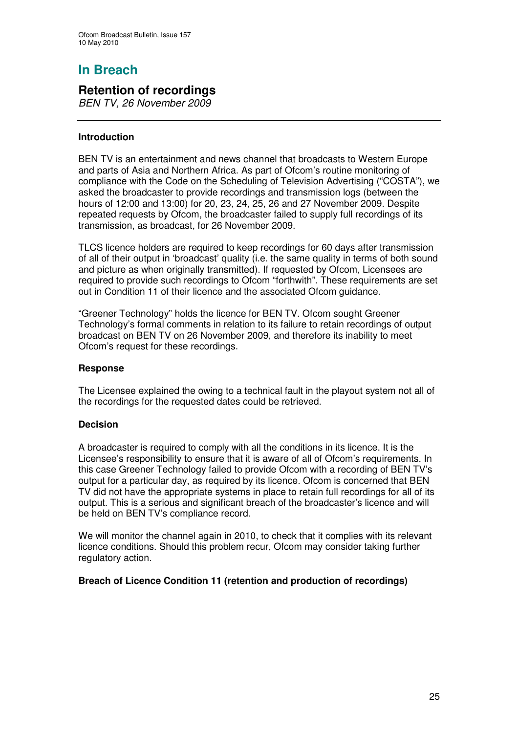# In Breach

## Retention of recordings

*BEN TV, 26 November 2009*

---

### Introduction

BEN TV is an entertainment and news channel that broadcasts to Western Europe and parts of Asia and Northern Africa. As part of Ofcom's routine monitoring of compliance with the Code on the Scheduling of Television Advertising ("COSTA"), we asked the broadcaster to provide recordings and transmission logs (between the hours of 12:00 and 13:00) for 20, 23, 24, 25, 26 and 27 November 2009. Despite repeated requests by Ofcom, the broadcaster failed to supply full recordings of its transmission, as broadcast, for 26 November 2009.

TLCS licence holders are required to keep recordings for 60 days after transmission of all of their output in 'broadcast' quality (i.e. the same quality in terms of both sound and picture as when originally transmitted). If requested by Ofcom, Licensees are required to provide such recordings to Ofcom "forthwith". These requirements are set out in Condition 11 of their licence and the associated Ofcom guidance.

"Greener Technology" holds the licence for BEN TV. Ofcom sought Greener Technology's formal comments in relation to its failure to retain recordings of output broadcast on BEN TV on 26 November 2009, and therefore its inability to meet Ofcom's request for these recordings.

### Response

The Licensee explained the owing to a technical fault in the playout system not all of the recordings for the requested dates could be retrieved.

### Decision

A broadcaster is required to comply with all the conditions in its licence. It is the Licensee's responsibility to ensure that it is aware of all of Ofcom's requirements. In this case Greener Technology failed to provide Ofcom with a recording of BEN TV's output for a particular day, as required by its licence. Ofcom is concerned that BEN TV did not have the appropriate systems in place to retain full recordings for all of its output. This is a serious and significant breach of the broadcaster's licence and will be held on BEN TV's compliance record.

We will monitor the channel again in 2010, to check that it complies with its relevant licence conditions. Should this problem recur, Ofcom may consider taking further regulatory action.

**Breach of Licence Condition 11 (retention and production of recordings)**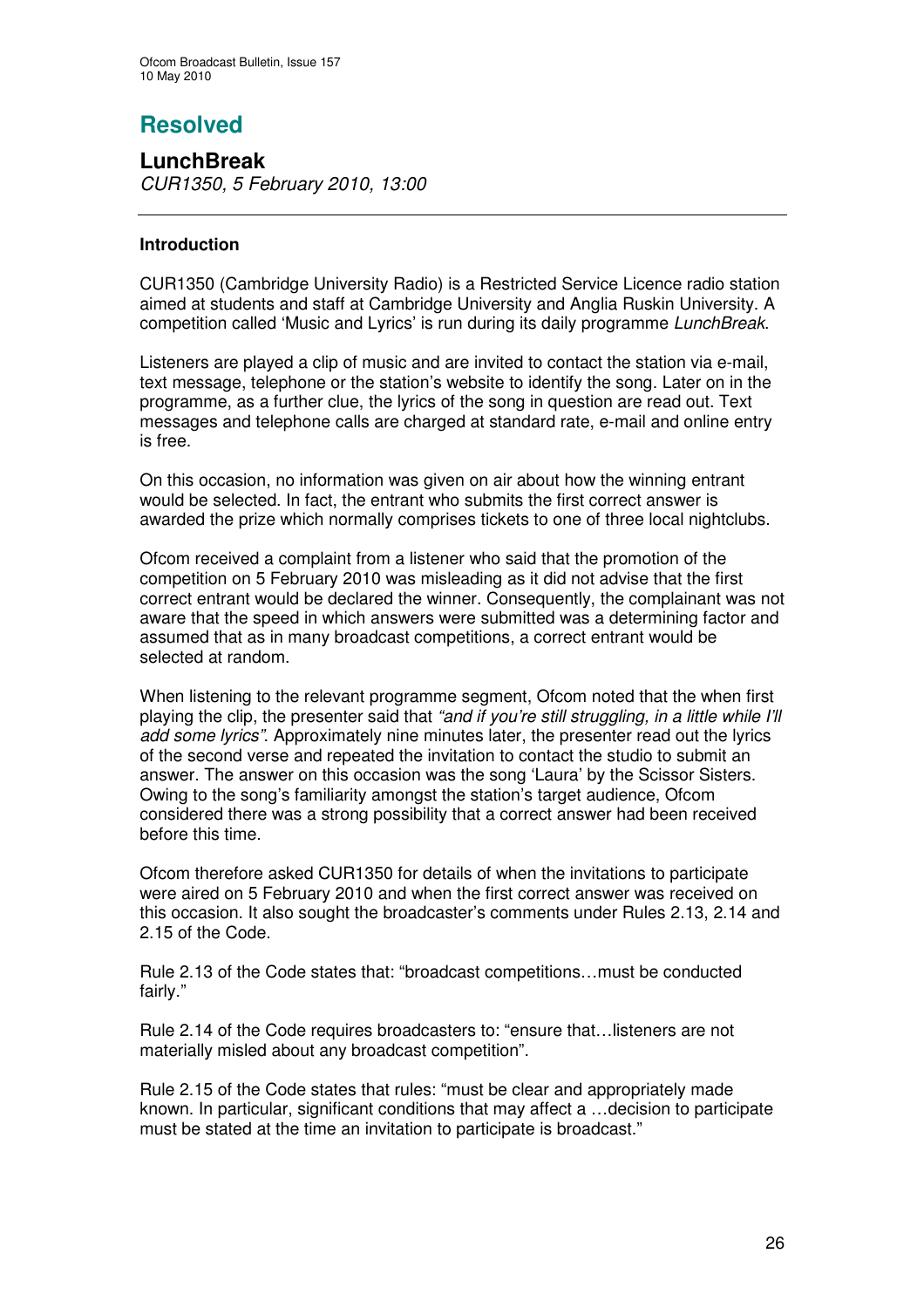# Resolved

## LunchBreak

*CUR1350, 5 February 2010, 13:00*

---

### Introduction

CUR1350 (Cambridge University Radio) is a Restricted Service Licence radio station aimed at students and staff at Cambridge University and Anglia Ruskin University. A competition called 'Music and Lyrics' is run during its daily programme *LunchBreak*.

Listeners are played a clip of music and are invited to contact the station via e-mail, text message, telephone or the station's website to identify the song. Later on in the programme, as a further clue, the lyrics of the song in question are read out. Text messages and telephone calls are charged at standard rate, e-mail and online entry is free.

On this occasion, no information was given on air about how the winning entrant would be selected. In fact, the entrant who submits the first correct answer is awarded the prize which normally comprises tickets to one of three local nightclubs.

Ofcom received a complaint from a listener who said that the promotion of the competition on 5 February 2010 was misleading as it did not advise that the first correct entrant would be declared the winner. Consequently, the complainant was not aware that the speed in which answers were submitted was a determining factor and assumed that as in many broadcast competitions, a correct entrant would be selected at random.

When listening to the relevant programme segment, Ofcom noted that the when first playing the clip, the presenter said that *"and if you're still struggling, in a little while I'll add some lyrics"*. Approximately nine minutes later, the presenter read out the lyrics of the second verse and repeated the invitation to contact the studio to submit an answer. The answer on this occasion was the song 'Laura' by the Scissor Sisters. Owing to the song's familiarity amongst the station's target audience, Ofcom considered there was a strong possibility that a correct answer had been received before this time.

Ofcom therefore asked CUR1350 for details of when the invitations to participate were aired on 5 February 2010 and when the first correct answer was received on this occasion. It also sought the broadcaster's comments under Rules 2.13, 2.14 and 2.15 of the Code.

Rule 2.13 of the Code states that: "broadcast competitions…must be conducted fairly."

Rule 2.14 of the Code requires broadcasters to: "ensure that…listeners are not materially misled about any broadcast competition".

Rule 2.15 of the Code states that rules: "must be clear and appropriately made known. In particular, significant conditions that may affect a …decision to participate must be stated at the time an invitation to participate is broadcast."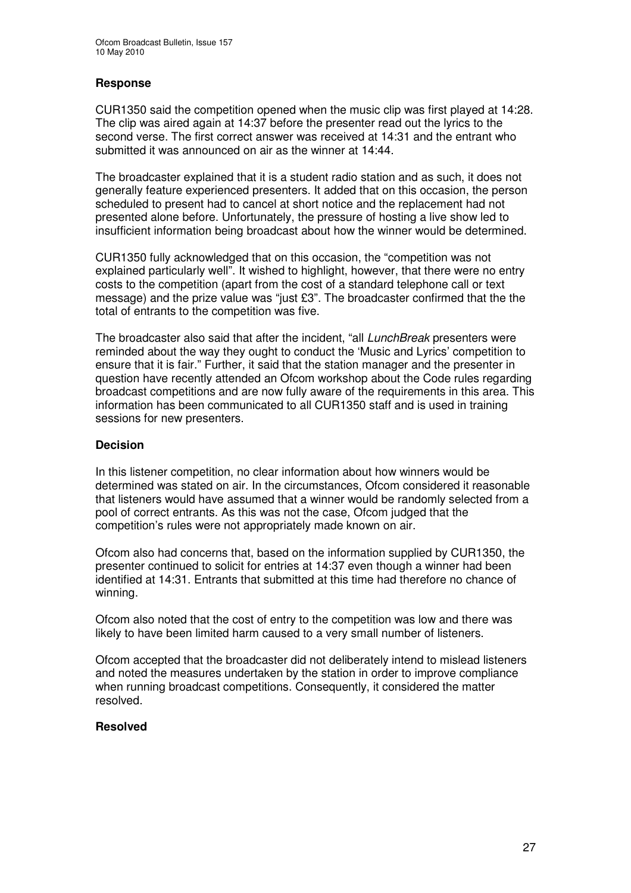### Response

CUR1350 said the competition opened when the music clip was first played at 14:28. The clip was aired again at 14:37 before the presenter read out the lyrics to the second verse. The first correct answer was received at 14:31 and the entrant who submitted it was announced on air as the winner at 14:44.

The broadcaster explained that it is a student radio station and as such, it does not generally feature experienced presenters. It added that on this occasion, the person scheduled to present had to cancel at short notice and the replacement had not presented alone before. Unfortunately, the pressure of hosting a live show led to insufficient information being broadcast about how the winner would be determined.

CUR1350 fully acknowledged that on this occasion, the "competition was not explained particularly well". It wished to highlight, however, that there were no entry costs to the competition (apart from the cost of a standard telephone call or text message) and the prize value was "just £3". The broadcaster confirmed that the the total of entrants to the competition was five.

The broadcaster also said that after the incident, "all *LunchBreak* presenters were reminded about the way they ought to conduct the 'Music and Lyrics' competition to ensure that it is fair." Further, it said that the station manager and the presenter in question have recently attended an Ofcom workshop about the Code rules regarding broadcast competitions and are now fully aware of the requirements in this area. This information has been communicated to all CUR1350 staff and is used in training sessions for new presenters.

### Decision

In this listener competition, no clear information about how winners would be determined was stated on air. In the circumstances, Ofcom considered it reasonable that listeners would have assumed that a winner would be randomly selected from a pool of correct entrants. As this was not the case, Ofcom judged that the competition's rules were not appropriately made known on air.

Ofcom also had concerns that, based on the information supplied by CUR1350, the presenter continued to solicit for entries at 14:37 even though a winner had been identified at 14:31. Entrants that submitted at this time had therefore no chance of winning.

Ofcom also noted that the cost of entry to the competition was low and there was likely to have been limited harm caused to a very small number of listeners.

Ofcom accepted that the broadcaster did not deliberately intend to mislead listeners and noted the measures undertaken by the station in order to improve compliance when running broadcast competitions. Consequently, it considered the matter resolved.

### Resolved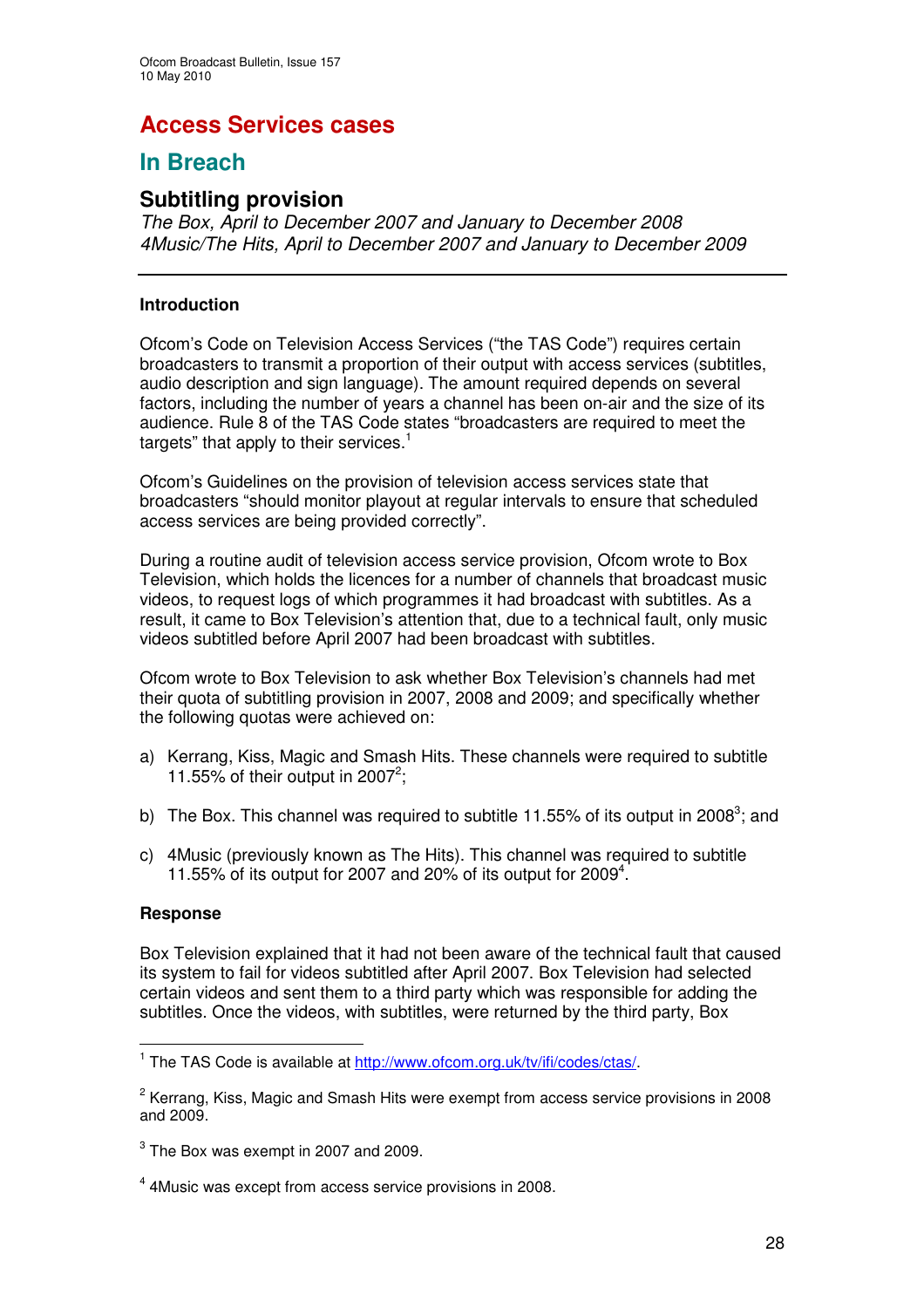# Access Services cases

## In Breach

### Subtitling provision

*The Box, April to December 2007 and January to December 2008*
*4Music/The Hits, April to December 2007 and January to December 2009*

---

**Introduction**

Ofcom's Code on Television Access Services ("the TAS Code") requires certain broadcasters to transmit a proportion of their output with access services (subtitles, audio description and sign language). The amount required depends on several factors, including the number of years a channel has been on-air and the size of its audience. Rule 8 of the TAS Code states "broadcasters are required to meet the targets" that apply to their services.[1]

Ofcom's Guidelines on the provision of television access services state that broadcasters "should monitor playout at regular intervals to ensure that scheduled access services are being provided correctly".

During a routine audit of television access service provision, Ofcom wrote to Box Television, which holds the licences for a number of channels that broadcast music videos, to request logs of which programmes it had broadcast with subtitles. As a result, it came to Box Television's attention that, due to a technical fault, only music videos subtitled before April 2007 had been broadcast with subtitles.

Ofcom wrote to Box Television to ask whether Box Television's channels had met their quota of subtitling provision in 2007, 2008 and 2009; and specifically whether the following quotas were achieved on:

a) Kerrang, Kiss, Magic and Smash Hits. These channels were required to subtitle 11.55% of their output in 2007[2];

b) The Box. This channel was required to subtitle 11.55% of its output in 2008[3]; and

c) 4Music (previously known as The Hits). This channel was required to subtitle 11.55% of its output for 2007 and 20% of its output for 2009[4].

**Response**

Box Television explained that it had not been aware of the technical fault that caused its system to fail for videos subtitled after April 2007. Box Television had selected certain videos and sent them to a third party which was responsible for adding the subtitles. Once the videos, with subtitles, were returned by the third party, Box

---

[1] The TAS Code is available at http://www.ofcom.org.uk/tv/ifi/codes/ctas/.

[2] Kerrang, Kiss, Magic and Smash Hits were exempt from access service provisions in 2008 and 2009.

[3] The Box was exempt in 2007 and 2009.

[4] 4Music was except from access service provisions in 2008.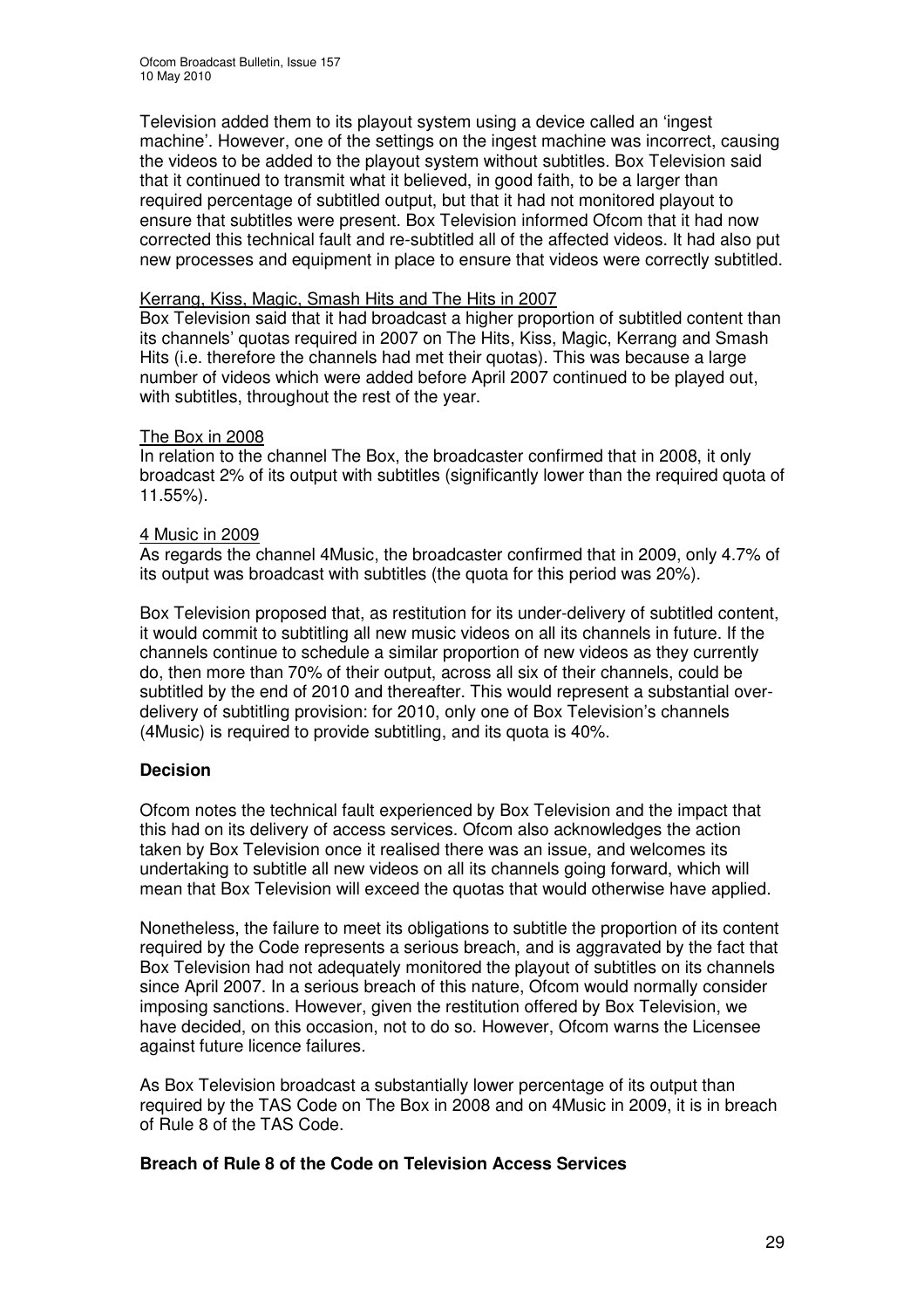Television added them to its playout system using a device called an 'ingest machine'. However, one of the settings on the ingest machine was incorrect, causing the videos to be added to the playout system without subtitles. Box Television said that it continued to transmit what it believed, in good faith, to be a larger than required percentage of subtitled output, but that it had not monitored playout to ensure that subtitles were present. Box Television informed Ofcom that it had now corrected this technical fault and re-subtitled all of the affected videos. It had also put new processes and equipment in place to ensure that videos were correctly subtitled.

Kerrang, Kiss, Magic, Smash Hits and The Hits in 2007

Box Television said that it had broadcast a higher proportion of subtitled content than its channels' quotas required in 2007 on The Hits, Kiss, Magic, Kerrang and Smash Hits (i.e. therefore the channels had met their quotas). This was because a large number of videos which were added before April 2007 continued to be played out, with subtitles, throughout the rest of the year.

The Box in 2008

In relation to the channel The Box, the broadcaster confirmed that in 2008, it only broadcast 2% of its output with subtitles (significantly lower than the required quota of 11.55%).

4 Music in 2009

As regards the channel 4Music, the broadcaster confirmed that in 2009, only 4.7% of its output was broadcast with subtitles (the quota for this period was 20%).

Box Television proposed that, as restitution for its under-delivery of subtitled content, it would commit to subtitling all new music videos on all its channels in future. If the channels continue to schedule a similar proportion of new videos as they currently do, then more than 70% of their output, across all six of their channels, could be subtitled by the end of 2010 and thereafter. This would represent a substantial over-delivery of subtitling provision: for 2010, only one of Box Television's channels (4Music) is required to provide subtitling, and its quota is 40%.

**Decision**

Ofcom notes the technical fault experienced by Box Television and the impact that this had on its delivery of access services. Ofcom also acknowledges the action taken by Box Television once it realised there was an issue, and welcomes its undertaking to subtitle all new videos on all its channels going forward, which will mean that Box Television will exceed the quotas that would otherwise have applied.

Nonetheless, the failure to meet its obligations to subtitle the proportion of its content required by the Code represents a serious breach, and is aggravated by the fact that Box Television had not adequately monitored the playout of subtitles on its channels since April 2007. In a serious breach of this nature, Ofcom would normally consider imposing sanctions. However, given the restitution offered by Box Television, we have decided, on this occasion, not to do so. However, Ofcom warns the Licensee against future licence failures.

As Box Television broadcast a substantially lower percentage of its output than required by the TAS Code on The Box in 2008 and on 4Music in 2009, it is in breach of Rule 8 of the TAS Code.

**Breach of Rule 8 of the Code on Television Access Services**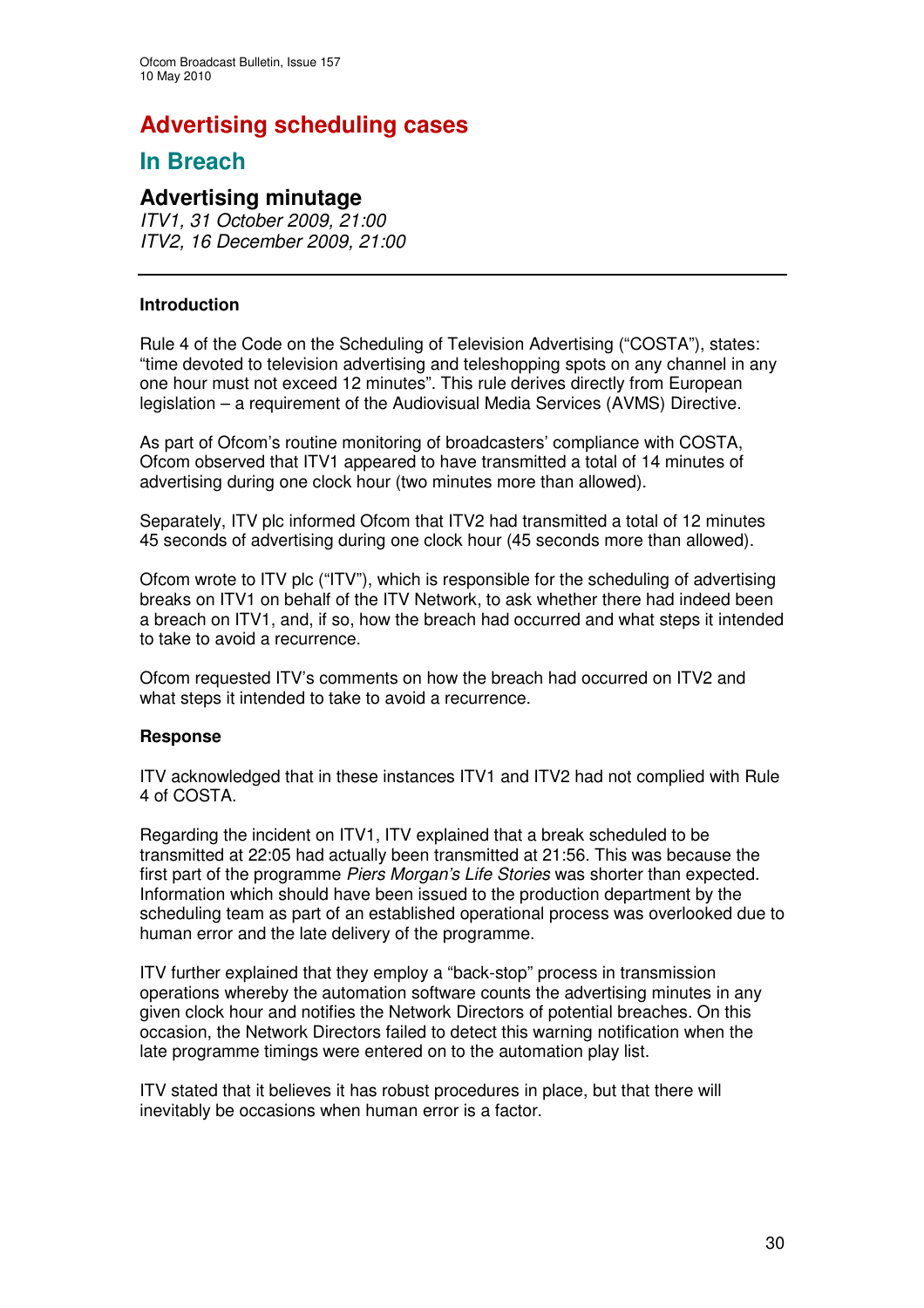# Advertising scheduling cases

## In Breach

### Advertising minutage

*ITV1, 31 October 2009, 21:00*
*ITV2, 16 December 2009, 21:00*

---

**Introduction**

Rule 4 of the Code on the Scheduling of Television Advertising ("COSTA"), states: "time devoted to television advertising and teleshopping spots on any channel in any one hour must not exceed 12 minutes". This rule derives directly from European legislation – a requirement of the Audiovisual Media Services (AVMS) Directive.

As part of Ofcom's routine monitoring of broadcasters' compliance with COSTA, Ofcom observed that ITV1 appeared to have transmitted a total of 14 minutes of advertising during one clock hour (two minutes more than allowed).

Separately, ITV plc informed Ofcom that ITV2 had transmitted a total of 12 minutes 45 seconds of advertising during one clock hour (45 seconds more than allowed).

Ofcom wrote to ITV plc ("ITV"), which is responsible for the scheduling of advertising breaks on ITV1 on behalf of the ITV Network, to ask whether there had indeed been a breach on ITV1, and, if so, how the breach had occurred and what steps it intended to take to avoid a recurrence.

Ofcom requested ITV's comments on how the breach had occurred on ITV2 and what steps it intended to take to avoid a recurrence.

**Response**

ITV acknowledged that in these instances ITV1 and ITV2 had not complied with Rule 4 of COSTA.

Regarding the incident on ITV1, ITV explained that a break scheduled to be transmitted at 22:05 had actually been transmitted at 21:56. This was because the first part of the programme *Piers Morgan's Life Stories* was shorter than expected. Information which should have been issued to the production department by the scheduling team as part of an established operational process was overlooked due to human error and the late delivery of the programme.

ITV further explained that they employ a "back-stop" process in transmission operations whereby the automation software counts the advertising minutes in any given clock hour and notifies the Network Directors of potential breaches. On this occasion, the Network Directors failed to detect this warning notification when the late programme timings were entered on to the automation play list.

ITV stated that it believes it has robust procedures in place, but that there will inevitably be occasions when human error is a factor.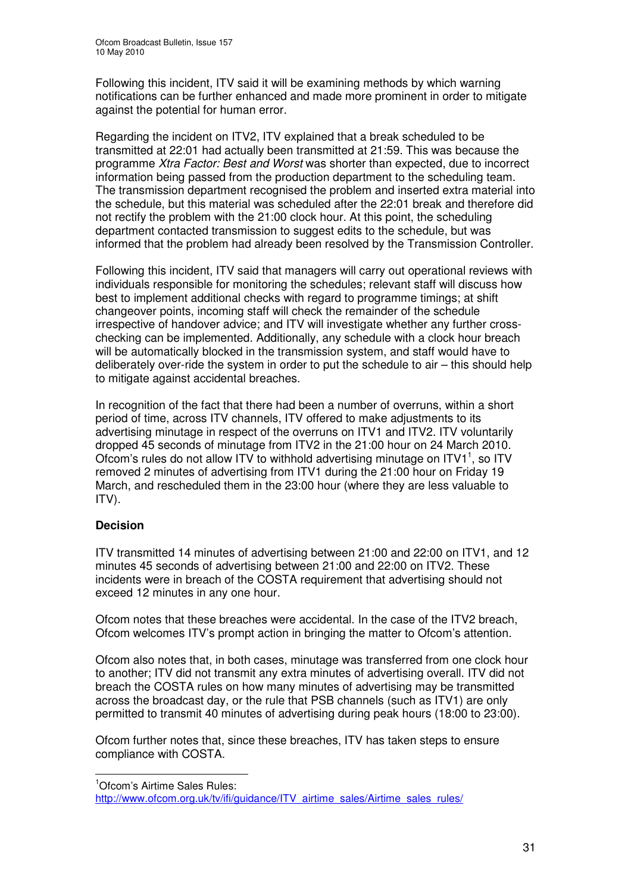Following this incident, ITV said it will be examining methods by which warning notifications can be further enhanced and made more prominent in order to mitigate against the potential for human error.

Regarding the incident on ITV2, ITV explained that a break scheduled to be transmitted at 22:01 had actually been transmitted at 21:59. This was because the programme *Xtra Factor: Best and Worst* was shorter than expected, due to incorrect information being passed from the production department to the scheduling team. The transmission department recognised the problem and inserted extra material into the schedule, but this material was scheduled after the 22:01 break and therefore did not rectify the problem with the 21:00 clock hour. At this point, the scheduling department contacted transmission to suggest edits to the schedule, but was informed that the problem had already been resolved by the Transmission Controller.

Following this incident, ITV said that managers will carry out operational reviews with individuals responsible for monitoring the schedules; relevant staff will discuss how best to implement additional checks with regard to programme timings; at shift changeover points, incoming staff will check the remainder of the schedule irrespective of handover advice; and ITV will investigate whether any further cross-checking can be implemented. Additionally, any schedule with a clock hour breach will be automatically blocked in the transmission system, and staff would have to deliberately over-ride the system in order to put the schedule to air – this should help to mitigate against accidental breaches.

In recognition of the fact that there had been a number of overruns, within a short period of time, across ITV channels, ITV offered to make adjustments to its advertising minutage in respect of the overruns on ITV1 and ITV2. ITV voluntarily dropped 45 seconds of minutage from ITV2 in the 21:00 hour on 24 March 2010. Ofcom's rules do not allow ITV to withhold advertising minutage on ITV1[1], so ITV removed 2 minutes of advertising from ITV1 during the 21:00 hour on Friday 19 March, and rescheduled them in the 23:00 hour (where they are less valuable to ITV).

**Decision**

ITV transmitted 14 minutes of advertising between 21:00 and 22:00 on ITV1, and 12 minutes 45 seconds of advertising between 21:00 and 22:00 on ITV2. These incidents were in breach of the COSTA requirement that advertising should not exceed 12 minutes in any one hour.

Ofcom notes that these breaches were accidental. In the case of the ITV2 breach, Ofcom welcomes ITV's prompt action in bringing the matter to Ofcom's attention.

Ofcom also notes that, in both cases, minutage was transferred from one clock hour to another; ITV did not transmit any extra minutes of advertising overall. ITV did not breach the COSTA rules on how many minutes of advertising may be transmitted across the broadcast day, or the rule that PSB channels (such as ITV1) are only permitted to transmit 40 minutes of advertising during peak hours (18:00 to 23:00).

Ofcom further notes that, since these breaches, ITV has taken steps to ensure compliance with COSTA.

---

[1] Ofcom's Airtime Sales Rules:
http://www.ofcom.org.uk/tv/ifi/guidance/ITV_airtime_sales/Airtime_sales_rules/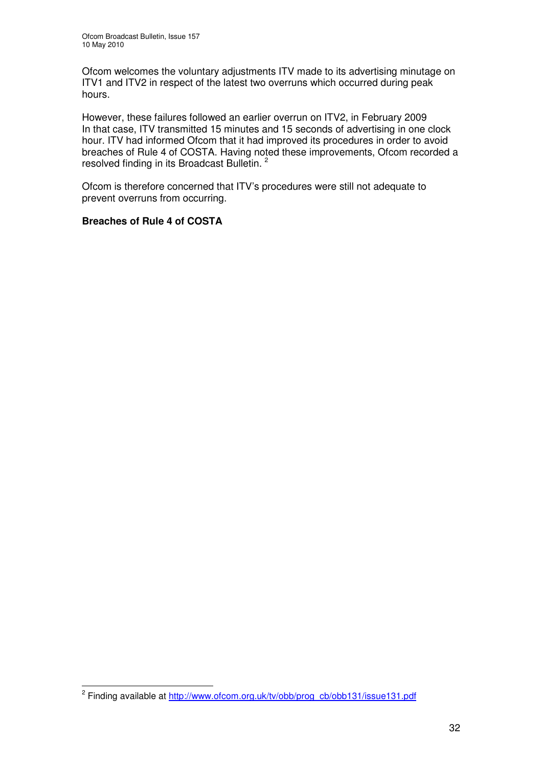Ofcom welcomes the voluntary adjustments ITV made to its advertising minutage on ITV1 and ITV2 in respect of the latest two overruns which occurred during peak hours.

However, these failures followed an earlier overrun on ITV2, in February 2009 In that case, ITV transmitted 15 minutes and 15 seconds of advertising in one clock hour. ITV had informed Ofcom that it had improved its procedures in order to avoid breaches of Rule 4 of COSTA. Having noted these improvements, Ofcom recorded a resolved finding in its Broadcast Bulletin. [2]

Ofcom is therefore concerned that ITV's procedures were still not adequate to prevent overruns from occurring.

**Breaches of Rule 4 of COSTA**

[2] Finding available at http://www.ofcom.org.uk/tv/obb/prog_cb/obb131/issue131.pdf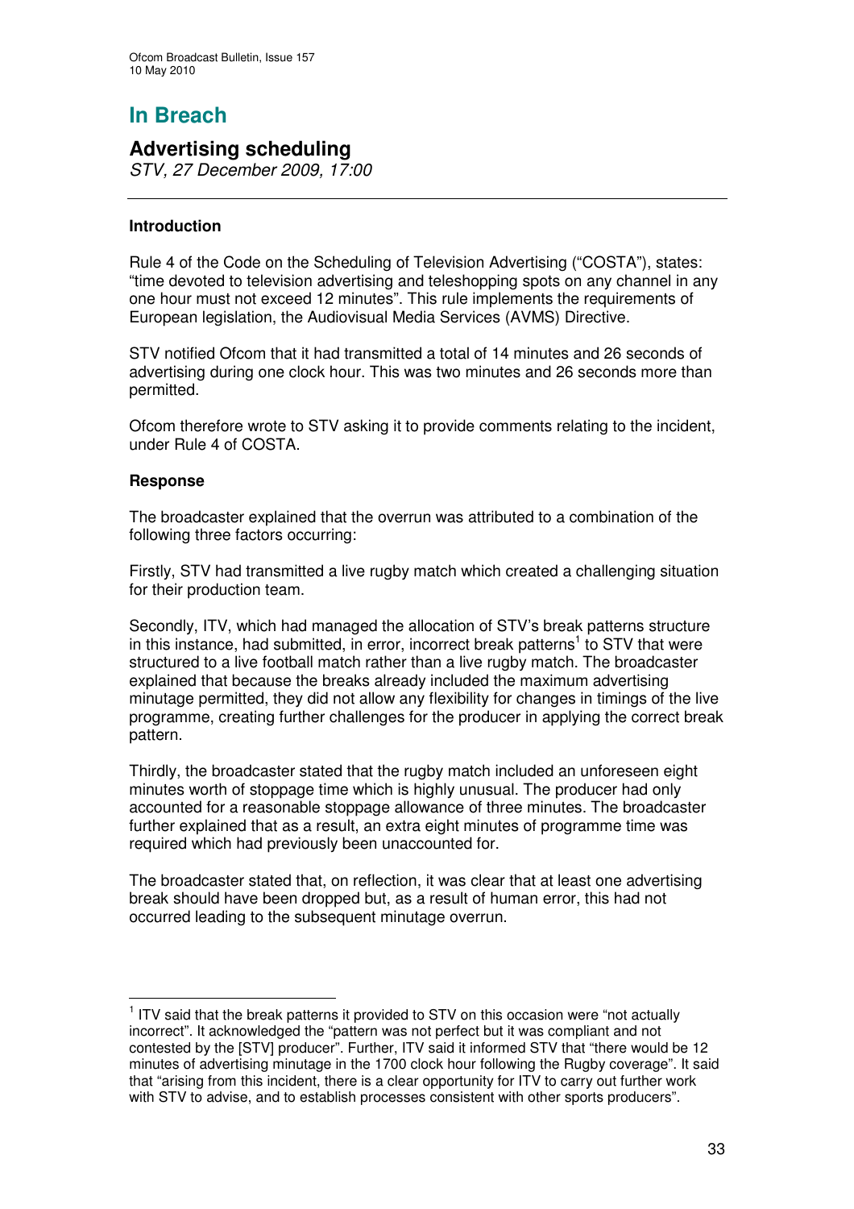# In Breach

## Advertising scheduling

*STV, 27 December 2009, 17:00*

---

### Introduction

Rule 4 of the Code on the Scheduling of Television Advertising ("COSTA"), states: "time devoted to television advertising and teleshopping spots on any channel in any one hour must not exceed 12 minutes". This rule implements the requirements of European legislation, the Audiovisual Media Services (AVMS) Directive.

STV notified Ofcom that it had transmitted a total of 14 minutes and 26 seconds of advertising during one clock hour. This was two minutes and 26 seconds more than permitted.

Ofcom therefore wrote to STV asking it to provide comments relating to the incident, under Rule 4 of COSTA.

### Response

The broadcaster explained that the overrun was attributed to a combination of the following three factors occurring:

Firstly, STV had transmitted a live rugby match which created a challenging situation for their production team.

Secondly, ITV, which had managed the allocation of STV's break patterns structure in this instance, had submitted, in error, incorrect break patterns[1] to STV that were structured to a live football match rather than a live rugby match. The broadcaster explained that because the breaks already included the maximum advertising minutage permitted, they did not allow any flexibility for changes in timings of the live programme, creating further challenges for the producer in applying the correct break pattern.

Thirdly, the broadcaster stated that the rugby match included an unforeseen eight minutes worth of stoppage time which is highly unusual. The producer had only accounted for a reasonable stoppage allowance of three minutes. The broadcaster further explained that as a result, an extra eight minutes of programme time was required which had previously been unaccounted for.

The broadcaster stated that, on reflection, it was clear that at least one advertising break should have been dropped but, as a result of human error, this had not occurred leading to the subsequent minutage overrun.

---

[1] ITV said that the break patterns it provided to STV on this occasion were "not actually incorrect". It acknowledged the "pattern was not perfect but it was compliant and not contested by the [STV] producer". Further, ITV said it informed STV that "there would be 12 minutes of advertising minutage in the 1700 clock hour following the Rugby coverage". It said that "arising from this incident, there is a clear opportunity for ITV to carry out further work with STV to advise, and to establish processes consistent with other sports producers".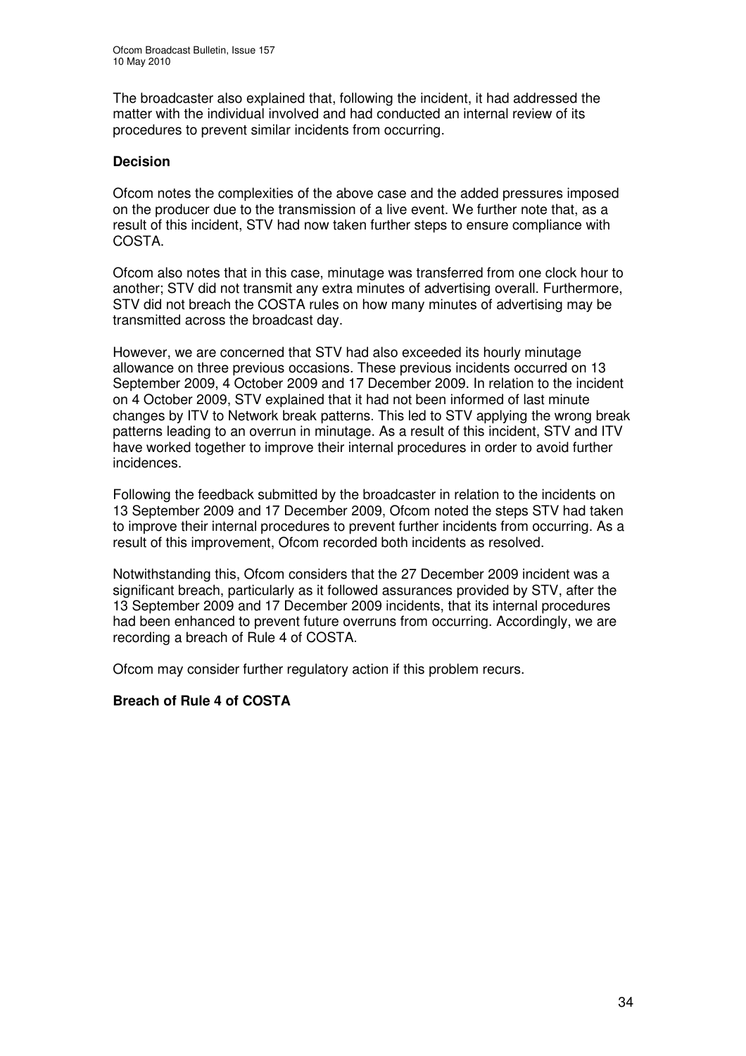The broadcaster also explained that, following the incident, it had addressed the matter with the individual involved and had conducted an internal review of its procedures to prevent similar incidents from occurring.

**Decision**

Ofcom notes the complexities of the above case and the added pressures imposed on the producer due to the transmission of a live event. We further note that, as a result of this incident, STV had now taken further steps to ensure compliance with COSTA.

Ofcom also notes that in this case, minutage was transferred from one clock hour to another; STV did not transmit any extra minutes of advertising overall. Furthermore, STV did not breach the COSTA rules on how many minutes of advertising may be transmitted across the broadcast day.

However, we are concerned that STV had also exceeded its hourly minutage allowance on three previous occasions. These previous incidents occurred on 13 September 2009, 4 October 2009 and 17 December 2009. In relation to the incident on 4 October 2009, STV explained that it had not been informed of last minute changes by ITV to Network break patterns. This led to STV applying the wrong break patterns leading to an overrun in minutage. As a result of this incident, STV and ITV have worked together to improve their internal procedures in order to avoid further incidences.

Following the feedback submitted by the broadcaster in relation to the incidents on 13 September 2009 and 17 December 2009, Ofcom noted the steps STV had taken to improve their internal procedures to prevent further incidents from occurring. As a result of this improvement, Ofcom recorded both incidents as resolved.

Notwithstanding this, Ofcom considers that the 27 December 2009 incident was a significant breach, particularly as it followed assurances provided by STV, after the 13 September 2009 and 17 December 2009 incidents, that its internal procedures had been enhanced to prevent future overruns from occurring. Accordingly, we are recording a breach of Rule 4 of COSTA.

Ofcom may consider further regulatory action if this problem recurs.

**Breach of Rule 4 of COSTA**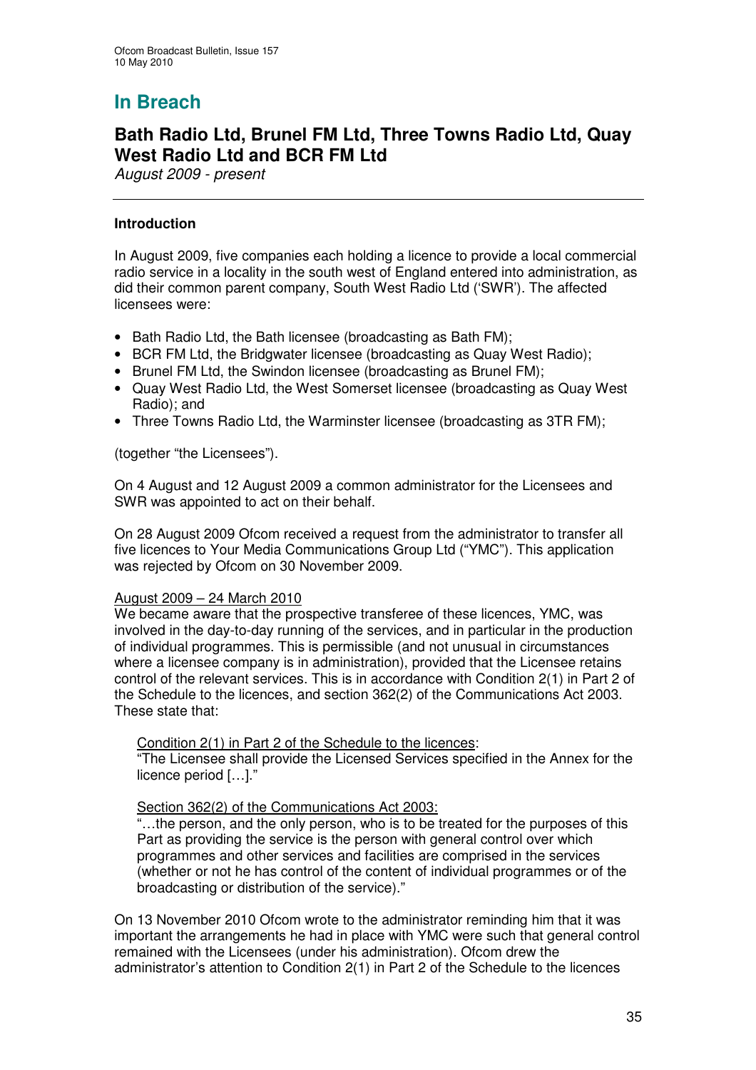# In Breach

## Bath Radio Ltd, Brunel FM Ltd, Three Towns Radio Ltd, Quay West Radio Ltd and BCR FM Ltd

*August 2009 - present*

---

### Introduction

In August 2009, five companies each holding a licence to provide a local commercial radio service in a locality in the south west of England entered into administration, as did their common parent company, South West Radio Ltd ('SWR'). The affected licensees were:

- Bath Radio Ltd, the Bath licensee (broadcasting as Bath FM);
- BCR FM Ltd, the Bridgwater licensee (broadcasting as Quay West Radio);
- Brunel FM Ltd, the Swindon licensee (broadcasting as Brunel FM);
- Quay West Radio Ltd, the West Somerset licensee (broadcasting as Quay West Radio); and
- Three Towns Radio Ltd, the Warminster licensee (broadcasting as 3TR FM);

(together "the Licensees").

On 4 August and 12 August 2009 a common administrator for the Licensees and SWR was appointed to act on their behalf.

On 28 August 2009 Ofcom received a request from the administrator to transfer all five licences to Your Media Communications Group Ltd ("YMC"). This application was rejected by Ofcom on 30 November 2009.

<u>August 2009 – 24 March 2010</u>

We became aware that the prospective transferee of these licences, YMC, was involved in the day-to-day running of the services, and in particular in the production of individual programmes. This is permissible (and not unusual in circumstances where a licensee company is in administration), provided that the Licensee retains control of the relevant services. This is in accordance with Condition 2(1) in Part 2 of the Schedule to the licences, and section 362(2) of the Communications Act 2003. These state that:

> <u>Condition 2(1) in Part 2 of the Schedule to the licences</u>:
> "The Licensee shall provide the Licensed Services specified in the Annex for the licence period […]."
>
> <u>Section 362(2) of the Communications Act 2003:</u>
> "…the person, and the only person, who is to be treated for the purposes of this Part as providing the service is the person with general control over which programmes and other services and facilities are comprised in the services (whether or not he has control of the content of individual programmes or of the broadcasting or distribution of the service)."

On 13 November 2010 Ofcom wrote to the administrator reminding him that it was important the arrangements he had in place with YMC were such that general control remained with the Licensees (under his administration). Ofcom drew the administrator's attention to Condition 2(1) in Part 2 of the Schedule to the licences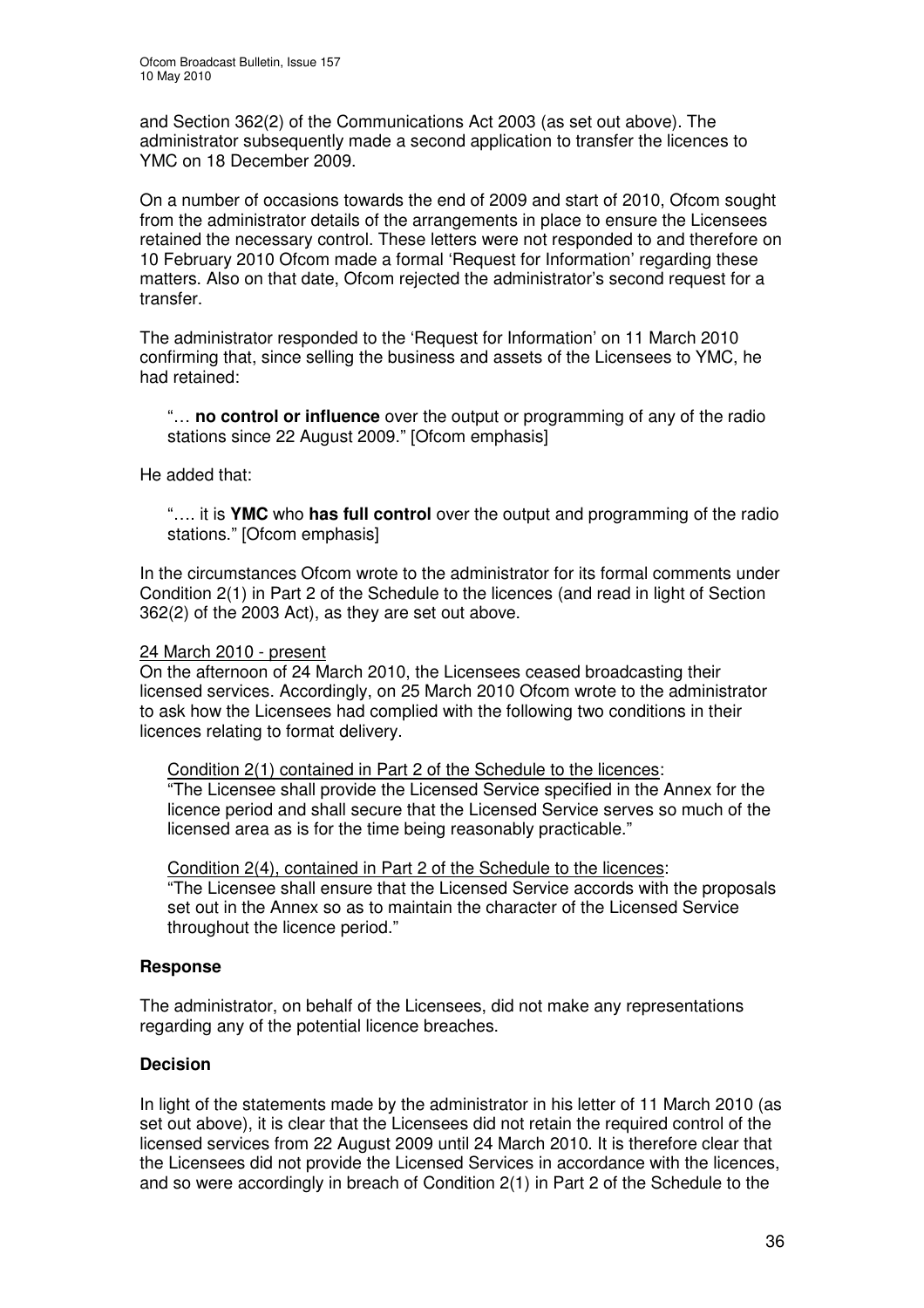and Section 362(2) of the Communications Act 2003 (as set out above). The administrator subsequently made a second application to transfer the licences to YMC on 18 December 2009.

On a number of occasions towards the end of 2009 and start of 2010, Ofcom sought from the administrator details of the arrangements in place to ensure the Licensees retained the necessary control. These letters were not responded to and therefore on 10 February 2010 Ofcom made a formal 'Request for Information' regarding these matters. Also on that date, Ofcom rejected the administrator's second request for a transfer.

The administrator responded to the 'Request for Information' on 11 March 2010 confirming that, since selling the business and assets of the Licensees to YMC, he had retained:

> "… **no control or influence** over the output or programming of any of the radio stations since 22 August 2009." [Ofcom emphasis]

He added that:

> "…. it is **YMC** who **has full control** over the output and programming of the radio stations." [Ofcom emphasis]

In the circumstances Ofcom wrote to the administrator for its formal comments under Condition 2(1) in Part 2 of the Schedule to the licences (and read in light of Section 362(2) of the 2003 Act), as they are set out above.

24 March 2010 - present

On the afternoon of 24 March 2010, the Licensees ceased broadcasting their licensed services. Accordingly, on 25 March 2010 Ofcom wrote to the administrator to ask how the Licensees had complied with the following two conditions in their licences relating to format delivery.

> Condition 2(1) contained in Part 2 of the Schedule to the licences:
> "The Licensee shall provide the Licensed Service specified in the Annex for the licence period and shall secure that the Licensed Service serves so much of the licensed area as is for the time being reasonably practicable."
>
> Condition 2(4), contained in Part 2 of the Schedule to the licences:
> "The Licensee shall ensure that the Licensed Service accords with the proposals set out in the Annex so as to maintain the character of the Licensed Service throughout the licence period."

### Response

The administrator, on behalf of the Licensees, did not make any representations regarding any of the potential licence breaches.

### Decision

In light of the statements made by the administrator in his letter of 11 March 2010 (as set out above), it is clear that the Licensees did not retain the required control of the licensed services from 22 August 2009 until 24 March 2010. It is therefore clear that the Licensees did not provide the Licensed Services in accordance with the licences, and so were accordingly in breach of Condition 2(1) in Part 2 of the Schedule to the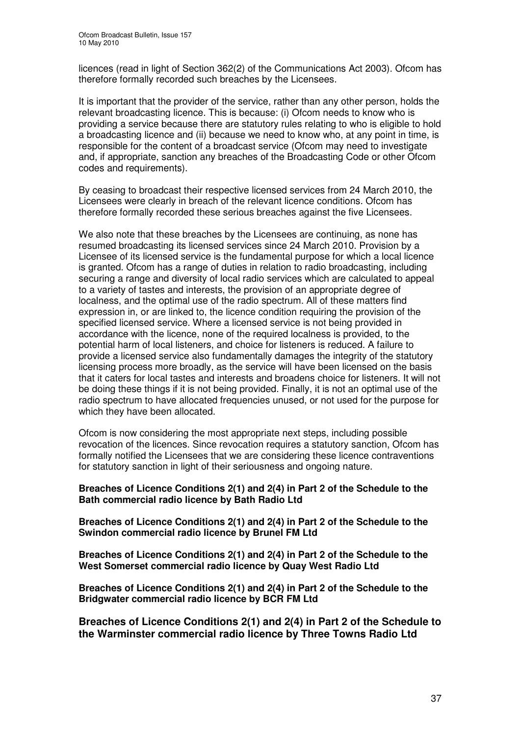licences (read in light of Section 362(2) of the Communications Act 2003). Ofcom has therefore formally recorded such breaches by the Licensees.

It is important that the provider of the service, rather than any other person, holds the relevant broadcasting licence. This is because: (i) Ofcom needs to know who is providing a service because there are statutory rules relating to who is eligible to hold a broadcasting licence and (ii) because we need to know who, at any point in time, is responsible for the content of a broadcast service (Ofcom may need to investigate and, if appropriate, sanction any breaches of the Broadcasting Code or other Ofcom codes and requirements).

By ceasing to broadcast their respective licensed services from 24 March 2010, the Licensees were clearly in breach of the relevant licence conditions. Ofcom has therefore formally recorded these serious breaches against the five Licensees.

We also note that these breaches by the Licensees are continuing, as none has resumed broadcasting its licensed services since 24 March 2010. Provision by a Licensee of its licensed service is the fundamental purpose for which a local licence is granted. Ofcom has a range of duties in relation to radio broadcasting, including securing a range and diversity of local radio services which are calculated to appeal to a variety of tastes and interests, the provision of an appropriate degree of localness, and the optimal use of the radio spectrum. All of these matters find expression in, or are linked to, the licence condition requiring the provision of the specified licensed service. Where a licensed service is not being provided in accordance with the licence, none of the required localness is provided, to the potential harm of local listeners, and choice for listeners is reduced. A failure to provide a licensed service also fundamentally damages the integrity of the statutory licensing process more broadly, as the service will have been licensed on the basis that it caters for local tastes and interests and broadens choice for listeners. It will not be doing these things if it is not being provided. Finally, it is not an optimal use of the radio spectrum to have allocated frequencies unused, or not used for the purpose for which they have been allocated.

Ofcom is now considering the most appropriate next steps, including possible revocation of the licences. Since revocation requires a statutory sanction, Ofcom has formally notified the Licensees that we are considering these licence contraventions for statutory sanction in light of their seriousness and ongoing nature.

**Breaches of Licence Conditions 2(1) and 2(4) in Part 2 of the Schedule to the Bath commercial radio licence by Bath Radio Ltd**

**Breaches of Licence Conditions 2(1) and 2(4) in Part 2 of the Schedule to the Swindon commercial radio licence by Brunel FM Ltd**

**Breaches of Licence Conditions 2(1) and 2(4) in Part 2 of the Schedule to the West Somerset commercial radio licence by Quay West Radio Ltd**

**Breaches of Licence Conditions 2(1) and 2(4) in Part 2 of the Schedule to the Bridgwater commercial radio licence by BCR FM Ltd**

### Breaches of Licence Conditions 2(1) and 2(4) in Part 2 of the Schedule to the Warminster commercial radio licence by Three Towns Radio Ltd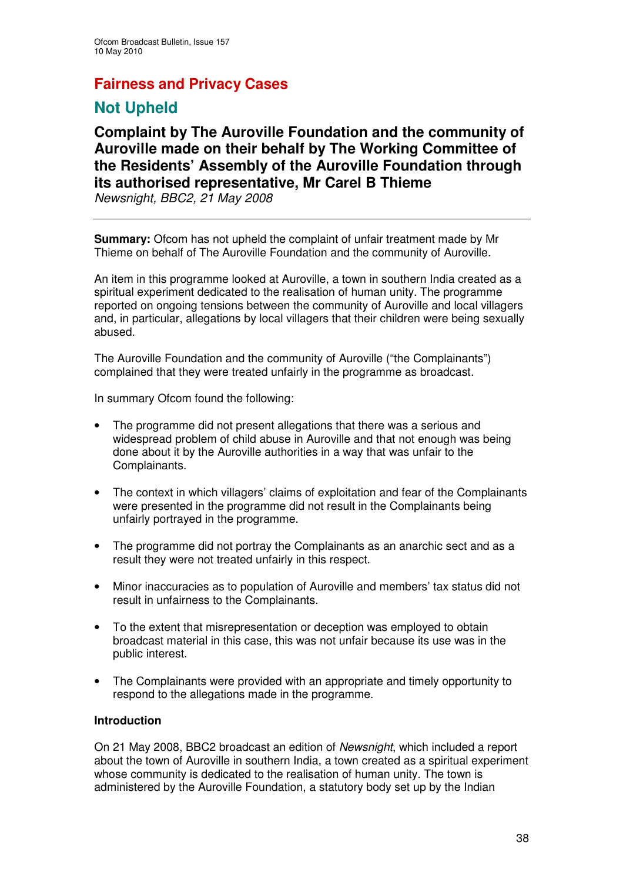## Fairness and Privacy Cases

## Not Upheld

### Complaint by The Auroville Foundation and the community of Auroville made on their behalf by The Working Committee of the Residents' Assembly of the Auroville Foundation through its authorised representative, Mr Carel B Thieme

*Newsnight, BBC2, 21 May 2008*

---

**Summary:** Ofcom has not upheld the complaint of unfair treatment made by Mr Thieme on behalf of The Auroville Foundation and the community of Auroville.

An item in this programme looked at Auroville, a town in southern India created as a spiritual experiment dedicated to the realisation of human unity. The programme reported on ongoing tensions between the community of Auroville and local villagers and, in particular, allegations by local villagers that their children were being sexually abused.

The Auroville Foundation and the community of Auroville ("the Complainants") complained that they were treated unfairly in the programme as broadcast.

In summary Ofcom found the following:

- The programme did not present allegations that there was a serious and widespread problem of child abuse in Auroville and that not enough was being done about it by the Auroville authorities in a way that was unfair to the Complainants.
- The context in which villagers' claims of exploitation and fear of the Complainants were presented in the programme did not result in the Complainants being unfairly portrayed in the programme.
- The programme did not portray the Complainants as an anarchic sect and as a result they were not treated unfairly in this respect.
- Minor inaccuracies as to population of Auroville and members' tax status did not result in unfairness to the Complainants.
- To the extent that misrepresentation or deception was employed to obtain broadcast material in this case, this was not unfair because its use was in the public interest.
- The Complainants were provided with an appropriate and timely opportunity to respond to the allegations made in the programme.

**Introduction**

On 21 May 2008, BBC2 broadcast an edition of *Newsnight*, which included a report about the town of Auroville in southern India, a town created as a spiritual experiment whose community is dedicated to the realisation of human unity. The town is administered by the Auroville Foundation, a statutory body set up by the Indian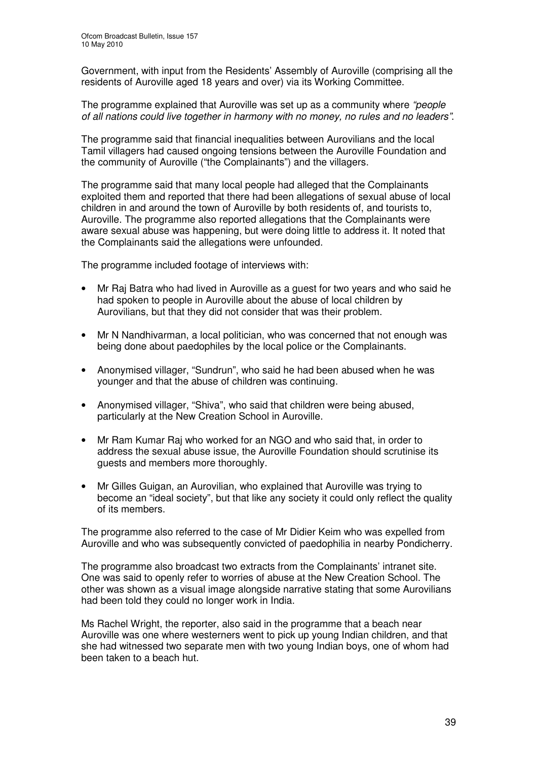Government, with input from the Residents' Assembly of Auroville (comprising all the residents of Auroville aged 18 years and over) via its Working Committee.

The programme explained that Auroville was set up as a community where *"people of all nations could live together in harmony with no money, no rules and no leaders"*.

The programme said that financial inequalities between Aurovilians and the local Tamil villagers had caused ongoing tensions between the Auroville Foundation and the community of Auroville ("the Complainants") and the villagers.

The programme said that many local people had alleged that the Complainants exploited them and reported that there had been allegations of sexual abuse of local children in and around the town of Auroville by both residents of, and tourists to, Auroville. The programme also reported allegations that the Complainants were aware sexual abuse was happening, but were doing little to address it. It noted that the Complainants said the allegations were unfounded.

The programme included footage of interviews with:

- Mr Raj Batra who had lived in Auroville as a guest for two years and who said he had spoken to people in Auroville about the abuse of local children by Aurovilians, but that they did not consider that was their problem.
- Mr N Nandhivarman, a local politician, who was concerned that not enough was being done about paedophiles by the local police or the Complainants.
- Anonymised villager, "Sundrun", who said he had been abused when he was younger and that the abuse of children was continuing.
- Anonymised villager, "Shiva", who said that children were being abused, particularly at the New Creation School in Auroville.
- Mr Ram Kumar Raj who worked for an NGO and who said that, in order to address the sexual abuse issue, the Auroville Foundation should scrutinise its guests and members more thoroughly.
- Mr Gilles Guigan, an Aurovilian, who explained that Auroville was trying to become an "ideal society", but that like any society it could only reflect the quality of its members.

The programme also referred to the case of Mr Didier Keim who was expelled from Auroville and who was subsequently convicted of paedophilia in nearby Pondicherry.

The programme also broadcast two extracts from the Complainants' intranet site. One was said to openly refer to worries of abuse at the New Creation School. The other was shown as a visual image alongside narrative stating that some Aurovilians had been told they could no longer work in India.

Ms Rachel Wright, the reporter, also said in the programme that a beach near Auroville was one where westerners went to pick up young Indian children, and that she had witnessed two separate men with two young Indian boys, one of whom had been taken to a beach hut.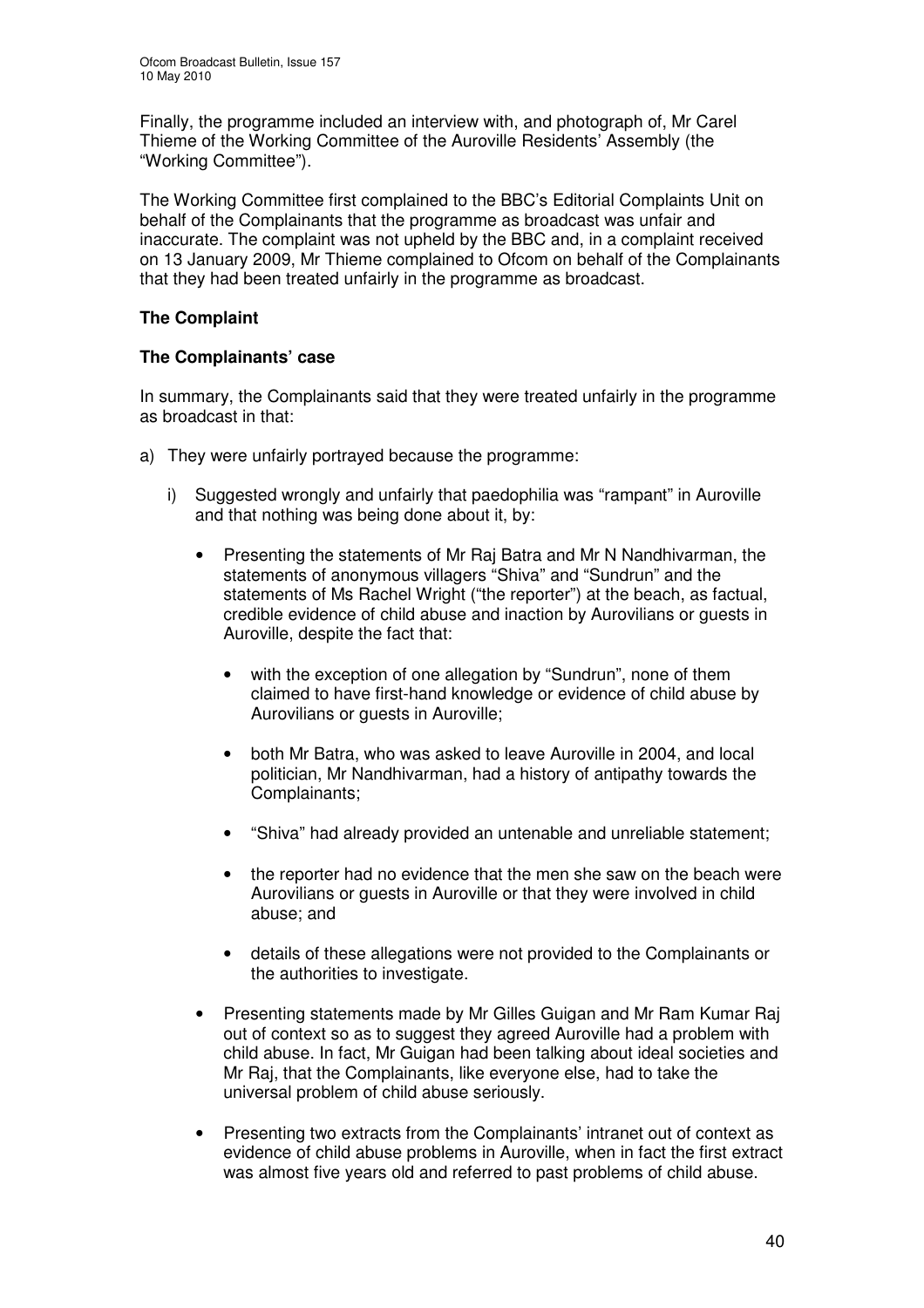Finally, the programme included an interview with, and photograph of, Mr Carel Thieme of the Working Committee of the Auroville Residents' Assembly (the "Working Committee").

The Working Committee first complained to the BBC's Editorial Complaints Unit on behalf of the Complainants that the programme as broadcast was unfair and inaccurate. The complaint was not upheld by the BBC and, in a complaint received on 13 January 2009, Mr Thieme complained to Ofcom on behalf of the Complainants that they had been treated unfairly in the programme as broadcast.

**The Complaint**

**The Complainants' case**

In summary, the Complainants said that they were treated unfairly in the programme as broadcast in that:

a) They were unfairly portrayed because the programme:

   i) Suggested wrongly and unfairly that paedophilia was "rampant" in Auroville and that nothing was being done about it, by:

      - Presenting the statements of Mr Raj Batra and Mr N Nandhivarman, the statements of anonymous villagers "Shiva" and "Sundrun" and the statements of Ms Rachel Wright ("the reporter") at the beach, as factual, credible evidence of child abuse and inaction by Aurovilians or guests in Auroville, despite the fact that:

        - with the exception of one allegation by "Sundrun", none of them claimed to have first-hand knowledge or evidence of child abuse by Aurovilians or guests in Auroville;

        - both Mr Batra, who was asked to leave Auroville in 2004, and local politician, Mr Nandhivarman, had a history of antipathy towards the Complainants;

        - "Shiva" had already provided an untenable and unreliable statement;

        - the reporter had no evidence that the men she saw on the beach were Aurovilians or guests in Auroville or that they were involved in child abuse; and

        - details of these allegations were not provided to the Complainants or the authorities to investigate.

      - Presenting statements made by Mr Gilles Guigan and Mr Ram Kumar Raj out of context so as to suggest they agreed Auroville had a problem with child abuse. In fact, Mr Guigan had been talking about ideal societies and Mr Raj, that the Complainants, like everyone else, had to take the universal problem of child abuse seriously.

      - Presenting two extracts from the Complainants' intranet out of context as evidence of child abuse problems in Auroville, when in fact the first extract was almost five years old and referred to past problems of child abuse.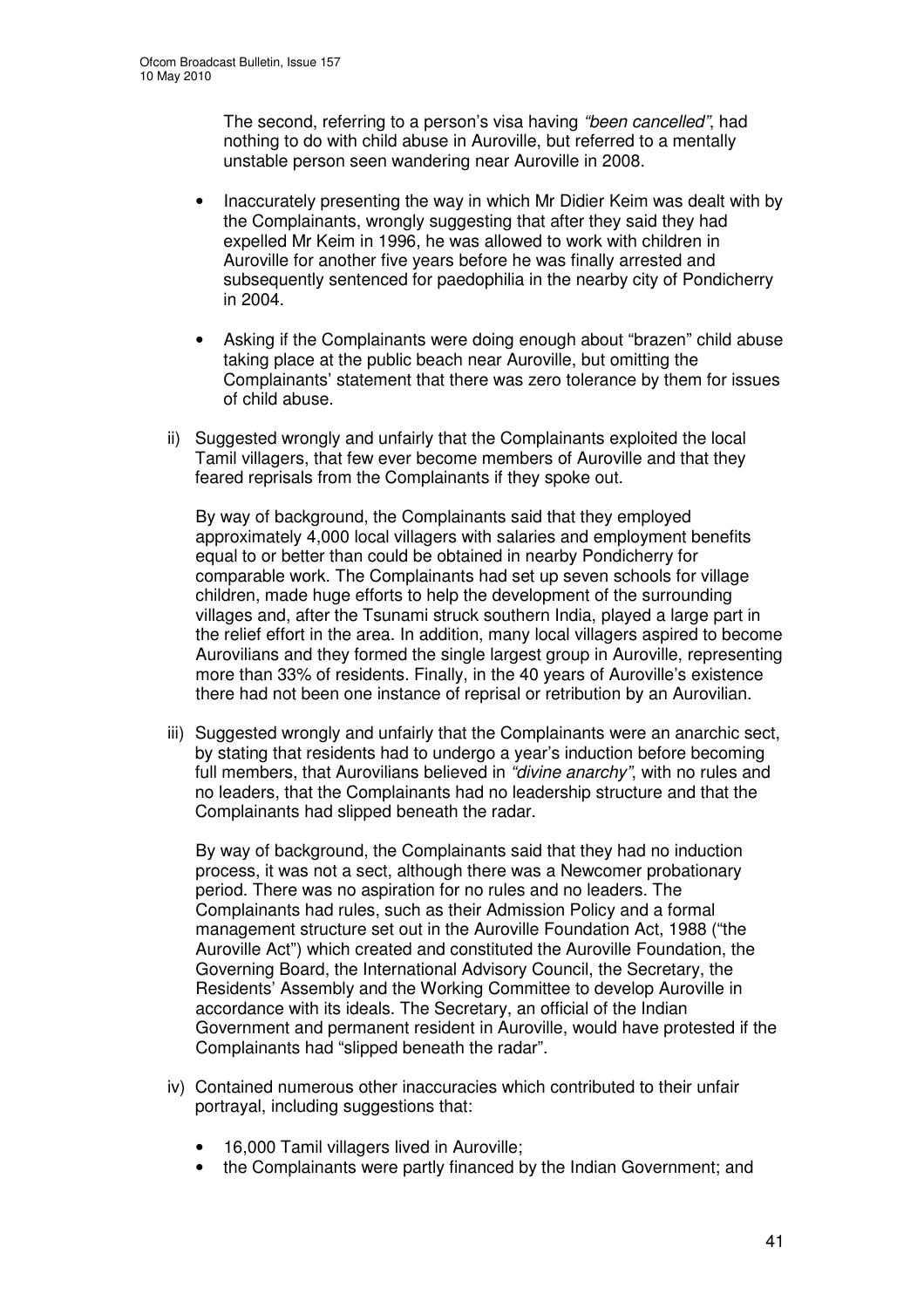The second, referring to a person's visa having *"been cancelled"*, had nothing to do with child abuse in Auroville, but referred to a mentally unstable person seen wandering near Auroville in 2008.

- Inaccurately presenting the way in which Mr Didier Keim was dealt with by the Complainants, wrongly suggesting that after they said they had expelled Mr Keim in 1996, he was allowed to work with children in Auroville for another five years before he was finally arrested and subsequently sentenced for paedophilia in the nearby city of Pondicherry in 2004.
- Asking if the Complainants were doing enough about "brazen" child abuse taking place at the public beach near Auroville, but omitting the Complainants' statement that there was zero tolerance by them for issues of child abuse.

ii) Suggested wrongly and unfairly that the Complainants exploited the local Tamil villagers, that few ever become members of Auroville and that they feared reprisals from the Complainants if they spoke out.

By way of background, the Complainants said that they employed approximately 4,000 local villagers with salaries and employment benefits equal to or better than could be obtained in nearby Pondicherry for comparable work. The Complainants had set up seven schools for village children, made huge efforts to help the development of the surrounding villages and, after the Tsunami struck southern India, played a large part in the relief effort in the area. In addition, many local villagers aspired to become Aurovilians and they formed the single largest group in Auroville, representing more than 33% of residents. Finally, in the 40 years of Auroville's existence there had not been one instance of reprisal or retribution by an Aurovilian.

iii) Suggested wrongly and unfairly that the Complainants were an anarchic sect, by stating that residents had to undergo a year's induction before becoming full members, that Aurovilians believed in *"divine anarchy"*, with no rules and no leaders, that the Complainants had no leadership structure and that the Complainants had slipped beneath the radar.

By way of background, the Complainants said that they had no induction process, it was not a sect, although there was a Newcomer probationary period. There was no aspiration for no rules and no leaders. The Complainants had rules, such as their Admission Policy and a formal management structure set out in the Auroville Foundation Act, 1988 ("the Auroville Act") which created and constituted the Auroville Foundation, the Governing Board, the International Advisory Council, the Secretary, the Residents' Assembly and the Working Committee to develop Auroville in accordance with its ideals. The Secretary, an official of the Indian Government and permanent resident in Auroville, would have protested if the Complainants had "slipped beneath the radar".

iv) Contained numerous other inaccuracies which contributed to their unfair portrayal, including suggestions that:

- 16,000 Tamil villagers lived in Auroville;
- the Complainants were partly financed by the Indian Government; and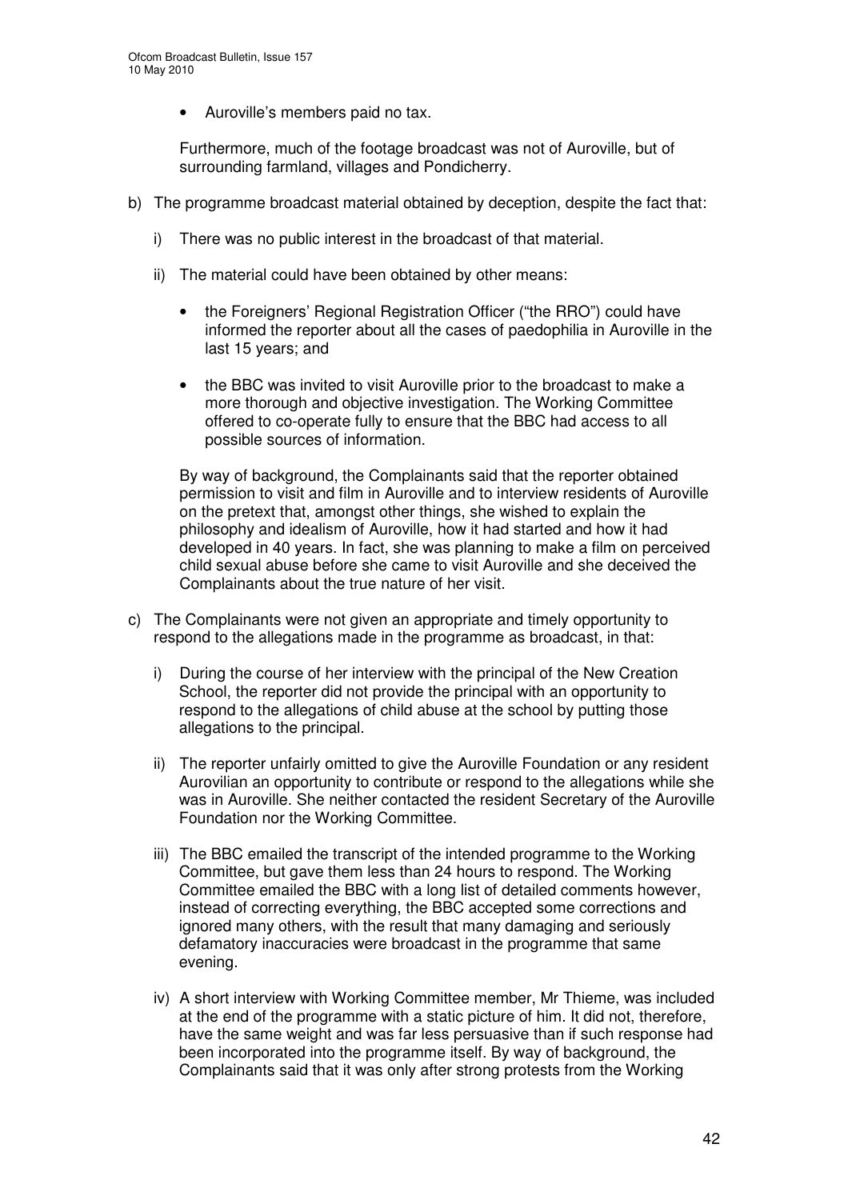- Auroville's members paid no tax.

Furthermore, much of the footage broadcast was not of Auroville, but of surrounding farmland, villages and Pondicherry.

b) The programme broadcast material obtained by deception, despite the fact that:

   i) There was no public interest in the broadcast of that material.

   ii) The material could have been obtained by other means:

      - the Foreigners' Regional Registration Officer ("the RRO") could have informed the reporter about all the cases of paedophilia in Auroville in the last 15 years; and

      - the BBC was invited to visit Auroville prior to the broadcast to make a more thorough and objective investigation. The Working Committee offered to co-operate fully to ensure that the BBC had access to all possible sources of information.

   By way of background, the Complainants said that the reporter obtained permission to visit and film in Auroville and to interview residents of Auroville on the pretext that, amongst other things, she wished to explain the philosophy and idealism of Auroville, how it had started and how it had developed in 40 years. In fact, she was planning to make a film on perceived child sexual abuse before she came to visit Auroville and she deceived the Complainants about the true nature of her visit.

c) The Complainants were not given an appropriate and timely opportunity to respond to the allegations made in the programme as broadcast, in that:

   i) During the course of her interview with the principal of the New Creation School, the reporter did not provide the principal with an opportunity to respond to the allegations of child abuse at the school by putting those allegations to the principal.

   ii) The reporter unfairly omitted to give the Auroville Foundation or any resident Aurovilian an opportunity to contribute or respond to the allegations while she was in Auroville. She neither contacted the resident Secretary of the Auroville Foundation nor the Working Committee.

   iii) The BBC emailed the transcript of the intended programme to the Working Committee, but gave them less than 24 hours to respond. The Working Committee emailed the BBC with a long list of detailed comments however, instead of correcting everything, the BBC accepted some corrections and ignored many others, with the result that many damaging and seriously defamatory inaccuracies were broadcast in the programme that same evening.

   iv) A short interview with Working Committee member, Mr Thieme, was included at the end of the programme with a static picture of him. It did not, therefore, have the same weight and was far less persuasive than if such response had been incorporated into the programme itself. By way of background, the Complainants said that it was only after strong protests from the Working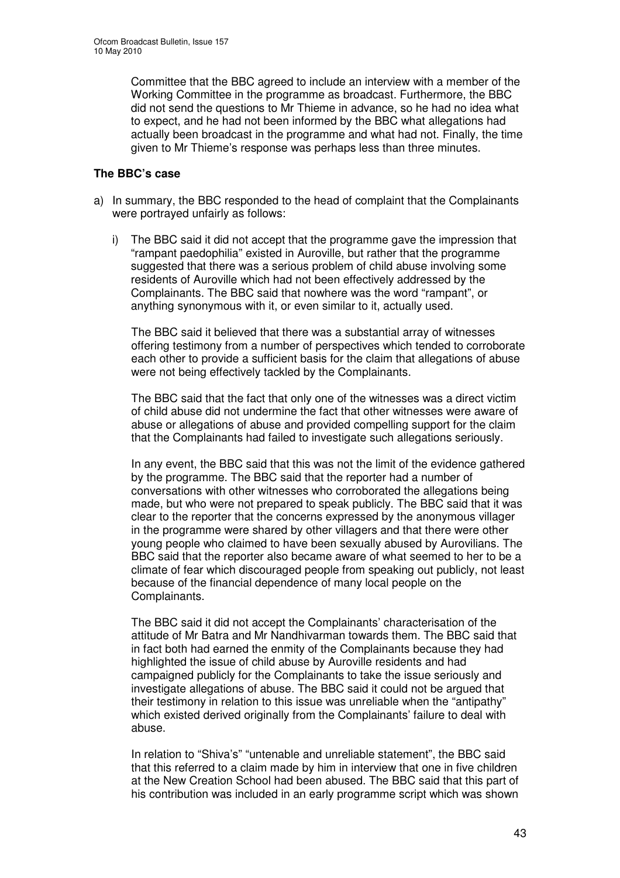Committee that the BBC agreed to include an interview with a member of the Working Committee in the programme as broadcast. Furthermore, the BBC did not send the questions to Mr Thieme in advance, so he had no idea what to expect, and he had not been informed by the BBC what allegations had actually been broadcast in the programme and what had not. Finally, the time given to Mr Thieme's response was perhaps less than three minutes.

### The BBC's case

a) In summary, the BBC responded to the head of complaint that the Complainants were portrayed unfairly as follows:

   i) The BBC said it did not accept that the programme gave the impression that "rampant paedophilia" existed in Auroville, but rather that the programme suggested that there was a serious problem of child abuse involving some residents of Auroville which had not been effectively addressed by the Complainants. The BBC said that nowhere was the word "rampant", or anything synonymous with it, or even similar to it, actually used.

   The BBC said it believed that there was a substantial array of witnesses offering testimony from a number of perspectives which tended to corroborate each other to provide a sufficient basis for the claim that allegations of abuse were not being effectively tackled by the Complainants.

   The BBC said that the fact that only one of the witnesses was a direct victim of child abuse did not undermine the fact that other witnesses were aware of abuse or allegations of abuse and provided compelling support for the claim that the Complainants had failed to investigate such allegations seriously.

   In any event, the BBC said that this was not the limit of the evidence gathered by the programme. The BBC said that the reporter had a number of conversations with other witnesses who corroborated the allegations being made, but who were not prepared to speak publicly. The BBC said that it was clear to the reporter that the concerns expressed by the anonymous villager in the programme were shared by other villagers and that there were other young people who claimed to have been sexually abused by Aurovilians. The BBC said that the reporter also became aware of what seemed to her to be a climate of fear which discouraged people from speaking out publicly, not least because of the financial dependence of many local people on the Complainants.

   The BBC said it did not accept the Complainants' characterisation of the attitude of Mr Batra and Mr Nandhivarman towards them. The BBC said that in fact both had earned the enmity of the Complainants because they had highlighted the issue of child abuse by Auroville residents and had campaigned publicly for the Complainants to take the issue seriously and investigate allegations of abuse. The BBC said it could not be argued that their testimony in relation to this issue was unreliable when the "antipathy" which existed derived originally from the Complainants' failure to deal with abuse.

   In relation to "Shiva's" "untenable and unreliable statement", the BBC said that this referred to a claim made by him in interview that one in five children at the New Creation School had been abused. The BBC said that this part of his contribution was included in an early programme script which was shown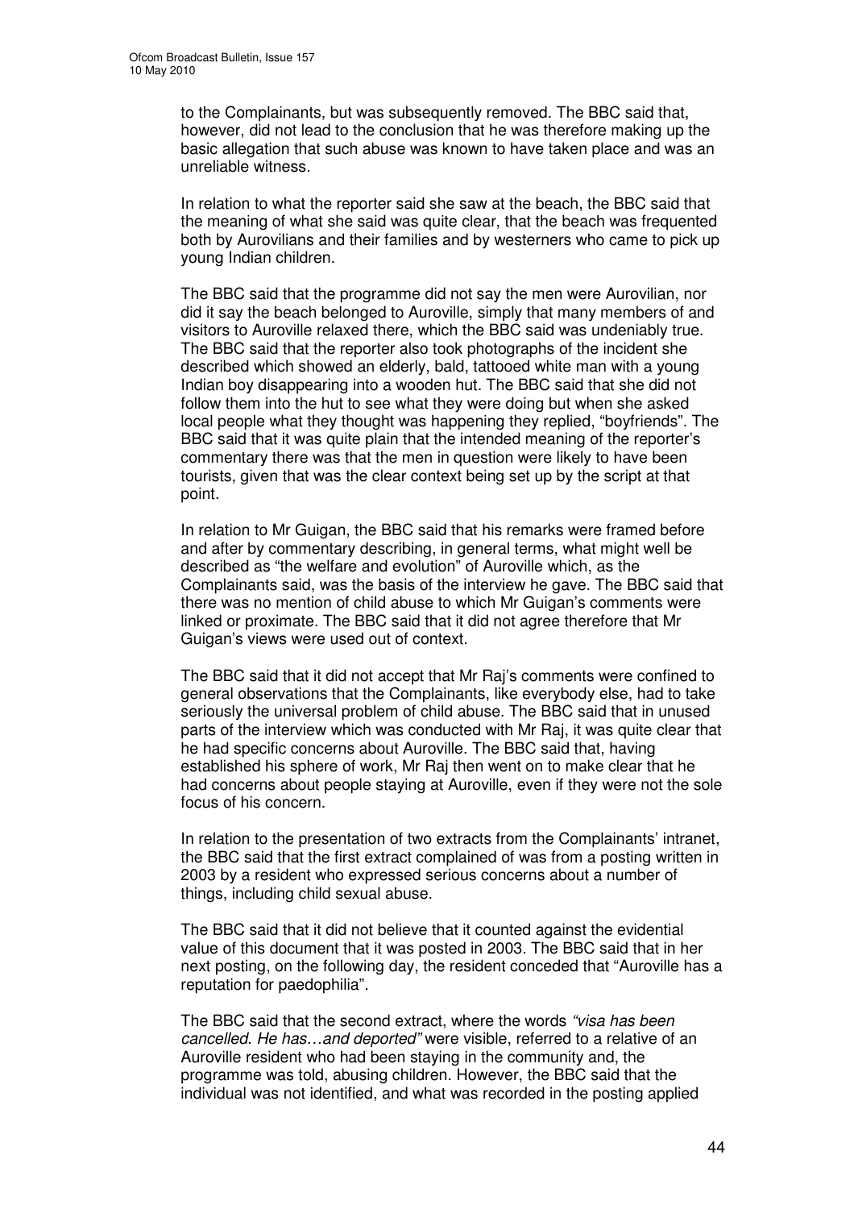to the Complainants, but was subsequently removed. The BBC said that, however, did not lead to the conclusion that he was therefore making up the basic allegation that such abuse was known to have taken place and was an unreliable witness.

In relation to what the reporter said she saw at the beach, the BBC said that the meaning of what she said was quite clear, that the beach was frequented both by Aurovilians and their families and by westerners who came to pick up young Indian children.

The BBC said that the programme did not say the men were Aurovilian, nor did it say the beach belonged to Auroville, simply that many members of and visitors to Auroville relaxed there, which the BBC said was undeniably true. The BBC said that the reporter also took photographs of the incident she described which showed an elderly, bald, tattooed white man with a young Indian boy disappearing into a wooden hut. The BBC said that she did not follow them into the hut to see what they were doing but when she asked local people what they thought was happening they replied, "boyfriends". The BBC said that it was quite plain that the intended meaning of the reporter's commentary there was that the men in question were likely to have been tourists, given that was the clear context being set up by the script at that point.

In relation to Mr Guigan, the BBC said that his remarks were framed before and after by commentary describing, in general terms, what might well be described as "the welfare and evolution" of Auroville which, as the Complainants said, was the basis of the interview he gave. The BBC said that there was no mention of child abuse to which Mr Guigan's comments were linked or proximate. The BBC said that it did not agree therefore that Mr Guigan's views were used out of context.

The BBC said that it did not accept that Mr Raj's comments were confined to general observations that the Complainants, like everybody else, had to take seriously the universal problem of child abuse. The BBC said that in unused parts of the interview which was conducted with Mr Raj, it was quite clear that he had specific concerns about Auroville. The BBC said that, having established his sphere of work, Mr Raj then went on to make clear that he had concerns about people staying at Auroville, even if they were not the sole focus of his concern.

In relation to the presentation of two extracts from the Complainants' intranet, the BBC said that the first extract complained of was from a posting written in 2003 by a resident who expressed serious concerns about a number of things, including child sexual abuse.

The BBC said that it did not believe that it counted against the evidential value of this document that it was posted in 2003. The BBC said that in her next posting, on the following day, the resident conceded that "Auroville has a reputation for paedophilia".

The BBC said that the second extract, where the words *"visa has been cancelled. He has…and deported"* were visible, referred to a relative of an Auroville resident who had been staying in the community and, the programme was told, abusing children. However, the BBC said that the individual was not identified, and what was recorded in the posting applied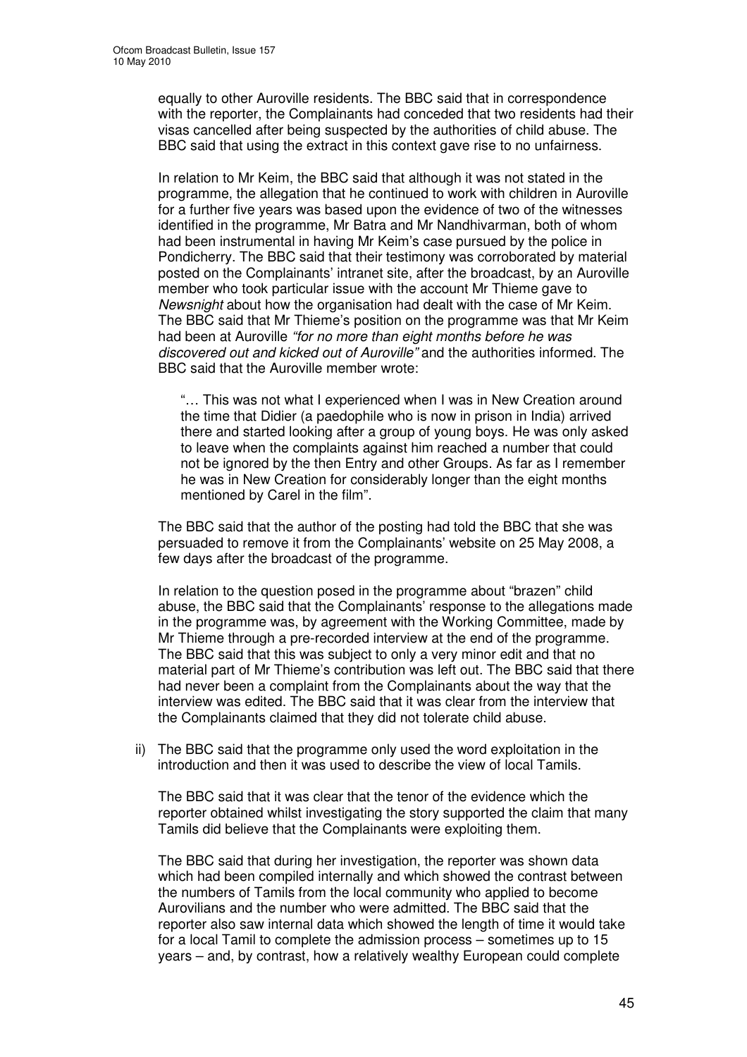equally to other Auroville residents. The BBC said that in correspondence with the reporter, the Complainants had conceded that two residents had their visas cancelled after being suspected by the authorities of child abuse. The BBC said that using the extract in this context gave rise to no unfairness.

In relation to Mr Keim, the BBC said that although it was not stated in the programme, the allegation that he continued to work with children in Auroville for a further five years was based upon the evidence of two of the witnesses identified in the programme, Mr Batra and Mr Nandhivarman, both of whom had been instrumental in having Mr Keim's case pursued by the police in Pondicherry. The BBC said that their testimony was corroborated by material posted on the Complainants' intranet site, after the broadcast, by an Auroville member who took particular issue with the account Mr Thieme gave to *Newsnight* about how the organisation had dealt with the case of Mr Keim. The BBC said that Mr Thieme's position on the programme was that Mr Keim had been at Auroville *"for no more than eight months before he was discovered out and kicked out of Auroville"* and the authorities informed. The BBC said that the Auroville member wrote:

> "… This was not what I experienced when I was in New Creation around the time that Didier (a paedophile who is now in prison in India) arrived there and started looking after a group of young boys. He was only asked to leave when the complaints against him reached a number that could not be ignored by the then Entry and other Groups. As far as I remember he was in New Creation for considerably longer than the eight months mentioned by Carel in the film".

The BBC said that the author of the posting had told the BBC that she was persuaded to remove it from the Complainants' website on 25 May 2008, a few days after the broadcast of the programme.

In relation to the question posed in the programme about "brazen" child abuse, the BBC said that the Complainants' response to the allegations made in the programme was, by agreement with the Working Committee, made by Mr Thieme through a pre-recorded interview at the end of the programme. The BBC said that this was subject to only a very minor edit and that no material part of Mr Thieme's contribution was left out. The BBC said that there had never been a complaint from the Complainants about the way that the interview was edited. The BBC said that it was clear from the interview that the Complainants claimed that they did not tolerate child abuse.

ii) The BBC said that the programme only used the word exploitation in the introduction and then it was used to describe the view of local Tamils.

The BBC said that it was clear that the tenor of the evidence which the reporter obtained whilst investigating the story supported the claim that many Tamils did believe that the Complainants were exploiting them.

The BBC said that during her investigation, the reporter was shown data which had been compiled internally and which showed the contrast between the numbers of Tamils from the local community who applied to become Aurovilians and the number who were admitted. The BBC said that the reporter also saw internal data which showed the length of time it would take for a local Tamil to complete the admission process – sometimes up to 15 years – and, by contrast, how a relatively wealthy European could complete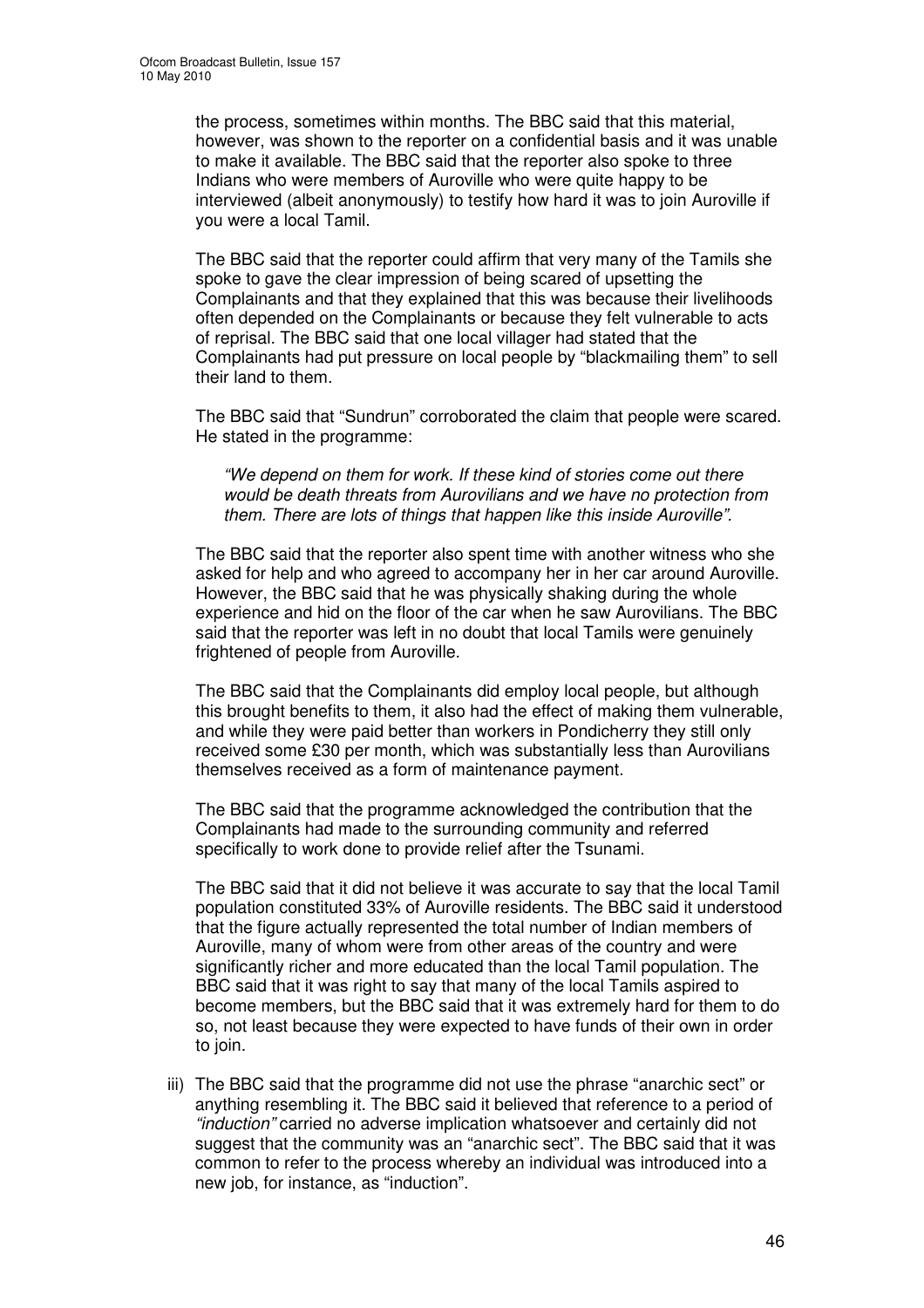the process, sometimes within months. The BBC said that this material, however, was shown to the reporter on a confidential basis and it was unable to make it available. The BBC said that the reporter also spoke to three Indians who were members of Auroville who were quite happy to be interviewed (albeit anonymously) to testify how hard it was to join Auroville if you were a local Tamil.

The BBC said that the reporter could affirm that very many of the Tamils she spoke to gave the clear impression of being scared of upsetting the Complainants and that they explained that this was because their livelihoods often depended on the Complainants or because they felt vulnerable to acts of reprisal. The BBC said that one local villager had stated that the Complainants had put pressure on local people by "blackmailing them" to sell their land to them.

The BBC said that "Sundrun" corroborated the claim that people were scared. He stated in the programme:

> *"We depend on them for work. If these kind of stories come out there would be death threats from Aurovilians and we have no protection from them. There are lots of things that happen like this inside Auroville".*

The BBC said that the reporter also spent time with another witness who she asked for help and who agreed to accompany her in her car around Auroville. However, the BBC said that he was physically shaking during the whole experience and hid on the floor of the car when he saw Aurovilians. The BBC said that the reporter was left in no doubt that local Tamils were genuinely frightened of people from Auroville.

The BBC said that the Complainants did employ local people, but although this brought benefits to them, it also had the effect of making them vulnerable, and while they were paid better than workers in Pondicherry they still only received some £30 per month, which was substantially less than Aurovilians themselves received as a form of maintenance payment.

The BBC said that the programme acknowledged the contribution that the Complainants had made to the surrounding community and referred specifically to work done to provide relief after the Tsunami.

The BBC said that it did not believe it was accurate to say that the local Tamil population constituted 33% of Auroville residents. The BBC said it understood that the figure actually represented the total number of Indian members of Auroville, many of whom were from other areas of the country and were significantly richer and more educated than the local Tamil population. The BBC said that it was right to say that many of the local Tamils aspired to become members, but the BBC said that it was extremely hard for them to do so, not least because they were expected to have funds of their own in order to join.

iii) The BBC said that the programme did not use the phrase "anarchic sect" or anything resembling it. The BBC said it believed that reference to a period of *"induction"* carried no adverse implication whatsoever and certainly did not suggest that the community was an "anarchic sect". The BBC said that it was common to refer to the process whereby an individual was introduced into a new job, for instance, as "induction".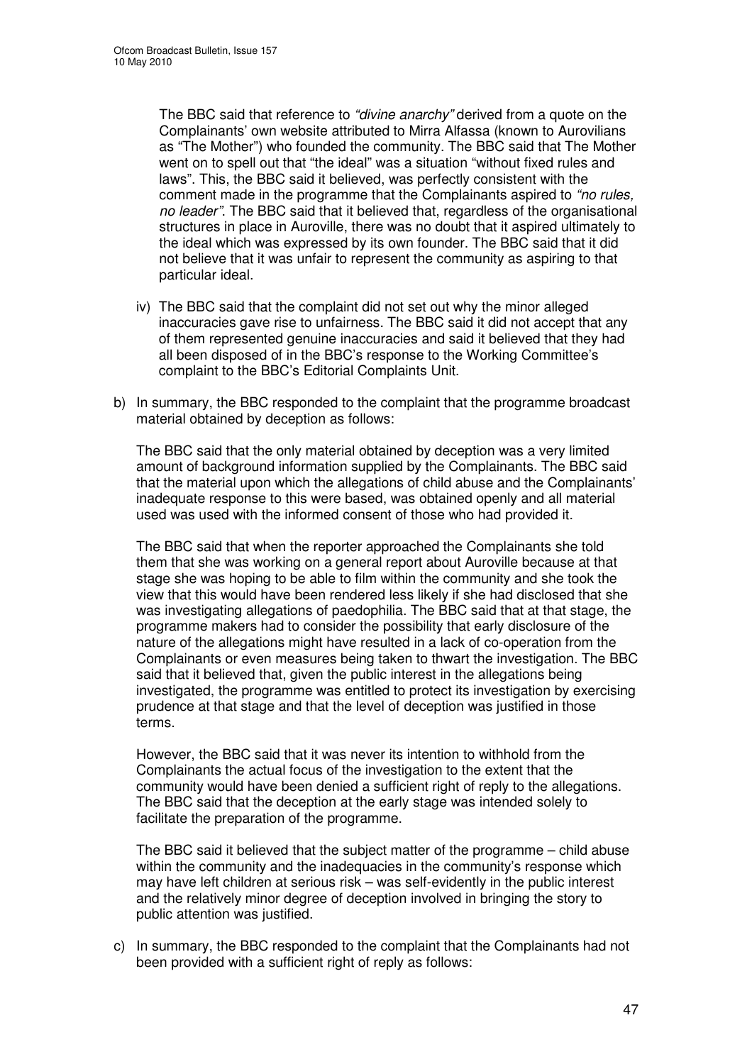The BBC said that reference to *"divine anarchy"* derived from a quote on the Complainants' own website attributed to Mirra Alfassa (known to Aurovilians as "The Mother") who founded the community. The BBC said that The Mother went on to spell out that "the ideal" was a situation "without fixed rules and laws". This, the BBC said it believed, was perfectly consistent with the comment made in the programme that the Complainants aspired to *"no rules, no leader"*. The BBC said that it believed that, regardless of the organisational structures in place in Auroville, there was no doubt that it aspired ultimately to the ideal which was expressed by its own founder. The BBC said that it did not believe that it was unfair to represent the community as aspiring to that particular ideal.

iv) The BBC said that the complaint did not set out why the minor alleged inaccuracies gave rise to unfairness. The BBC said it did not accept that any of them represented genuine inaccuracies and said it believed that they had all been disposed of in the BBC's response to the Working Committee's complaint to the BBC's Editorial Complaints Unit.

b) In summary, the BBC responded to the complaint that the programme broadcast material obtained by deception as follows:

The BBC said that the only material obtained by deception was a very limited amount of background information supplied by the Complainants. The BBC said that the material upon which the allegations of child abuse and the Complainants' inadequate response to this were based, was obtained openly and all material used was used with the informed consent of those who had provided it.

The BBC said that when the reporter approached the Complainants she told them that she was working on a general report about Auroville because at that stage she was hoping to be able to film within the community and she took the view that this would have been rendered less likely if she had disclosed that she was investigating allegations of paedophilia. The BBC said that at that stage, the programme makers had to consider the possibility that early disclosure of the nature of the allegations might have resulted in a lack of co-operation from the Complainants or even measures being taken to thwart the investigation. The BBC said that it believed that, given the public interest in the allegations being investigated, the programme was entitled to protect its investigation by exercising prudence at that stage and that the level of deception was justified in those terms.

However, the BBC said that it was never its intention to withhold from the Complainants the actual focus of the investigation to the extent that the community would have been denied a sufficient right of reply to the allegations. The BBC said that the deception at the early stage was intended solely to facilitate the preparation of the programme.

The BBC said it believed that the subject matter of the programme – child abuse within the community and the inadequacies in the community's response which may have left children at serious risk – was self-evidently in the public interest and the relatively minor degree of deception involved in bringing the story to public attention was justified.

c) In summary, the BBC responded to the complaint that the Complainants had not been provided with a sufficient right of reply as follows: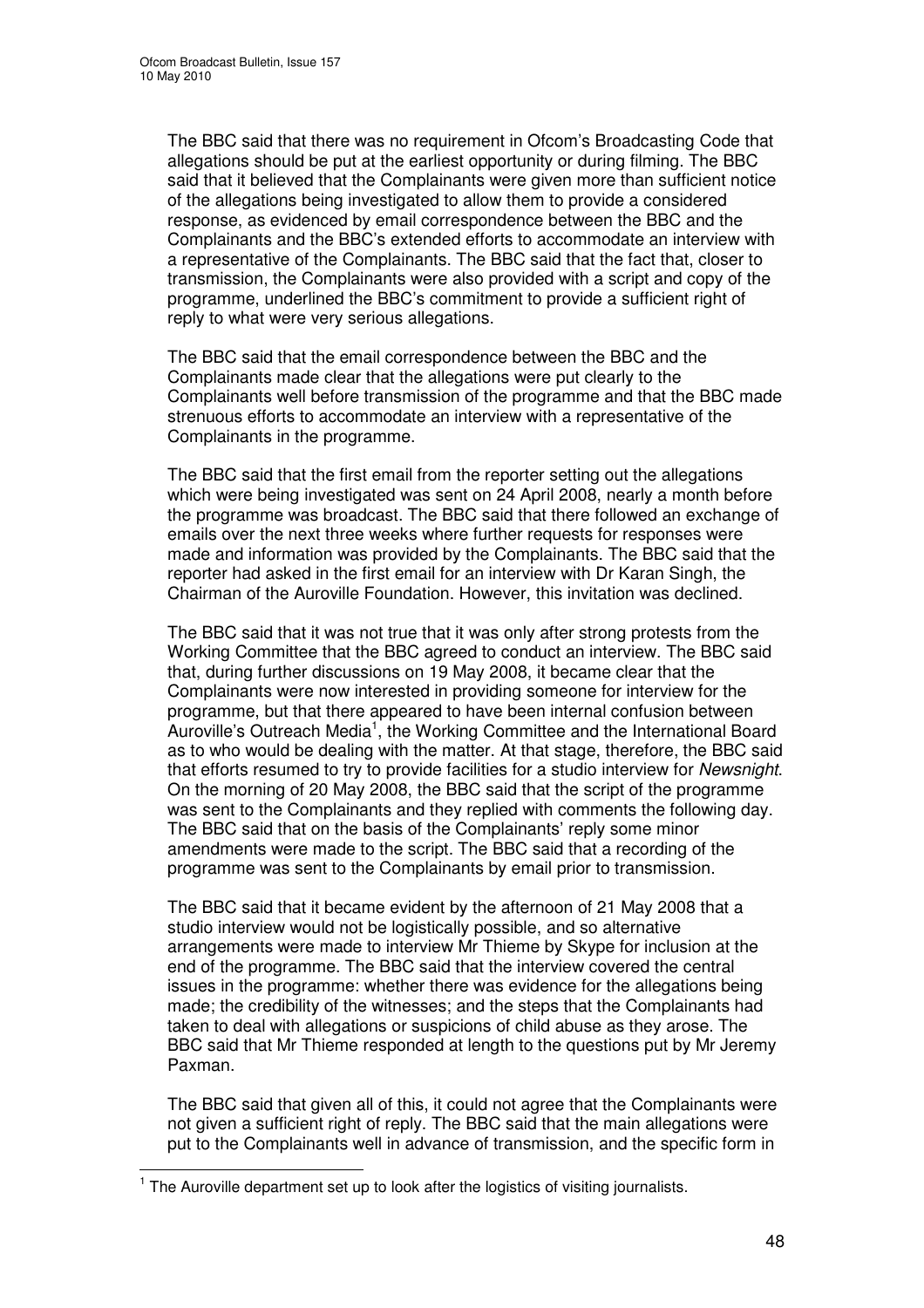The BBC said that there was no requirement in Ofcom's Broadcasting Code that allegations should be put at the earliest opportunity or during filming. The BBC said that it believed that the Complainants were given more than sufficient notice of the allegations being investigated to allow them to provide a considered response, as evidenced by email correspondence between the BBC and the Complainants and the BBC's extended efforts to accommodate an interview with a representative of the Complainants. The BBC said that the fact that, closer to transmission, the Complainants were also provided with a script and copy of the programme, underlined the BBC's commitment to provide a sufficient right of reply to what were very serious allegations.

The BBC said that the email correspondence between the BBC and the Complainants made clear that the allegations were put clearly to the Complainants well before transmission of the programme and that the BBC made strenuous efforts to accommodate an interview with a representative of the Complainants in the programme.

The BBC said that the first email from the reporter setting out the allegations which were being investigated was sent on 24 April 2008, nearly a month before the programme was broadcast. The BBC said that there followed an exchange of emails over the next three weeks where further requests for responses were made and information was provided by the Complainants. The BBC said that the reporter had asked in the first email for an interview with Dr Karan Singh, the Chairman of the Auroville Foundation. However, this invitation was declined.

The BBC said that it was not true that it was only after strong protests from the Working Committee that the BBC agreed to conduct an interview. The BBC said that, during further discussions on 19 May 2008, it became clear that the Complainants were now interested in providing someone for interview for the programme, but that there appeared to have been internal confusion between Auroville's Outreach Media[1], the Working Committee and the International Board as to who would be dealing with the matter. At that stage, therefore, the BBC said that efforts resumed to try to provide facilities for a studio interview for *Newsnight*. On the morning of 20 May 2008, the BBC said that the script of the programme was sent to the Complainants and they replied with comments the following day. The BBC said that on the basis of the Complainants' reply some minor amendments were made to the script. The BBC said that a recording of the programme was sent to the Complainants by email prior to transmission.

The BBC said that it became evident by the afternoon of 21 May 2008 that a studio interview would not be logistically possible, and so alternative arrangements were made to interview Mr Thieme by Skype for inclusion at the end of the programme. The BBC said that the interview covered the central issues in the programme: whether there was evidence for the allegations being made; the credibility of the witnesses; and the steps that the Complainants had taken to deal with allegations or suspicions of child abuse as they arose. The BBC said that Mr Thieme responded at length to the questions put by Mr Jeremy Paxman.

The BBC said that given all of this, it could not agree that the Complainants were not given a sufficient right of reply. The BBC said that the main allegations were put to the Complainants well in advance of transmission, and the specific form in

[1] The Auroville department set up to look after the logistics of visiting journalists.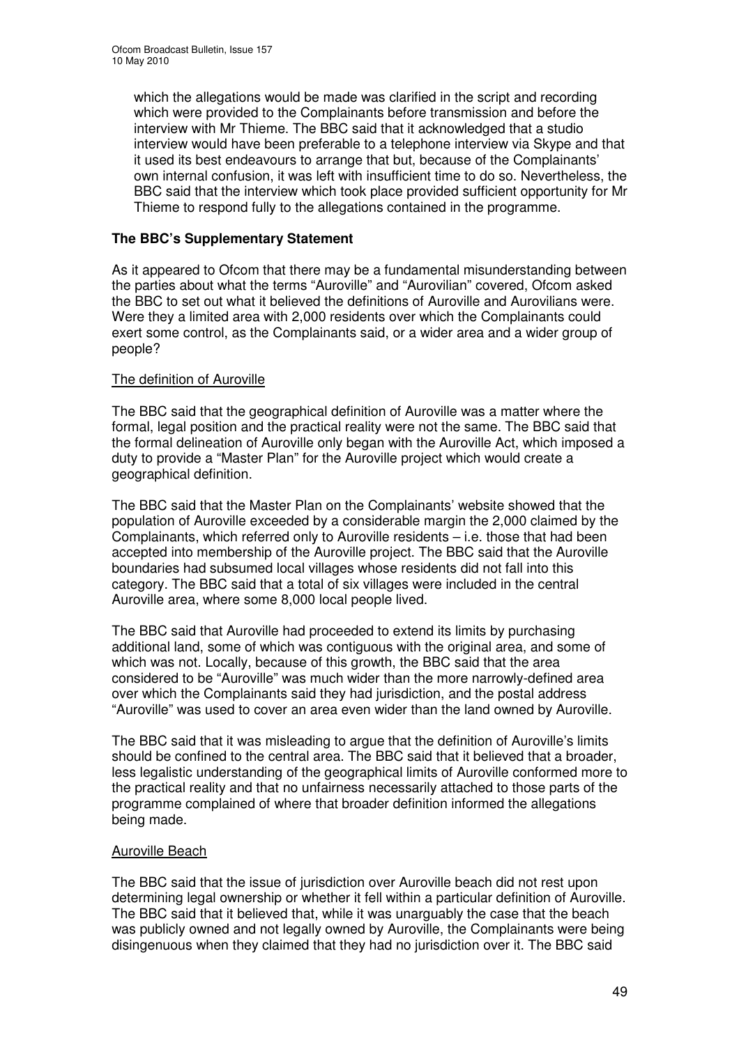which the allegations would be made was clarified in the script and recording which were provided to the Complainants before transmission and before the interview with Mr Thieme. The BBC said that it acknowledged that a studio interview would have been preferable to a telephone interview via Skype and that it used its best endeavours to arrange that but, because of the Complainants' own internal confusion, it was left with insufficient time to do so. Nevertheless, the BBC said that the interview which took place provided sufficient opportunity for Mr Thieme to respond fully to the allegations contained in the programme.

**The BBC's Supplementary Statement**

As it appeared to Ofcom that there may be a fundamental misunderstanding between the parties about what the terms "Auroville" and "Aurovilian" covered, Ofcom asked the BBC to set out what it believed the definitions of Auroville and Aurovilians were. Were they a limited area with 2,000 residents over which the Complainants could exert some control, as the Complainants said, or a wider area and a wider group of people?

The definition of Auroville

The BBC said that the geographical definition of Auroville was a matter where the formal, legal position and the practical reality were not the same. The BBC said that the formal delineation of Auroville only began with the Auroville Act, which imposed a duty to provide a "Master Plan" for the Auroville project which would create a geographical definition.

The BBC said that the Master Plan on the Complainants' website showed that the population of Auroville exceeded by a considerable margin the 2,000 claimed by the Complainants, which referred only to Auroville residents – i.e. those that had been accepted into membership of the Auroville project. The BBC said that the Auroville boundaries had subsumed local villages whose residents did not fall into this category. The BBC said that a total of six villages were included in the central Auroville area, where some 8,000 local people lived.

The BBC said that Auroville had proceeded to extend its limits by purchasing additional land, some of which was contiguous with the original area, and some of which was not. Locally, because of this growth, the BBC said that the area considered to be "Auroville" was much wider than the more narrowly-defined area over which the Complainants said they had jurisdiction, and the postal address "Auroville" was used to cover an area even wider than the land owned by Auroville.

The BBC said that it was misleading to argue that the definition of Auroville's limits should be confined to the central area. The BBC said that it believed that a broader, less legalistic understanding of the geographical limits of Auroville conformed more to the practical reality and that no unfairness necessarily attached to those parts of the programme complained of where that broader definition informed the allegations being made.

Auroville Beach

The BBC said that the issue of jurisdiction over Auroville beach did not rest upon determining legal ownership or whether it fell within a particular definition of Auroville. The BBC said that it believed that, while it was unarguably the case that the beach was publicly owned and not legally owned by Auroville, the Complainants were being disingenuous when they claimed that they had no jurisdiction over it. The BBC said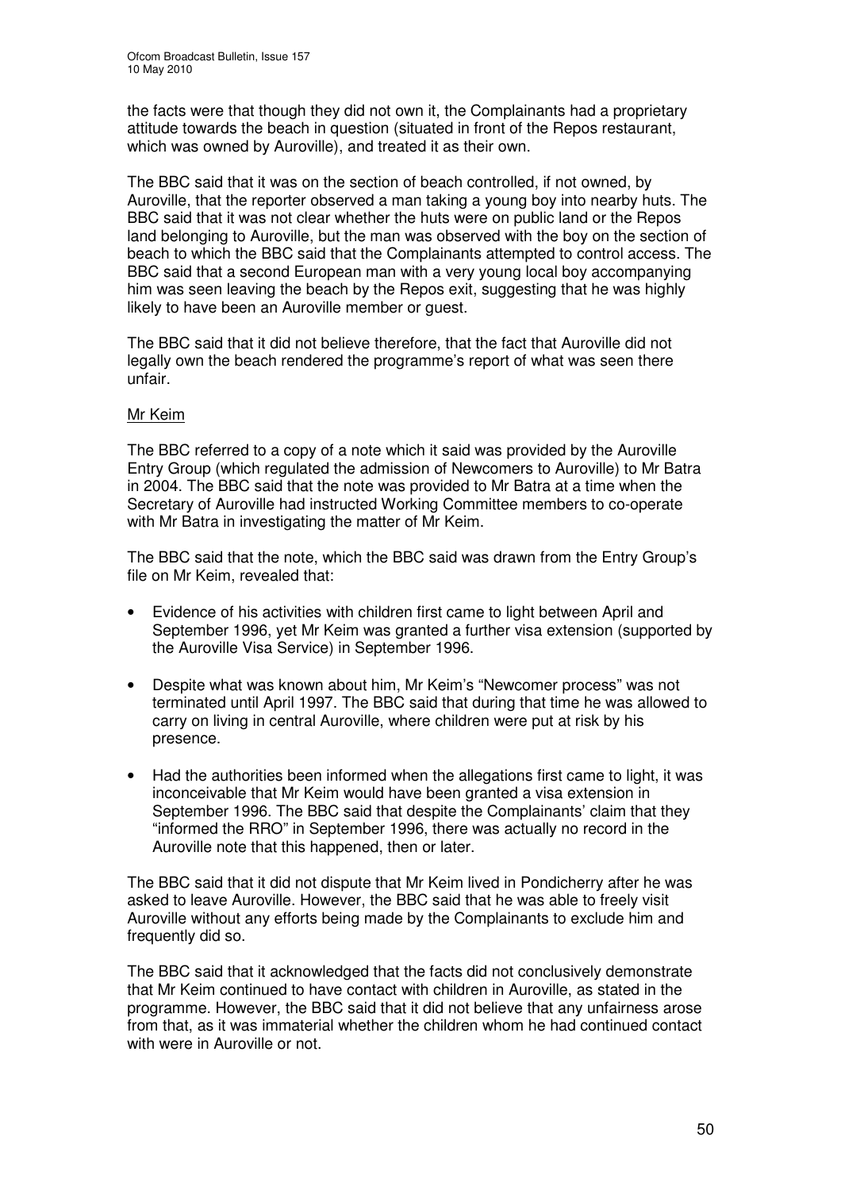the facts were that though they did not own it, the Complainants had a proprietary attitude towards the beach in question (situated in front of the Repos restaurant, which was owned by Auroville), and treated it as their own.

The BBC said that it was on the section of beach controlled, if not owned, by Auroville, that the reporter observed a man taking a young boy into nearby huts. The BBC said that it was not clear whether the huts were on public land or the Repos land belonging to Auroville, but the man was observed with the boy on the section of beach to which the BBC said that the Complainants attempted to control access. The BBC said that a second European man with a very young local boy accompanying him was seen leaving the beach by the Repos exit, suggesting that he was highly likely to have been an Auroville member or guest.

The BBC said that it did not believe therefore, that the fact that Auroville did not legally own the beach rendered the programme's report of what was seen there unfair.

Mr Keim

The BBC referred to a copy of a note which it said was provided by the Auroville Entry Group (which regulated the admission of Newcomers to Auroville) to Mr Batra in 2004. The BBC said that the note was provided to Mr Batra at a time when the Secretary of Auroville had instructed Working Committee members to co-operate with Mr Batra in investigating the matter of Mr Keim.

The BBC said that the note, which the BBC said was drawn from the Entry Group's file on Mr Keim, revealed that:

- Evidence of his activities with children first came to light between April and September 1996, yet Mr Keim was granted a further visa extension (supported by the Auroville Visa Service) in September 1996.
- Despite what was known about him, Mr Keim's "Newcomer process" was not terminated until April 1997. The BBC said that during that time he was allowed to carry on living in central Auroville, where children were put at risk by his presence.
- Had the authorities been informed when the allegations first came to light, it was inconceivable that Mr Keim would have been granted a visa extension in September 1996. The BBC said that despite the Complainants' claim that they "informed the RRO" in September 1996, there was actually no record in the Auroville note that this happened, then or later.

The BBC said that it did not dispute that Mr Keim lived in Pondicherry after he was asked to leave Auroville. However, the BBC said that he was able to freely visit Auroville without any efforts being made by the Complainants to exclude him and frequently did so.

The BBC said that it acknowledged that the facts did not conclusively demonstrate that Mr Keim continued to have contact with children in Auroville, as stated in the programme. However, the BBC said that it did not believe that any unfairness arose from that, as it was immaterial whether the children whom he had continued contact with were in Auroville or not.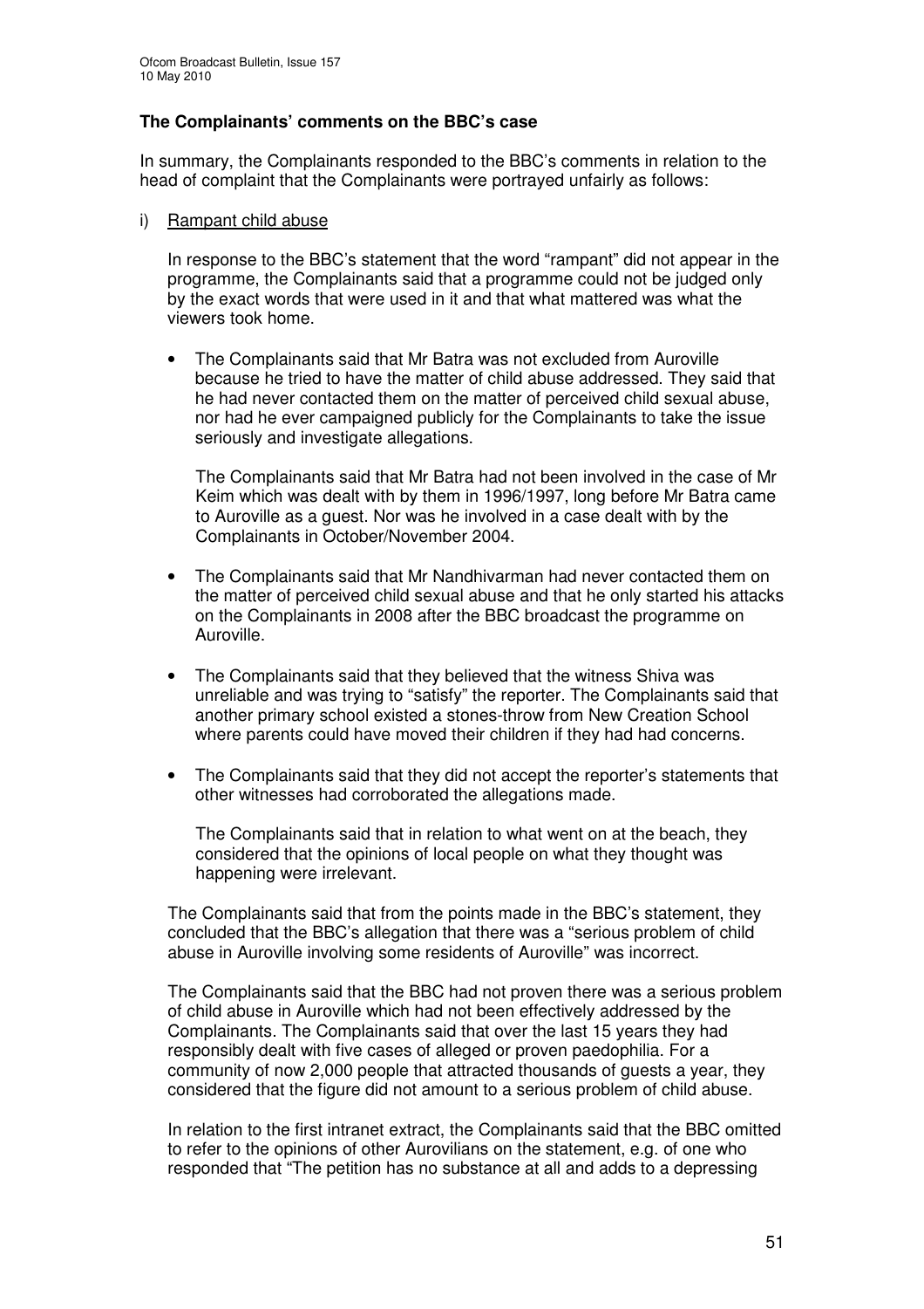**The Complainants' comments on the BBC's case**

In summary, the Complainants responded to the BBC's comments in relation to the head of complaint that the Complainants were portrayed unfairly as follows:

i) Rampant child abuse

In response to the BBC's statement that the word "rampant" did not appear in the programme, the Complainants said that a programme could not be judged only by the exact words that were used in it and that what mattered was what the viewers took home.

- The Complainants said that Mr Batra was not excluded from Auroville because he tried to have the matter of child abuse addressed. They said that he had never contacted them on the matter of perceived child sexual abuse, nor had he ever campaigned publicly for the Complainants to take the issue seriously and investigate allegations.

  The Complainants said that Mr Batra had not been involved in the case of Mr Keim which was dealt with by them in 1996/1997, long before Mr Batra came to Auroville as a guest. Nor was he involved in a case dealt with by the Complainants in October/November 2004.

- The Complainants said that Mr Nandhivarman had never contacted them on the matter of perceived child sexual abuse and that he only started his attacks on the Complainants in 2008 after the BBC broadcast the programme on Auroville.

- The Complainants said that they believed that the witness Shiva was unreliable and was trying to "satisfy" the reporter. The Complainants said that another primary school existed a stones-throw from New Creation School where parents could have moved their children if they had had concerns.

- The Complainants said that they did not accept the reporter's statements that other witnesses had corroborated the allegations made.

  The Complainants said that in relation to what went on at the beach, they considered that the opinions of local people on what they thought was happening were irrelevant.

The Complainants said that from the points made in the BBC's statement, they concluded that the BBC's allegation that there was a "serious problem of child abuse in Auroville involving some residents of Auroville" was incorrect.

The Complainants said that the BBC had not proven there was a serious problem of child abuse in Auroville which had not been effectively addressed by the Complainants. The Complainants said that over the last 15 years they had responsibly dealt with five cases of alleged or proven paedophilia. For a community of now 2,000 people that attracted thousands of guests a year, they considered that the figure did not amount to a serious problem of child abuse.

In relation to the first intranet extract, the Complainants said that the BBC omitted to refer to the opinions of other Aurovilians on the statement, e.g. of one who responded that "The petition has no substance at all and adds to a depressing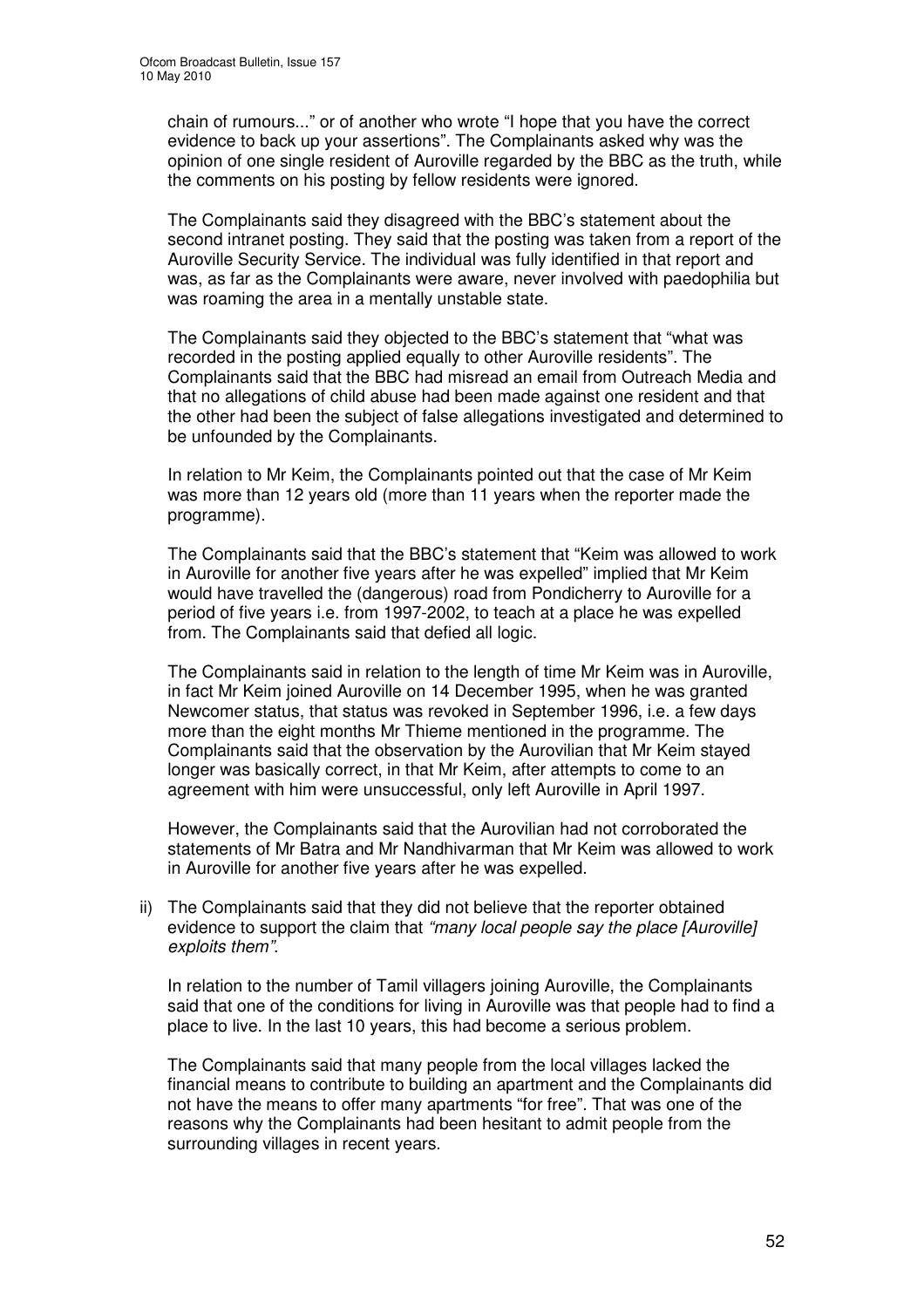chain of rumours..." or of another who wrote "I hope that you have the correct evidence to back up your assertions". The Complainants asked why was the opinion of one single resident of Auroville regarded by the BBC as the truth, while the comments on his posting by fellow residents were ignored.

The Complainants said they disagreed with the BBC's statement about the second intranet posting. They said that the posting was taken from a report of the Auroville Security Service. The individual was fully identified in that report and was, as far as the Complainants were aware, never involved with paedophilia but was roaming the area in a mentally unstable state.

The Complainants said they objected to the BBC's statement that "what was recorded in the posting applied equally to other Auroville residents". The Complainants said that the BBC had misread an email from Outreach Media and that no allegations of child abuse had been made against one resident and that the other had been the subject of false allegations investigated and determined to be unfounded by the Complainants.

In relation to Mr Keim, the Complainants pointed out that the case of Mr Keim was more than 12 years old (more than 11 years when the reporter made the programme).

The Complainants said that the BBC's statement that "Keim was allowed to work in Auroville for another five years after he was expelled" implied that Mr Keim would have travelled the (dangerous) road from Pondicherry to Auroville for a period of five years i.e. from 1997-2002, to teach at a place he was expelled from. The Complainants said that defied all logic.

The Complainants said in relation to the length of time Mr Keim was in Auroville, in fact Mr Keim joined Auroville on 14 December 1995, when he was granted Newcomer status, that status was revoked in September 1996, i.e. a few days more than the eight months Mr Thieme mentioned in the programme. The Complainants said that the observation by the Aurovilian that Mr Keim stayed longer was basically correct, in that Mr Keim, after attempts to come to an agreement with him were unsuccessful, only left Auroville in April 1997.

However, the Complainants said that the Aurovilian had not corroborated the statements of Mr Batra and Mr Nandhivarman that Mr Keim was allowed to work in Auroville for another five years after he was expelled.

ii) The Complainants said that they did not believe that the reporter obtained evidence to support the claim that *"many local people say the place [Auroville] exploits them"*.

In relation to the number of Tamil villagers joining Auroville, the Complainants said that one of the conditions for living in Auroville was that people had to find a place to live. In the last 10 years, this had become a serious problem.

The Complainants said that many people from the local villages lacked the financial means to contribute to building an apartment and the Complainants did not have the means to offer many apartments "for free". That was one of the reasons why the Complainants had been hesitant to admit people from the surrounding villages in recent years.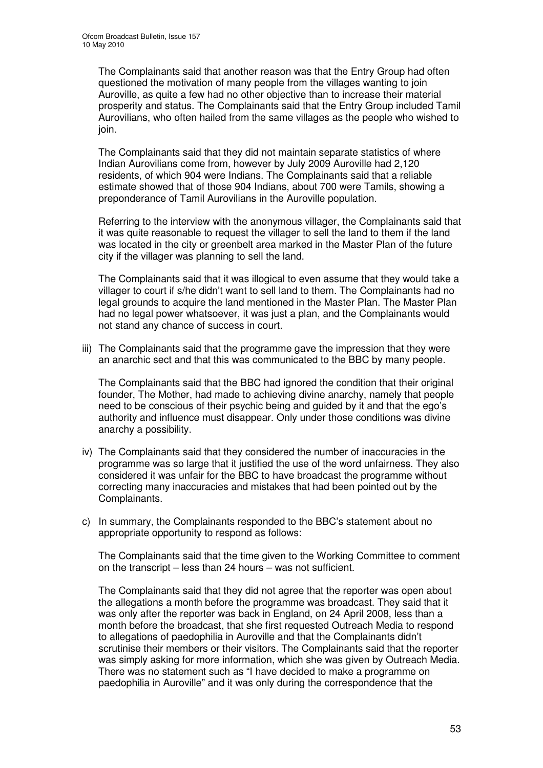The Complainants said that another reason was that the Entry Group had often questioned the motivation of many people from the villages wanting to join Auroville, as quite a few had no other objective than to increase their material prosperity and status. The Complainants said that the Entry Group included Tamil Aurovilians, who often hailed from the same villages as the people who wished to join.

The Complainants said that they did not maintain separate statistics of where Indian Aurovilians come from, however by July 2009 Auroville had 2,120 residents, of which 904 were Indians. The Complainants said that a reliable estimate showed that of those 904 Indians, about 700 were Tamils, showing a preponderance of Tamil Aurovilians in the Auroville population.

Referring to the interview with the anonymous villager, the Complainants said that it was quite reasonable to request the villager to sell the land to them if the land was located in the city or greenbelt area marked in the Master Plan of the future city if the villager was planning to sell the land.

The Complainants said that it was illogical to even assume that they would take a villager to court if s/he didn't want to sell land to them. The Complainants had no legal grounds to acquire the land mentioned in the Master Plan. The Master Plan had no legal power whatsoever, it was just a plan, and the Complainants would not stand any chance of success in court.

iii) The Complainants said that the programme gave the impression that they were an anarchic sect and that this was communicated to the BBC by many people.

The Complainants said that the BBC had ignored the condition that their original founder, The Mother, had made to achieving divine anarchy, namely that people need to be conscious of their psychic being and guided by it and that the ego's authority and influence must disappear. Only under those conditions was divine anarchy a possibility.

iv) The Complainants said that they considered the number of inaccuracies in the programme was so large that it justified the use of the word unfairness. They also considered it was unfair for the BBC to have broadcast the programme without correcting many inaccuracies and mistakes that had been pointed out by the Complainants.

c) In summary, the Complainants responded to the BBC's statement about no appropriate opportunity to respond as follows:

The Complainants said that the time given to the Working Committee to comment on the transcript – less than 24 hours – was not sufficient.

The Complainants said that they did not agree that the reporter was open about the allegations a month before the programme was broadcast. They said that it was only after the reporter was back in England, on 24 April 2008, less than a month before the broadcast, that she first requested Outreach Media to respond to allegations of paedophilia in Auroville and that the Complainants didn't scrutinise their members or their visitors. The Complainants said that the reporter was simply asking for more information, which she was given by Outreach Media. There was no statement such as "I have decided to make a programme on paedophilia in Auroville" and it was only during the correspondence that the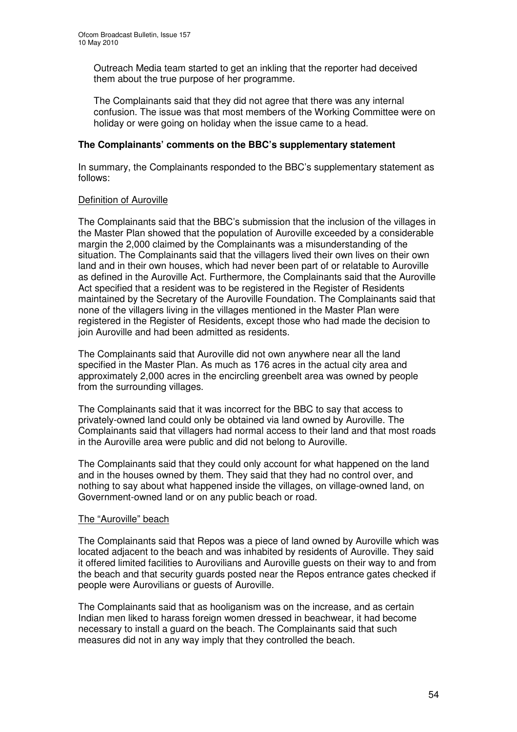Outreach Media team started to get an inkling that the reporter had deceived them about the true purpose of her programme.

The Complainants said that they did not agree that there was any internal confusion. The issue was that most members of the Working Committee were on holiday or were going on holiday when the issue came to a head.

**The Complainants' comments on the BBC's supplementary statement**

In summary, the Complainants responded to the BBC's supplementary statement as follows:

Definition of Auroville

The Complainants said that the BBC's submission that the inclusion of the villages in the Master Plan showed that the population of Auroville exceeded by a considerable margin the 2,000 claimed by the Complainants was a misunderstanding of the situation. The Complainants said that the villagers lived their own lives on their own land and in their own houses, which had never been part of or relatable to Auroville as defined in the Auroville Act. Furthermore, the Complainants said that the Auroville Act specified that a resident was to be registered in the Register of Residents maintained by the Secretary of the Auroville Foundation. The Complainants said that none of the villagers living in the villages mentioned in the Master Plan were registered in the Register of Residents, except those who had made the decision to join Auroville and had been admitted as residents.

The Complainants said that Auroville did not own anywhere near all the land specified in the Master Plan. As much as 176 acres in the actual city area and approximately 2,000 acres in the encircling greenbelt area was owned by people from the surrounding villages.

The Complainants said that it was incorrect for the BBC to say that access to privately-owned land could only be obtained via land owned by Auroville. The Complainants said that villagers had normal access to their land and that most roads in the Auroville area were public and did not belong to Auroville.

The Complainants said that they could only account for what happened on the land and in the houses owned by them. They said that they had no control over, and nothing to say about what happened inside the villages, on village-owned land, on Government-owned land or on any public beach or road.

The "Auroville" beach

The Complainants said that Repos was a piece of land owned by Auroville which was located adjacent to the beach and was inhabited by residents of Auroville. They said it offered limited facilities to Aurovilians and Auroville guests on their way to and from the beach and that security guards posted near the Repos entrance gates checked if people were Aurovilians or guests of Auroville.

The Complainants said that as hooliganism was on the increase, and as certain Indian men liked to harass foreign women dressed in beachwear, it had become necessary to install a guard on the beach. The Complainants said that such measures did not in any way imply that they controlled the beach.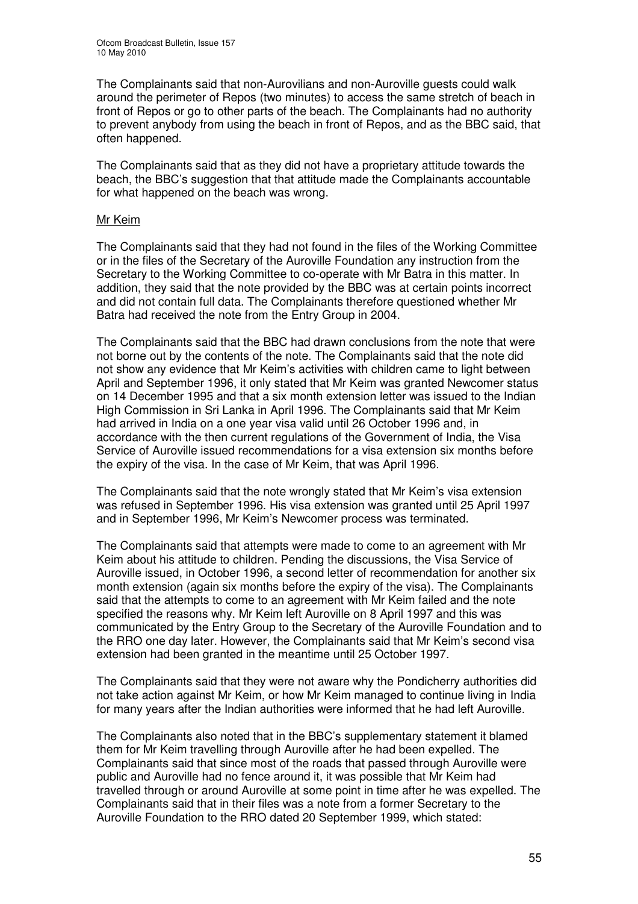The Complainants said that non-Aurovilians and non-Auroville guests could walk around the perimeter of Repos (two minutes) to access the same stretch of beach in front of Repos or go to other parts of the beach. The Complainants had no authority to prevent anybody from using the beach in front of Repos, and as the BBC said, that often happened.

The Complainants said that as they did not have a proprietary attitude towards the beach, the BBC's suggestion that that attitude made the Complainants accountable for what happened on the beach was wrong.

Mr Keim

The Complainants said that they had not found in the files of the Working Committee or in the files of the Secretary of the Auroville Foundation any instruction from the Secretary to the Working Committee to co-operate with Mr Batra in this matter. In addition, they said that the note provided by the BBC was at certain points incorrect and did not contain full data. The Complainants therefore questioned whether Mr Batra had received the note from the Entry Group in 2004.

The Complainants said that the BBC had drawn conclusions from the note that were not borne out by the contents of the note. The Complainants said that the note did not show any evidence that Mr Keim's activities with children came to light between April and September 1996, it only stated that Mr Keim was granted Newcomer status on 14 December 1995 and that a six month extension letter was issued to the Indian High Commission in Sri Lanka in April 1996. The Complainants said that Mr Keim had arrived in India on a one year visa valid until 26 October 1996 and, in accordance with the then current regulations of the Government of India, the Visa Service of Auroville issued recommendations for a visa extension six months before the expiry of the visa. In the case of Mr Keim, that was April 1996.

The Complainants said that the note wrongly stated that Mr Keim's visa extension was refused in September 1996. His visa extension was granted until 25 April 1997 and in September 1996, Mr Keim's Newcomer process was terminated.

The Complainants said that attempts were made to come to an agreement with Mr Keim about his attitude to children. Pending the discussions, the Visa Service of Auroville issued, in October 1996, a second letter of recommendation for another six month extension (again six months before the expiry of the visa). The Complainants said that the attempts to come to an agreement with Mr Keim failed and the note specified the reasons why. Mr Keim left Auroville on 8 April 1997 and this was communicated by the Entry Group to the Secretary of the Auroville Foundation and to the RRO one day later. However, the Complainants said that Mr Keim's second visa extension had been granted in the meantime until 25 October 1997.

The Complainants said that they were not aware why the Pondicherry authorities did not take action against Mr Keim, or how Mr Keim managed to continue living in India for many years after the Indian authorities were informed that he had left Auroville.

The Complainants also noted that in the BBC's supplementary statement it blamed them for Mr Keim travelling through Auroville after he had been expelled. The Complainants said that since most of the roads that passed through Auroville were public and Auroville had no fence around it, it was possible that Mr Keim had travelled through or around Auroville at some point in time after he was expelled. The Complainants said that in their files was a note from a former Secretary to the Auroville Foundation to the RRO dated 20 September 1999, which stated: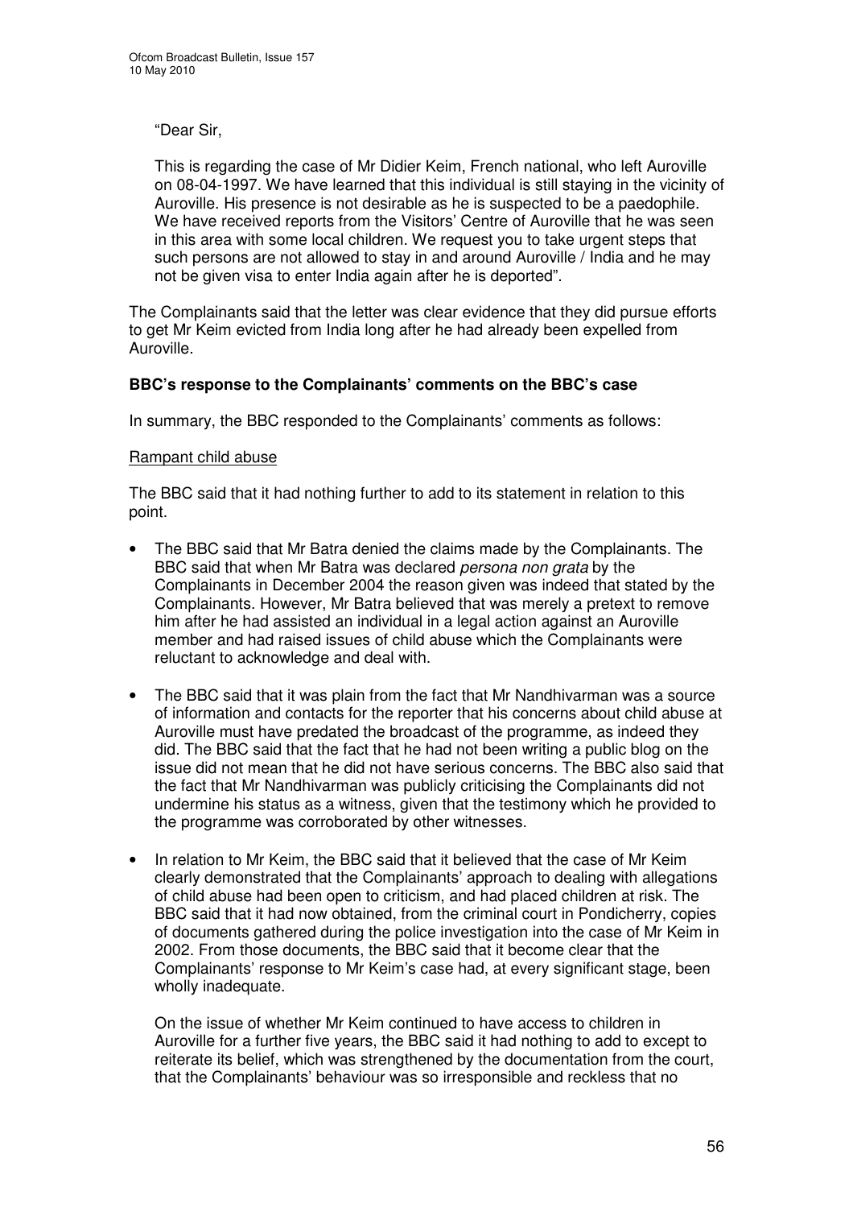"Dear Sir,

This is regarding the case of Mr Didier Keim, French national, who left Auroville on 08-04-1997. We have learned that this individual is still staying in the vicinity of Auroville. His presence is not desirable as he is suspected to be a paedophile. We have received reports from the Visitors' Centre of Auroville that he was seen in this area with some local children. We request you to take urgent steps that such persons are not allowed to stay in and around Auroville / India and he may not be given visa to enter India again after he is deported".

The Complainants said that the letter was clear evidence that they did pursue efforts to get Mr Keim evicted from India long after he had already been expelled from Auroville.

**BBC's response to the Complainants' comments on the BBC's case**

In summary, the BBC responded to the Complainants' comments as follows:

Rampant child abuse

The BBC said that it had nothing further to add to its statement in relation to this point.

- The BBC said that Mr Batra denied the claims made by the Complainants. The BBC said that when Mr Batra was declared *persona non grata* by the Complainants in December 2004 the reason given was indeed that stated by the Complainants. However, Mr Batra believed that was merely a pretext to remove him after he had assisted an individual in a legal action against an Auroville member and had raised issues of child abuse which the Complainants were reluctant to acknowledge and deal with.
- The BBC said that it was plain from the fact that Mr Nandhivarman was a source of information and contacts for the reporter that his concerns about child abuse at Auroville must have predated the broadcast of the programme, as indeed they did. The BBC said that the fact that he had not been writing a public blog on the issue did not mean that he did not have serious concerns. The BBC also said that the fact that Mr Nandhivarman was publicly criticising the Complainants did not undermine his status as a witness, given that the testimony which he provided to the programme was corroborated by other witnesses.
- In relation to Mr Keim, the BBC said that it believed that the case of Mr Keim clearly demonstrated that the Complainants' approach to dealing with allegations of child abuse had been open to criticism, and had placed children at risk. The BBC said that it had now obtained, from the criminal court in Pondicherry, copies of documents gathered during the police investigation into the case of Mr Keim in 2002. From those documents, the BBC said that it become clear that the Complainants' response to Mr Keim's case had, at every significant stage, been wholly inadequate.

  On the issue of whether Mr Keim continued to have access to children in Auroville for a further five years, the BBC said it had nothing to add to except to reiterate its belief, which was strengthened by the documentation from the court, that the Complainants' behaviour was so irresponsible and reckless that no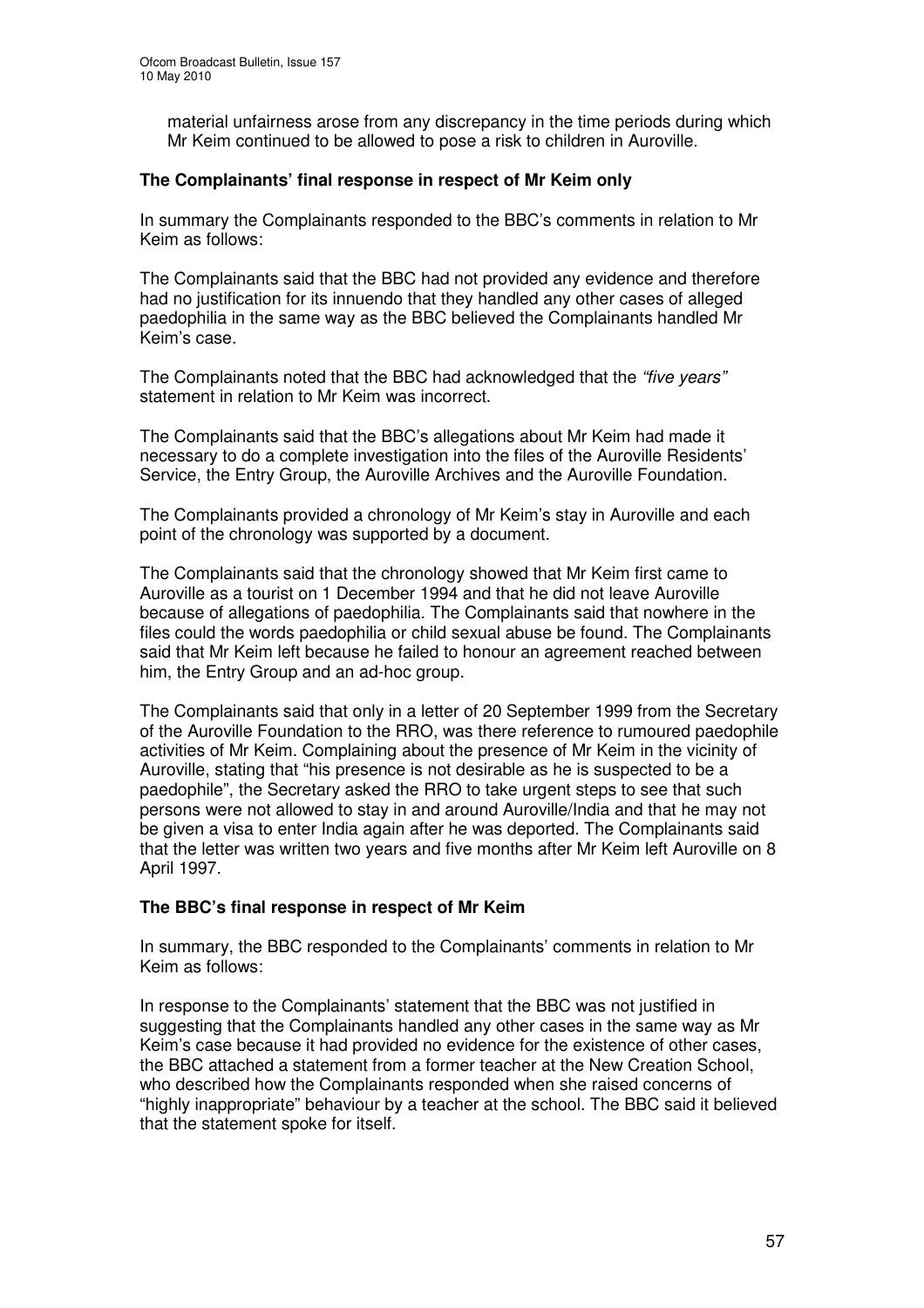material unfairness arose from any discrepancy in the time periods during which Mr Keim continued to be allowed to pose a risk to children in Auroville.

### The Complainants' final response in respect of Mr Keim only

In summary the Complainants responded to the BBC's comments in relation to Mr Keim as follows:

The Complainants said that the BBC had not provided any evidence and therefore had no justification for its innuendo that they handled any other cases of alleged paedophilia in the same way as the BBC believed the Complainants handled Mr Keim's case.

The Complainants noted that the BBC had acknowledged that the *"five years"* statement in relation to Mr Keim was incorrect.

The Complainants said that the BBC's allegations about Mr Keim had made it necessary to do a complete investigation into the files of the Auroville Residents' Service, the Entry Group, the Auroville Archives and the Auroville Foundation.

The Complainants provided a chronology of Mr Keim's stay in Auroville and each point of the chronology was supported by a document.

The Complainants said that the chronology showed that Mr Keim first came to Auroville as a tourist on 1 December 1994 and that he did not leave Auroville because of allegations of paedophilia. The Complainants said that nowhere in the files could the words paedophilia or child sexual abuse be found. The Complainants said that Mr Keim left because he failed to honour an agreement reached between him, the Entry Group and an ad-hoc group.

The Complainants said that only in a letter of 20 September 1999 from the Secretary of the Auroville Foundation to the RRO, was there reference to rumoured paedophile activities of Mr Keim. Complaining about the presence of Mr Keim in the vicinity of Auroville, stating that "his presence is not desirable as he is suspected to be a paedophile", the Secretary asked the RRO to take urgent steps to see that such persons were not allowed to stay in and around Auroville/India and that he may not be given a visa to enter India again after he was deported. The Complainants said that the letter was written two years and five months after Mr Keim left Auroville on 8 April 1997.

### The BBC's final response in respect of Mr Keim

In summary, the BBC responded to the Complainants' comments in relation to Mr Keim as follows:

In response to the Complainants' statement that the BBC was not justified in suggesting that the Complainants handled any other cases in the same way as Mr Keim's case because it had provided no evidence for the existence of other cases, the BBC attached a statement from a former teacher at the New Creation School, who described how the Complainants responded when she raised concerns of "highly inappropriate" behaviour by a teacher at the school. The BBC said it believed that the statement spoke for itself.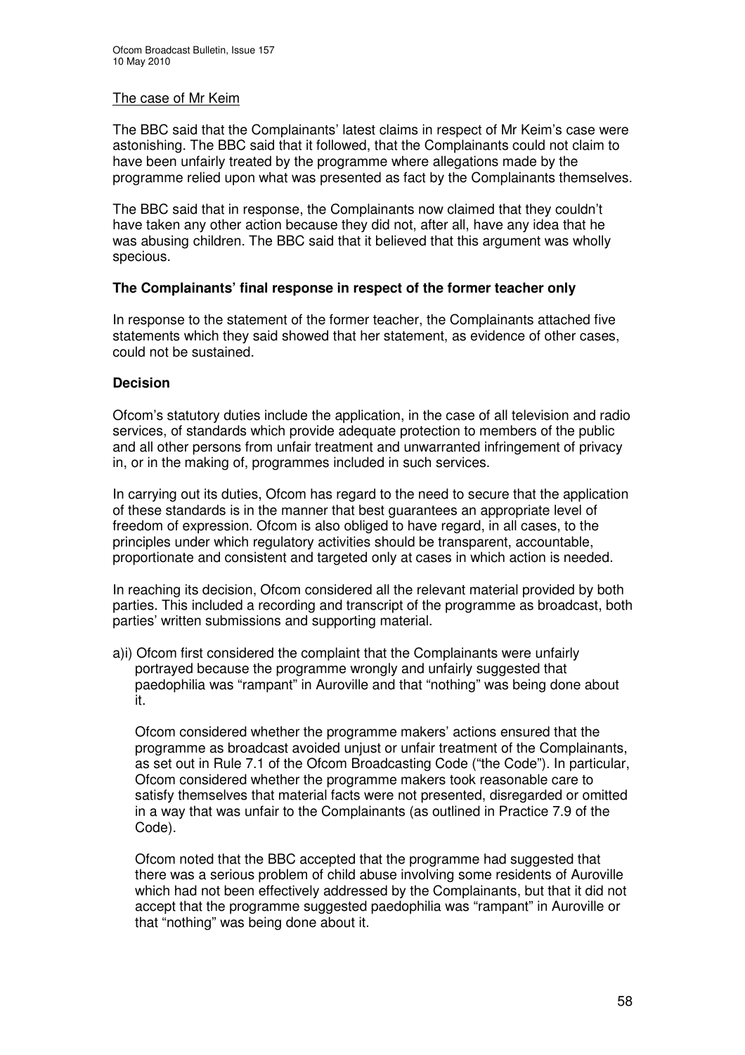The case of Mr Keim

The BBC said that the Complainants' latest claims in respect of Mr Keim's case were astonishing. The BBC said that it followed, that the Complainants could not claim to have been unfairly treated by the programme where allegations made by the programme relied upon what was presented as fact by the Complainants themselves.

The BBC said that in response, the Complainants now claimed that they couldn't have taken any other action because they did not, after all, have any idea that he was abusing children. The BBC said that it believed that this argument was wholly specious.

**The Complainants' final response in respect of the former teacher only**

In response to the statement of the former teacher, the Complainants attached five statements which they said showed that her statement, as evidence of other cases, could not be sustained.

**Decision**

Ofcom's statutory duties include the application, in the case of all television and radio services, of standards which provide adequate protection to members of the public and all other persons from unfair treatment and unwarranted infringement of privacy in, or in the making of, programmes included in such services.

In carrying out its duties, Ofcom has regard to the need to secure that the application of these standards is in the manner that best guarantees an appropriate level of freedom of expression. Ofcom is also obliged to have regard, in all cases, to the principles under which regulatory activities should be transparent, accountable, proportionate and consistent and targeted only at cases in which action is needed.

In reaching its decision, Ofcom considered all the relevant material provided by both parties. This included a recording and transcript of the programme as broadcast, both parties' written submissions and supporting material.

a)i) Ofcom first considered the complaint that the Complainants were unfairly portrayed because the programme wrongly and unfairly suggested that paedophilia was "rampant" in Auroville and that "nothing" was being done about it.

Ofcom considered whether the programme makers' actions ensured that the programme as broadcast avoided unjust or unfair treatment of the Complainants, as set out in Rule 7.1 of the Ofcom Broadcasting Code ("the Code"). In particular, Ofcom considered whether the programme makers took reasonable care to satisfy themselves that material facts were not presented, disregarded or omitted in a way that was unfair to the Complainants (as outlined in Practice 7.9 of the Code).

Ofcom noted that the BBC accepted that the programme had suggested that there was a serious problem of child abuse involving some residents of Auroville which had not been effectively addressed by the Complainants, but that it did not accept that the programme suggested paedophilia was "rampant" in Auroville or that "nothing" was being done about it.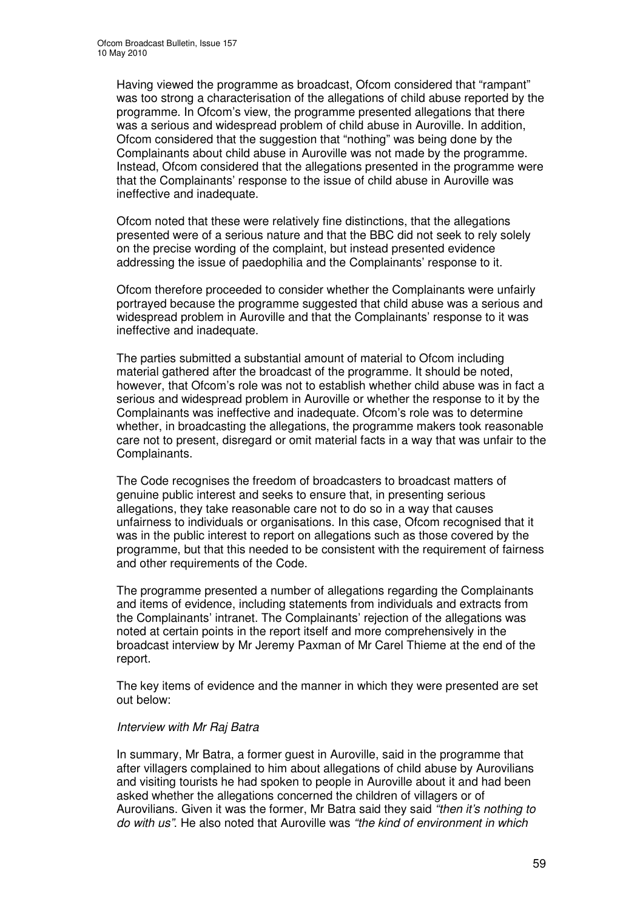Having viewed the programme as broadcast, Ofcom considered that "rampant" was too strong a characterisation of the allegations of child abuse reported by the programme. In Ofcom's view, the programme presented allegations that there was a serious and widespread problem of child abuse in Auroville. In addition, Ofcom considered that the suggestion that "nothing" was being done by the Complainants about child abuse in Auroville was not made by the programme. Instead, Ofcom considered that the allegations presented in the programme were that the Complainants' response to the issue of child abuse in Auroville was ineffective and inadequate.

Ofcom noted that these were relatively fine distinctions, that the allegations presented were of a serious nature and that the BBC did not seek to rely solely on the precise wording of the complaint, but instead presented evidence addressing the issue of paedophilia and the Complainants' response to it.

Ofcom therefore proceeded to consider whether the Complainants were unfairly portrayed because the programme suggested that child abuse was a serious and widespread problem in Auroville and that the Complainants' response to it was ineffective and inadequate.

The parties submitted a substantial amount of material to Ofcom including material gathered after the broadcast of the programme. It should be noted, however, that Ofcom's role was not to establish whether child abuse was in fact a serious and widespread problem in Auroville or whether the response to it by the Complainants was ineffective and inadequate. Ofcom's role was to determine whether, in broadcasting the allegations, the programme makers took reasonable care not to present, disregard or omit material facts in a way that was unfair to the Complainants.

The Code recognises the freedom of broadcasters to broadcast matters of genuine public interest and seeks to ensure that, in presenting serious allegations, they take reasonable care not to do so in a way that causes unfairness to individuals or organisations. In this case, Ofcom recognised that it was in the public interest to report on allegations such as those covered by the programme, but that this needed to be consistent with the requirement of fairness and other requirements of the Code.

The programme presented a number of allegations regarding the Complainants and items of evidence, including statements from individuals and extracts from the Complainants' intranet. The Complainants' rejection of the allegations was noted at certain points in the report itself and more comprehensively in the broadcast interview by Mr Jeremy Paxman of Mr Carel Thieme at the end of the report.

The key items of evidence and the manner in which they were presented are set out below:

*Interview with Mr Raj Batra*

In summary, Mr Batra, a former guest in Auroville, said in the programme that after villagers complained to him about allegations of child abuse by Aurovilians and visiting tourists he had spoken to people in Auroville about it and had been asked whether the allegations concerned the children of villagers or of Aurovilians. Given it was the former, Mr Batra said they said *"then it's nothing to do with us"*. He also noted that Auroville was *"the kind of environment in which*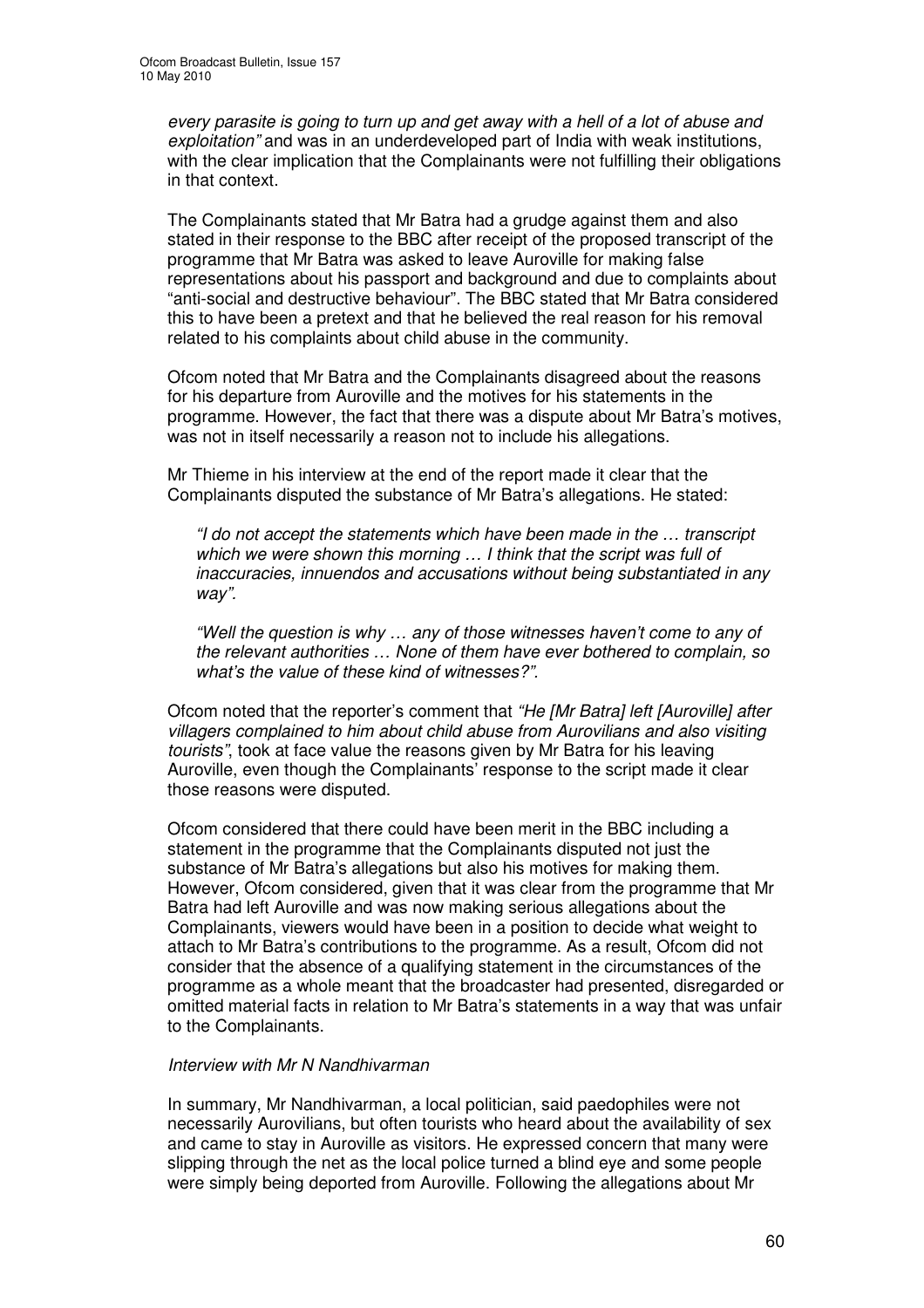*every parasite is going to turn up and get away with a hell of a lot of abuse and exploitation"* and was in an underdeveloped part of India with weak institutions, with the clear implication that the Complainants were not fulfilling their obligations in that context.

The Complainants stated that Mr Batra had a grudge against them and also stated in their response to the BBC after receipt of the proposed transcript of the programme that Mr Batra was asked to leave Auroville for making false representations about his passport and background and due to complaints about "anti-social and destructive behaviour". The BBC stated that Mr Batra considered this to have been a pretext and that he believed the real reason for his removal related to his complaints about child abuse in the community.

Ofcom noted that Mr Batra and the Complainants disagreed about the reasons for his departure from Auroville and the motives for his statements in the programme. However, the fact that there was a dispute about Mr Batra's motives, was not in itself necessarily a reason not to include his allegations.

Mr Thieme in his interview at the end of the report made it clear that the Complainants disputed the substance of Mr Batra's allegations. He stated:

> *"I do not accept the statements which have been made in the … transcript which we were shown this morning … I think that the script was full of inaccuracies, innuendos and accusations without being substantiated in any way".*
>
> *"Well the question is why … any of those witnesses haven't come to any of the relevant authorities … None of them have ever bothered to complain, so what's the value of these kind of witnesses?".*

Ofcom noted that the reporter's comment that *"He [Mr Batra] left [Auroville] after villagers complained to him about child abuse from Aurovilians and also visiting tourists"*, took at face value the reasons given by Mr Batra for his leaving Auroville, even though the Complainants' response to the script made it clear those reasons were disputed.

Ofcom considered that there could have been merit in the BBC including a statement in the programme that the Complainants disputed not just the substance of Mr Batra's allegations but also his motives for making them. However, Ofcom considered, given that it was clear from the programme that Mr Batra had left Auroville and was now making serious allegations about the Complainants, viewers would have been in a position to decide what weight to attach to Mr Batra's contributions to the programme. As a result, Ofcom did not consider that the absence of a qualifying statement in the circumstances of the programme as a whole meant that the broadcaster had presented, disregarded or omitted material facts in relation to Mr Batra's statements in a way that was unfair to the Complainants.

*Interview with Mr N Nandhivarman*

In summary, Mr Nandhivarman, a local politician, said paedophiles were not necessarily Aurovilians, but often tourists who heard about the availability of sex and came to stay in Auroville as visitors. He expressed concern that many were slipping through the net as the local police turned a blind eye and some people were simply being deported from Auroville. Following the allegations about Mr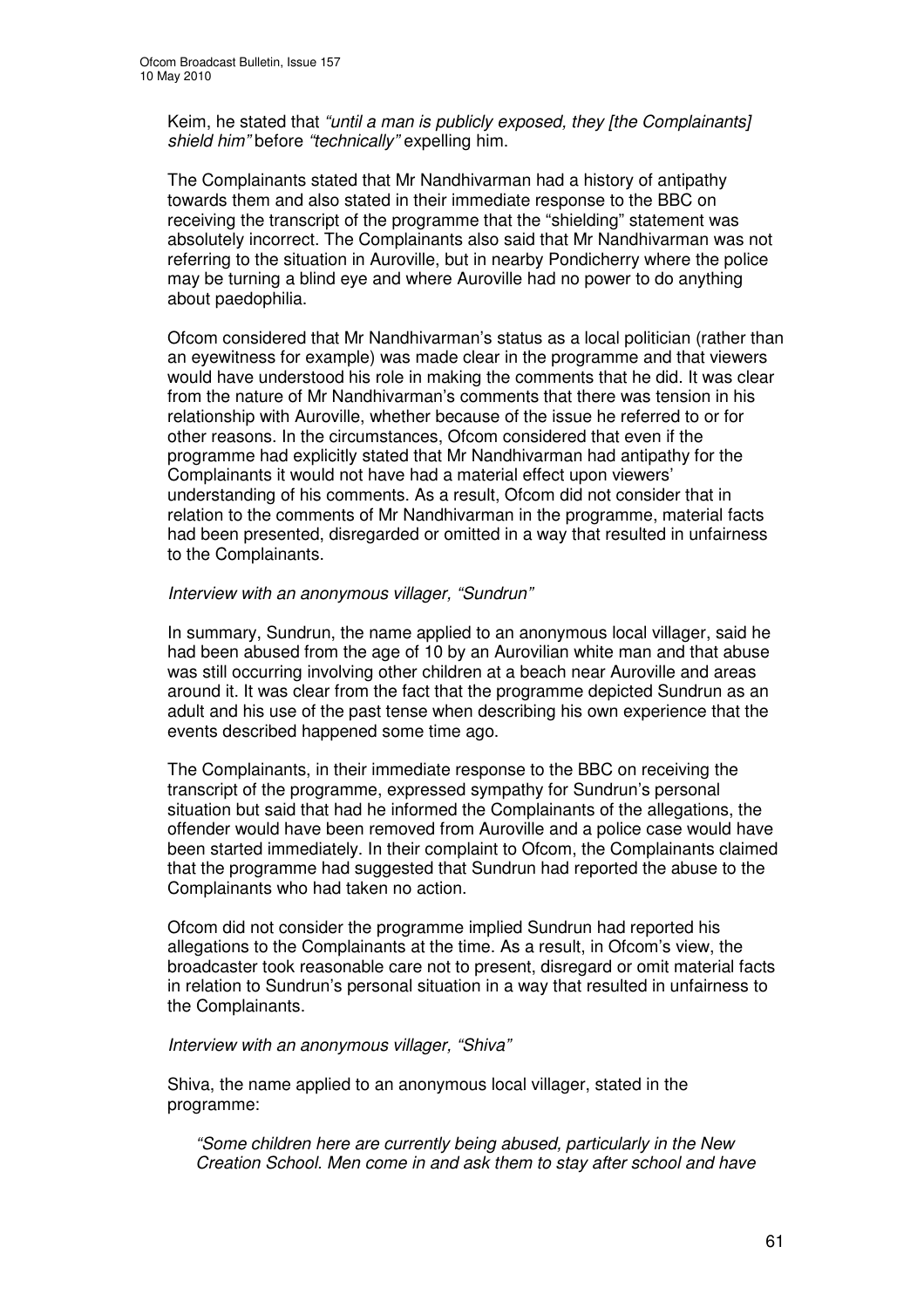Keim, he stated that *"until a man is publicly exposed, they [the Complainants] shield him"* before *"technically"* expelling him.

The Complainants stated that Mr Nandhivarman had a history of antipathy towards them and also stated in their immediate response to the BBC on receiving the transcript of the programme that the "shielding" statement was absolutely incorrect. The Complainants also said that Mr Nandhivarman was not referring to the situation in Auroville, but in nearby Pondicherry where the police may be turning a blind eye and where Auroville had no power to do anything about paedophilia.

Ofcom considered that Mr Nandhivarman's status as a local politician (rather than an eyewitness for example) was made clear in the programme and that viewers would have understood his role in making the comments that he did. It was clear from the nature of Mr Nandhivarman's comments that there was tension in his relationship with Auroville, whether because of the issue he referred to or for other reasons. In the circumstances, Ofcom considered that even if the programme had explicitly stated that Mr Nandhivarman had antipathy for the Complainants it would not have had a material effect upon viewers' understanding of his comments. As a result, Ofcom did not consider that in relation to the comments of Mr Nandhivarman in the programme, material facts had been presented, disregarded or omitted in a way that resulted in unfairness to the Complainants.

*Interview with an anonymous villager, "Sundrun"*

In summary, Sundrun, the name applied to an anonymous local villager, said he had been abused from the age of 10 by an Aurovilian white man and that abuse was still occurring involving other children at a beach near Auroville and areas around it. It was clear from the fact that the programme depicted Sundrun as an adult and his use of the past tense when describing his own experience that the events described happened some time ago.

The Complainants, in their immediate response to the BBC on receiving the transcript of the programme, expressed sympathy for Sundrun's personal situation but said that had he informed the Complainants of the allegations, the offender would have been removed from Auroville and a police case would have been started immediately. In their complaint to Ofcom, the Complainants claimed that the programme had suggested that Sundrun had reported the abuse to the Complainants who had taken no action.

Ofcom did not consider the programme implied Sundrun had reported his allegations to the Complainants at the time. As a result, in Ofcom's view, the broadcaster took reasonable care not to present, disregard or omit material facts in relation to Sundrun's personal situation in a way that resulted in unfairness to the Complainants.

*Interview with an anonymous villager, "Shiva"*

Shiva, the name applied to an anonymous local villager, stated in the programme:

> *"Some children here are currently being abused, particularly in the New Creation School. Men come in and ask them to stay after school and have*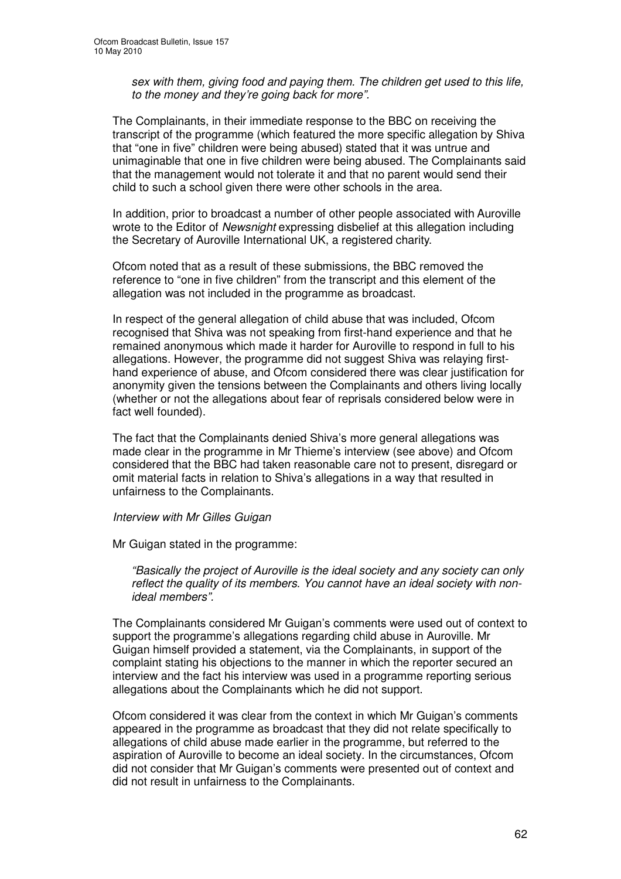*sex with them, giving food and paying them. The children get used to this life, to the money and they're going back for more".*

The Complainants, in their immediate response to the BBC on receiving the transcript of the programme (which featured the more specific allegation by Shiva that "one in five" children were being abused) stated that it was untrue and unimaginable that one in five children were being abused. The Complainants said that the management would not tolerate it and that no parent would send their child to such a school given there were other schools in the area.

In addition, prior to broadcast a number of other people associated with Auroville wrote to the Editor of *Newsnight* expressing disbelief at this allegation including the Secretary of Auroville International UK, a registered charity.

Ofcom noted that as a result of these submissions, the BBC removed the reference to "one in five children" from the transcript and this element of the allegation was not included in the programme as broadcast.

In respect of the general allegation of child abuse that was included, Ofcom recognised that Shiva was not speaking from first-hand experience and that he remained anonymous which made it harder for Auroville to respond in full to his allegations. However, the programme did not suggest Shiva was relaying first-hand experience of abuse, and Ofcom considered there was clear justification for anonymity given the tensions between the Complainants and others living locally (whether or not the allegations about fear of reprisals considered below were in fact well founded).

The fact that the Complainants denied Shiva's more general allegations was made clear in the programme in Mr Thieme's interview (see above) and Ofcom considered that the BBC had taken reasonable care not to present, disregard or omit material facts in relation to Shiva's allegations in a way that resulted in unfairness to the Complainants.

*Interview with Mr Gilles Guigan*

Mr Guigan stated in the programme:

*"Basically the project of Auroville is the ideal society and any society can only reflect the quality of its members. You cannot have an ideal society with non-ideal members".*

The Complainants considered Mr Guigan's comments were used out of context to support the programme's allegations regarding child abuse in Auroville. Mr Guigan himself provided a statement, via the Complainants, in support of the complaint stating his objections to the manner in which the reporter secured an interview and the fact his interview was used in a programme reporting serious allegations about the Complainants which he did not support.

Ofcom considered it was clear from the context in which Mr Guigan's comments appeared in the programme as broadcast that they did not relate specifically to allegations of child abuse made earlier in the programme, but referred to the aspiration of Auroville to become an ideal society. In the circumstances, Ofcom did not consider that Mr Guigan's comments were presented out of context and did not result in unfairness to the Complainants.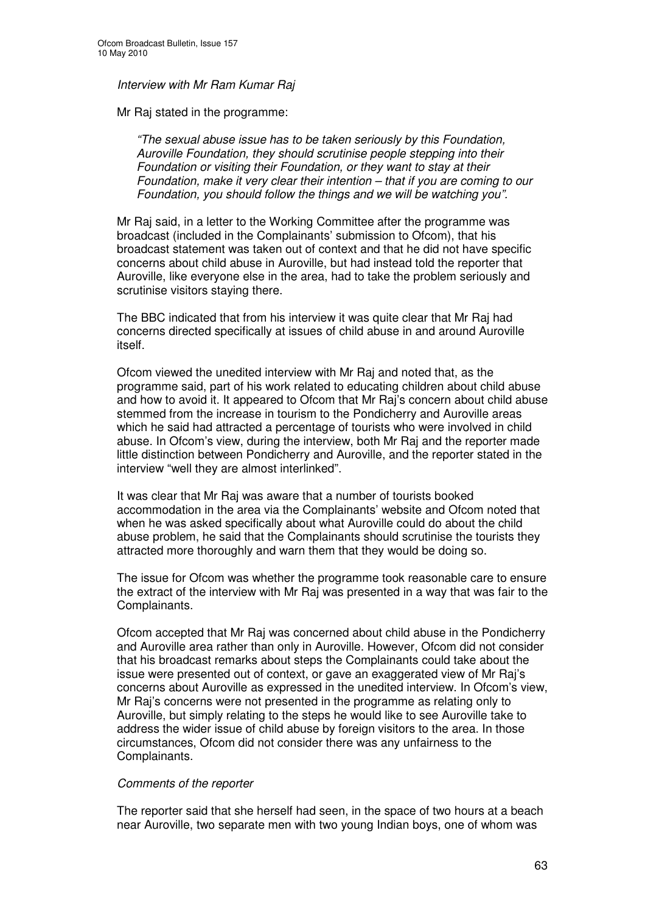*Interview with Mr Ram Kumar Raj*

Mr Raj stated in the programme:

> *"The sexual abuse issue has to be taken seriously by this Foundation, Auroville Foundation, they should scrutinise people stepping into their Foundation or visiting their Foundation, or they want to stay at their Foundation, make it very clear their intention – that if you are coming to our Foundation, you should follow the things and we will be watching you".*

Mr Raj said, in a letter to the Working Committee after the programme was broadcast (included in the Complainants' submission to Ofcom), that his broadcast statement was taken out of context and that he did not have specific concerns about child abuse in Auroville, but had instead told the reporter that Auroville, like everyone else in the area, had to take the problem seriously and scrutinise visitors staying there.

The BBC indicated that from his interview it was quite clear that Mr Raj had concerns directed specifically at issues of child abuse in and around Auroville itself.

Ofcom viewed the unedited interview with Mr Raj and noted that, as the programme said, part of his work related to educating children about child abuse and how to avoid it. It appeared to Ofcom that Mr Raj's concern about child abuse stemmed from the increase in tourism to the Pondicherry and Auroville areas which he said had attracted a percentage of tourists who were involved in child abuse. In Ofcom's view, during the interview, both Mr Raj and the reporter made little distinction between Pondicherry and Auroville, and the reporter stated in the interview "well they are almost interlinked".

It was clear that Mr Raj was aware that a number of tourists booked accommodation in the area via the Complainants' website and Ofcom noted that when he was asked specifically about what Auroville could do about the child abuse problem, he said that the Complainants should scrutinise the tourists they attracted more thoroughly and warn them that they would be doing so.

The issue for Ofcom was whether the programme took reasonable care to ensure the extract of the interview with Mr Raj was presented in a way that was fair to the Complainants.

Ofcom accepted that Mr Raj was concerned about child abuse in the Pondicherry and Auroville area rather than only in Auroville. However, Ofcom did not consider that his broadcast remarks about steps the Complainants could take about the issue were presented out of context, or gave an exaggerated view of Mr Raj's concerns about Auroville as expressed in the unedited interview. In Ofcom's view, Mr Raj's concerns were not presented in the programme as relating only to Auroville, but simply relating to the steps he would like to see Auroville take to address the wider issue of child abuse by foreign visitors to the area. In those circumstances, Ofcom did not consider there was any unfairness to the Complainants.

*Comments of the reporter*

The reporter said that she herself had seen, in the space of two hours at a beach near Auroville, two separate men with two young Indian boys, one of whom was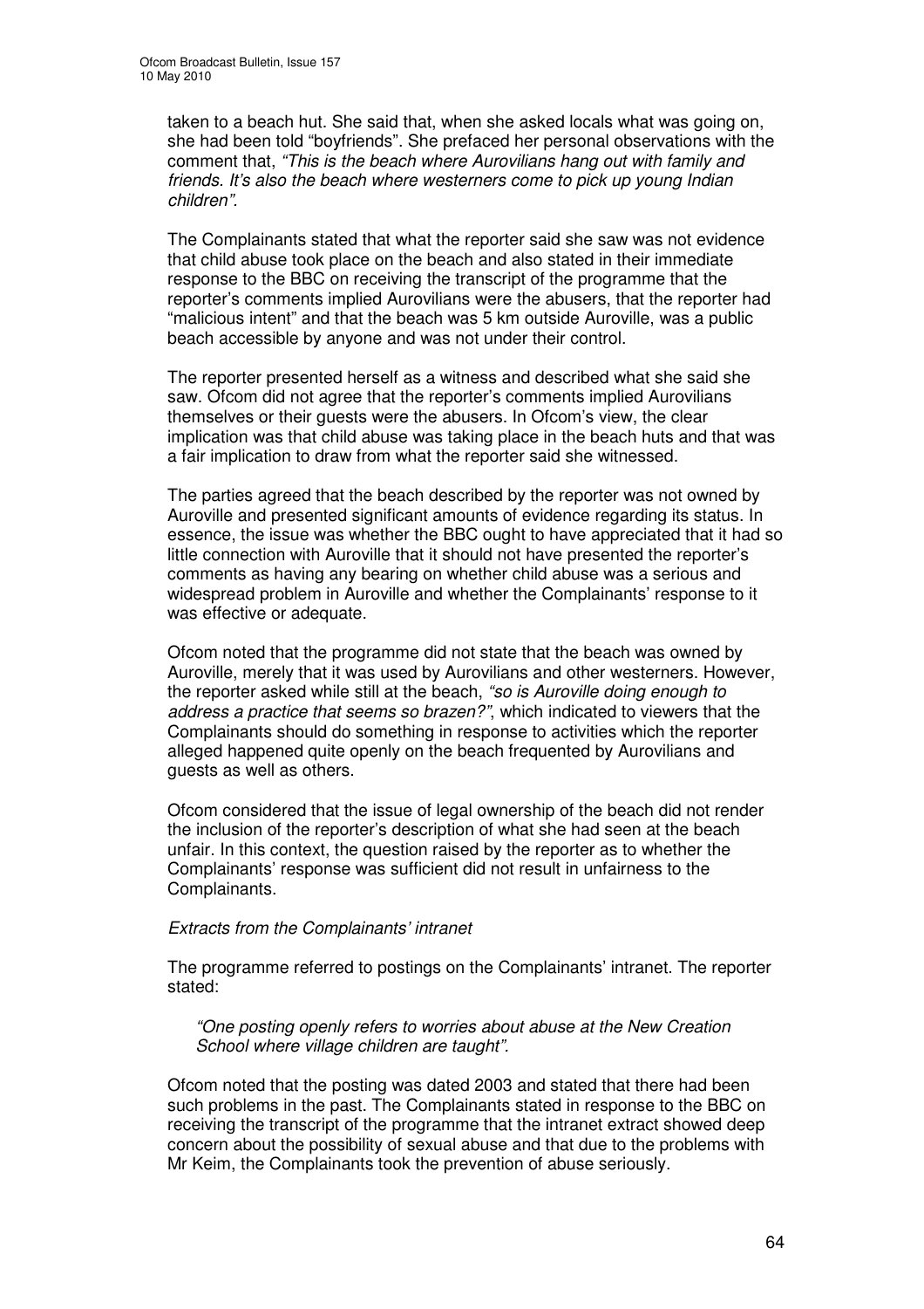taken to a beach hut. She said that, when she asked locals what was going on, she had been told "boyfriends". She prefaced her personal observations with the comment that, *"This is the beach where Aurovilians hang out with family and friends. It's also the beach where westerners come to pick up young Indian children"*.

The Complainants stated that what the reporter said she saw was not evidence that child abuse took place on the beach and also stated in their immediate response to the BBC on receiving the transcript of the programme that the reporter's comments implied Aurovilians were the abusers, that the reporter had "malicious intent" and that the beach was 5 km outside Auroville, was a public beach accessible by anyone and was not under their control.

The reporter presented herself as a witness and described what she said she saw. Ofcom did not agree that the reporter's comments implied Aurovilians themselves or their guests were the abusers. In Ofcom's view, the clear implication was that child abuse was taking place in the beach huts and that was a fair implication to draw from what the reporter said she witnessed.

The parties agreed that the beach described by the reporter was not owned by Auroville and presented significant amounts of evidence regarding its status. In essence, the issue was whether the BBC ought to have appreciated that it had so little connection with Auroville that it should not have presented the reporter's comments as having any bearing on whether child abuse was a serious and widespread problem in Auroville and whether the Complainants' response to it was effective or adequate.

Ofcom noted that the programme did not state that the beach was owned by Auroville, merely that it was used by Aurovilians and other westerners. However, the reporter asked while still at the beach, *"so is Auroville doing enough to address a practice that seems so brazen?"*, which indicated to viewers that the Complainants should do something in response to activities which the reporter alleged happened quite openly on the beach frequented by Aurovilians and guests as well as others.

Ofcom considered that the issue of legal ownership of the beach did not render the inclusion of the reporter's description of what she had seen at the beach unfair. In this context, the question raised by the reporter as to whether the Complainants' response was sufficient did not result in unfairness to the Complainants.

*Extracts from the Complainants' intranet*

The programme referred to postings on the Complainants' intranet. The reporter stated:

> *"One posting openly refers to worries about abuse at the New Creation School where village children are taught"*.

Ofcom noted that the posting was dated 2003 and stated that there had been such problems in the past. The Complainants stated in response to the BBC on receiving the transcript of the programme that the intranet extract showed deep concern about the possibility of sexual abuse and that due to the problems with Mr Keim, the Complainants took the prevention of abuse seriously.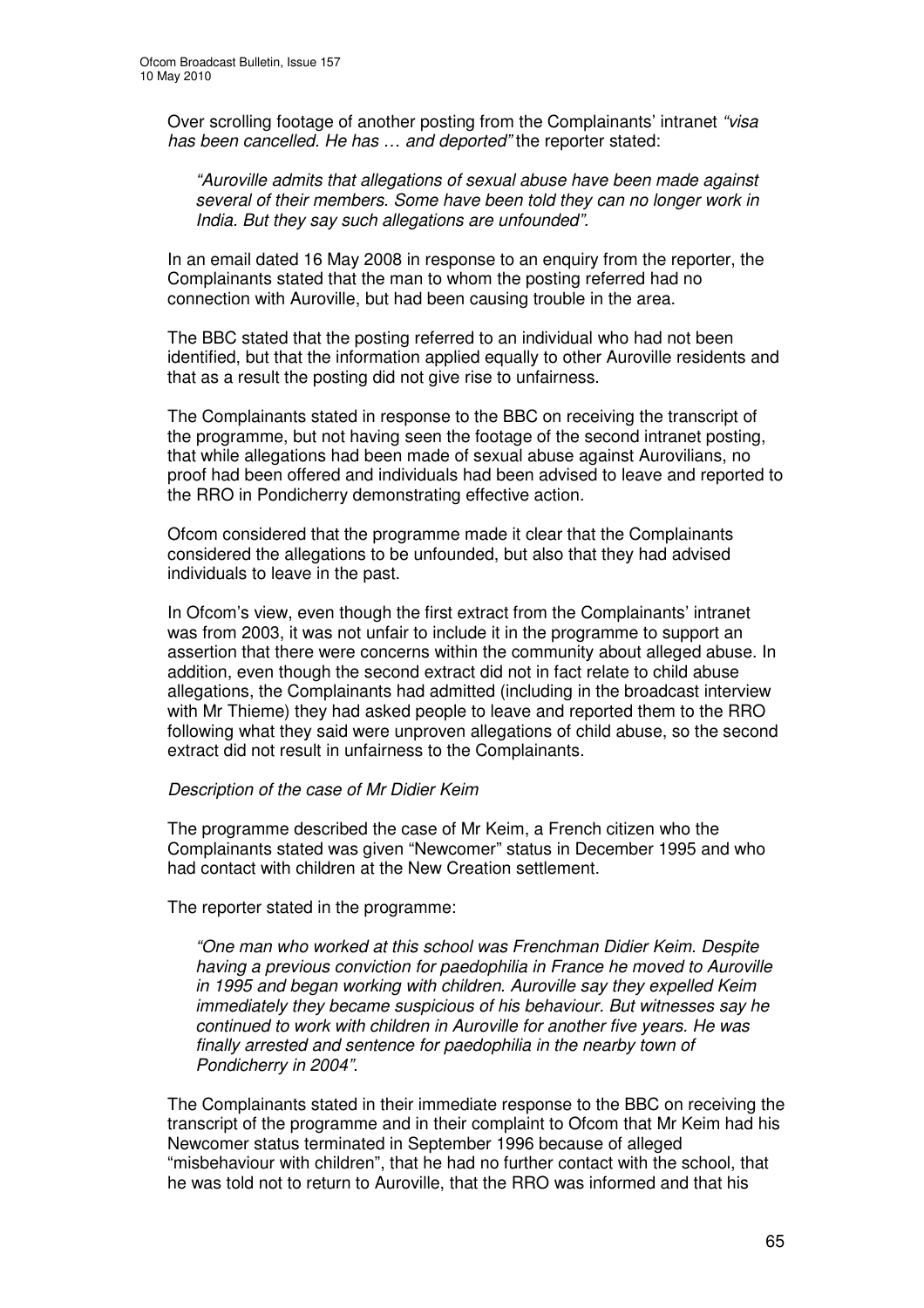Over scrolling footage of another posting from the Complainants' intranet *"visa has been cancelled. He has … and deported"* the reporter stated:

> *"Auroville admits that allegations of sexual abuse have been made against several of their members. Some have been told they can no longer work in India. But they say such allegations are unfounded".*

In an email dated 16 May 2008 in response to an enquiry from the reporter, the Complainants stated that the man to whom the posting referred had no connection with Auroville, but had been causing trouble in the area.

The BBC stated that the posting referred to an individual who had not been identified, but that the information applied equally to other Auroville residents and that as a result the posting did not give rise to unfairness.

The Complainants stated in response to the BBC on receiving the transcript of the programme, but not having seen the footage of the second intranet posting, that while allegations had been made of sexual abuse against Aurovilians, no proof had been offered and individuals had been advised to leave and reported to the RRO in Pondicherry demonstrating effective action.

Ofcom considered that the programme made it clear that the Complainants considered the allegations to be unfounded, but also that they had advised individuals to leave in the past.

In Ofcom's view, even though the first extract from the Complainants' intranet was from 2003, it was not unfair to include it in the programme to support an assertion that there were concerns within the community about alleged abuse. In addition, even though the second extract did not in fact relate to child abuse allegations, the Complainants had admitted (including in the broadcast interview with Mr Thieme) they had asked people to leave and reported them to the RRO following what they said were unproven allegations of child abuse, so the second extract did not result in unfairness to the Complainants.

*Description of the case of Mr Didier Keim*

The programme described the case of Mr Keim, a French citizen who the Complainants stated was given "Newcomer" status in December 1995 and who had contact with children at the New Creation settlement.

The reporter stated in the programme:

> *"One man who worked at this school was Frenchman Didier Keim. Despite having a previous conviction for paedophilia in France he moved to Auroville in 1995 and began working with children. Auroville say they expelled Keim immediately they became suspicious of his behaviour. But witnesses say he continued to work with children in Auroville for another five years. He was finally arrested and sentence for paedophilia in the nearby town of Pondicherry in 2004".*

The Complainants stated in their immediate response to the BBC on receiving the transcript of the programme and in their complaint to Ofcom that Mr Keim had his Newcomer status terminated in September 1996 because of alleged "misbehaviour with children", that he had no further contact with the school, that he was told not to return to Auroville, that the RRO was informed and that his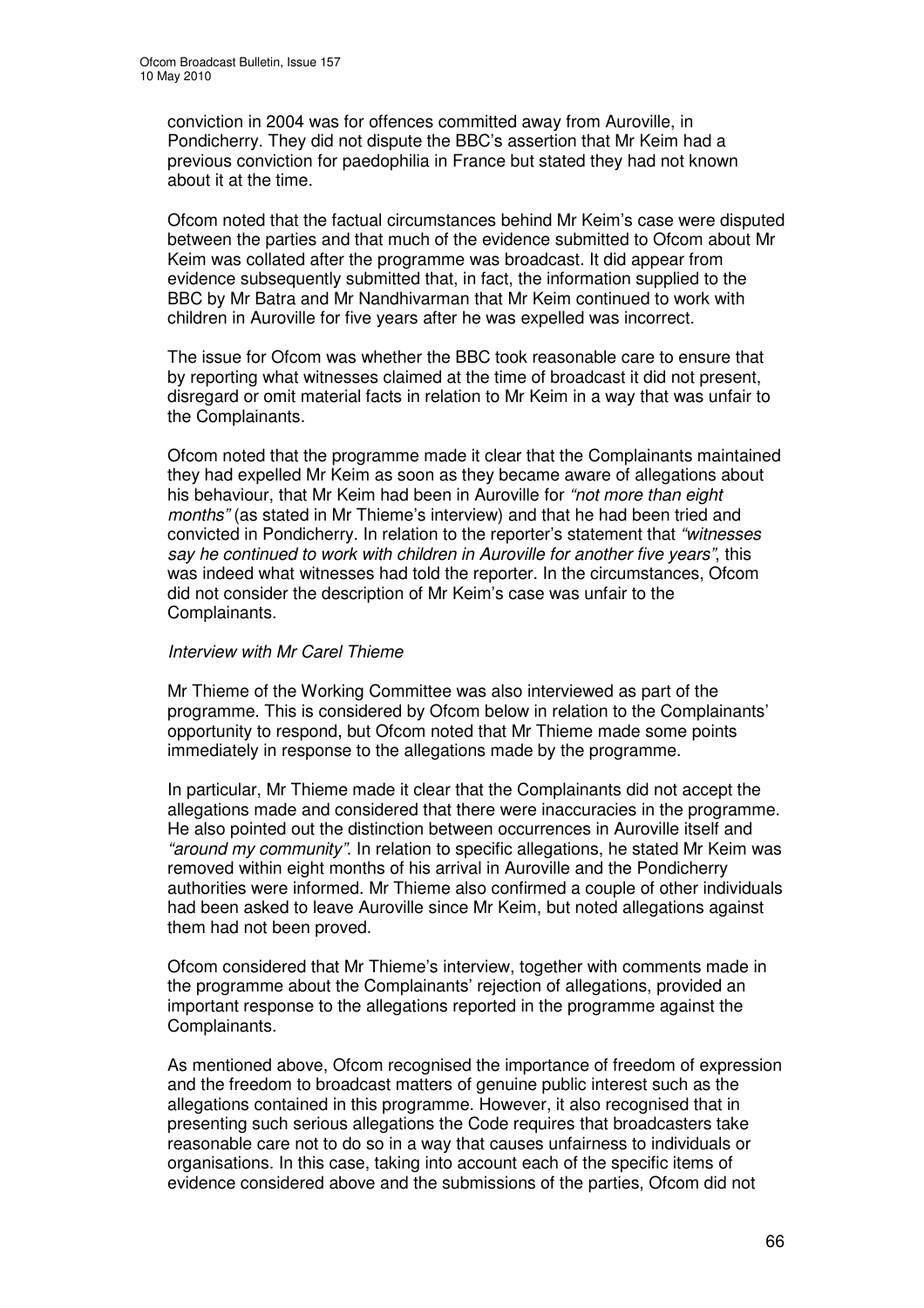conviction in 2004 was for offences committed away from Auroville, in Pondicherry. They did not dispute the BBC's assertion that Mr Keim had a previous conviction for paedophilia in France but stated they had not known about it at the time.

Ofcom noted that the factual circumstances behind Mr Keim's case were disputed between the parties and that much of the evidence submitted to Ofcom about Mr Keim was collated after the programme was broadcast. It did appear from evidence subsequently submitted that, in fact, the information supplied to the BBC by Mr Batra and Mr Nandhivarman that Mr Keim continued to work with children in Auroville for five years after he was expelled was incorrect.

The issue for Ofcom was whether the BBC took reasonable care to ensure that by reporting what witnesses claimed at the time of broadcast it did not present, disregard or omit material facts in relation to Mr Keim in a way that was unfair to the Complainants.

Ofcom noted that the programme made it clear that the Complainants maintained they had expelled Mr Keim as soon as they became aware of allegations about his behaviour, that Mr Keim had been in Auroville for *"not more than eight months"* (as stated in Mr Thieme's interview) and that he had been tried and convicted in Pondicherry. In relation to the reporter's statement that *"witnesses say he continued to work with children in Auroville for another five years"*, this was indeed what witnesses had told the reporter. In the circumstances, Ofcom did not consider the description of Mr Keim's case was unfair to the Complainants.

*Interview with Mr Carel Thieme*

Mr Thieme of the Working Committee was also interviewed as part of the programme. This is considered by Ofcom below in relation to the Complainants' opportunity to respond, but Ofcom noted that Mr Thieme made some points immediately in response to the allegations made by the programme.

In particular, Mr Thieme made it clear that the Complainants did not accept the allegations made and considered that there were inaccuracies in the programme. He also pointed out the distinction between occurrences in Auroville itself and *"around my community"*. In relation to specific allegations, he stated Mr Keim was removed within eight months of his arrival in Auroville and the Pondicherry authorities were informed. Mr Thieme also confirmed a couple of other individuals had been asked to leave Auroville since Mr Keim, but noted allegations against them had not been proved.

Ofcom considered that Mr Thieme's interview, together with comments made in the programme about the Complainants' rejection of allegations, provided an important response to the allegations reported in the programme against the Complainants.

As mentioned above, Ofcom recognised the importance of freedom of expression and the freedom to broadcast matters of genuine public interest such as the allegations contained in this programme. However, it also recognised that in presenting such serious allegations the Code requires that broadcasters take reasonable care not to do so in a way that causes unfairness to individuals or organisations. In this case, taking into account each of the specific items of evidence considered above and the submissions of the parties, Ofcom did not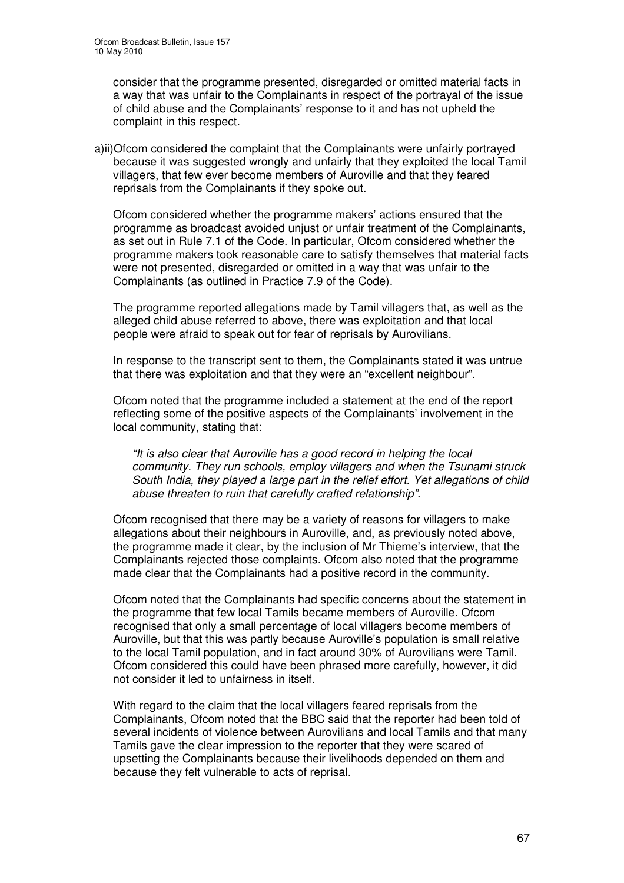consider that the programme presented, disregarded or omitted material facts in a way that was unfair to the Complainants in respect of the portrayal of the issue of child abuse and the Complainants' response to it and has not upheld the complaint in this respect.

a)ii) Ofcom considered the complaint that the Complainants were unfairly portrayed because it was suggested wrongly and unfairly that they exploited the local Tamil villagers, that few ever become members of Auroville and that they feared reprisals from the Complainants if they spoke out.

Ofcom considered whether the programme makers' actions ensured that the programme as broadcast avoided unjust or unfair treatment of the Complainants, as set out in Rule 7.1 of the Code. In particular, Ofcom considered whether the programme makers took reasonable care to satisfy themselves that material facts were not presented, disregarded or omitted in a way that was unfair to the Complainants (as outlined in Practice 7.9 of the Code).

The programme reported allegations made by Tamil villagers that, as well as the alleged child abuse referred to above, there was exploitation and that local people were afraid to speak out for fear of reprisals by Aurovilians.

In response to the transcript sent to them, the Complainants stated it was untrue that there was exploitation and that they were an "excellent neighbour".

Ofcom noted that the programme included a statement at the end of the report reflecting some of the positive aspects of the Complainants' involvement in the local community, stating that:

> *"It is also clear that Auroville has a good record in helping the local community. They run schools, employ villagers and when the Tsunami struck South India, they played a large part in the relief effort. Yet allegations of child abuse threaten to ruin that carefully crafted relationship".*

Ofcom recognised that there may be a variety of reasons for villagers to make allegations about their neighbours in Auroville, and, as previously noted above, the programme made it clear, by the inclusion of Mr Thieme's interview, that the Complainants rejected those complaints. Ofcom also noted that the programme made clear that the Complainants had a positive record in the community.

Ofcom noted that the Complainants had specific concerns about the statement in the programme that few local Tamils became members of Auroville. Ofcom recognised that only a small percentage of local villagers become members of Auroville, but that this was partly because Auroville's population is small relative to the local Tamil population, and in fact around 30% of Aurovilians were Tamil. Ofcom considered this could have been phrased more carefully, however, it did not consider it led to unfairness in itself.

With regard to the claim that the local villagers feared reprisals from the Complainants, Ofcom noted that the BBC said that the reporter had been told of several incidents of violence between Aurovilians and local Tamils and that many Tamils gave the clear impression to the reporter that they were scared of upsetting the Complainants because their livelihoods depended on them and because they felt vulnerable to acts of reprisal.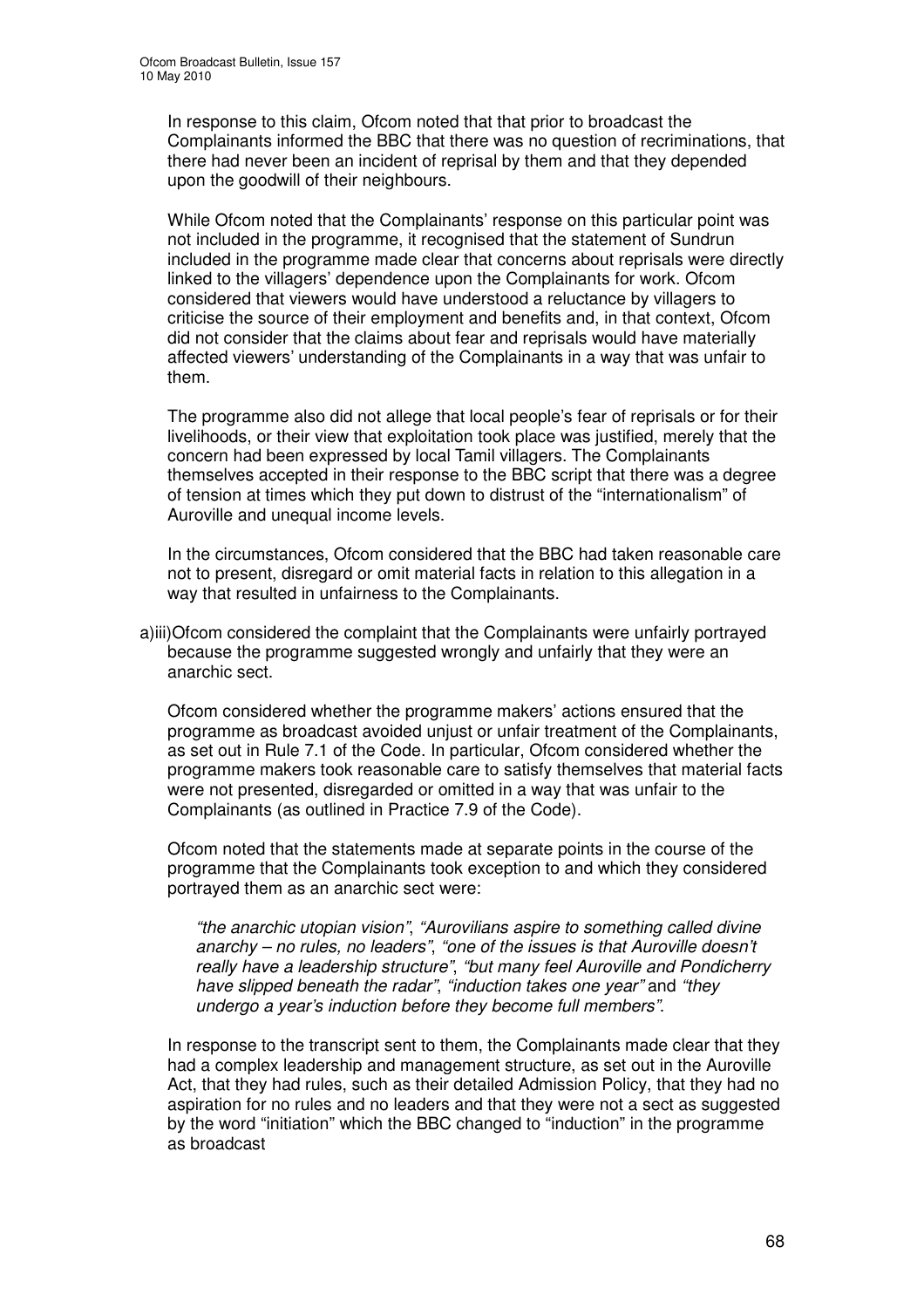In response to this claim, Ofcom noted that that prior to broadcast the Complainants informed the BBC that there was no question of recriminations, that there had never been an incident of reprisal by them and that they depended upon the goodwill of their neighbours.

While Ofcom noted that the Complainants' response on this particular point was not included in the programme, it recognised that the statement of Sundrun included in the programme made clear that concerns about reprisals were directly linked to the villagers' dependence upon the Complainants for work. Ofcom considered that viewers would have understood a reluctance by villagers to criticise the source of their employment and benefits and, in that context, Ofcom did not consider that the claims about fear and reprisals would have materially affected viewers' understanding of the Complainants in a way that was unfair to them.

The programme also did not allege that local people's fear of reprisals or for their livelihoods, or their view that exploitation took place was justified, merely that the concern had been expressed by local Tamil villagers. The Complainants themselves accepted in their response to the BBC script that there was a degree of tension at times which they put down to distrust of the "internationalism" of Auroville and unequal income levels.

In the circumstances, Ofcom considered that the BBC had taken reasonable care not to present, disregard or omit material facts in relation to this allegation in a way that resulted in unfairness to the Complainants.

a)iii)Ofcom considered the complaint that the Complainants were unfairly portrayed because the programme suggested wrongly and unfairly that they were an anarchic sect.

Ofcom considered whether the programme makers' actions ensured that the programme as broadcast avoided unjust or unfair treatment of the Complainants, as set out in Rule 7.1 of the Code. In particular, Ofcom considered whether the programme makers took reasonable care to satisfy themselves that material facts were not presented, disregarded or omitted in a way that was unfair to the Complainants (as outlined in Practice 7.9 of the Code).

Ofcom noted that the statements made at separate points in the course of the programme that the Complainants took exception to and which they considered portrayed them as an anarchic sect were:

> *"the anarchic utopian vision"*, *"Aurovilians aspire to something called divine anarchy – no rules, no leaders"*, *"one of the issues is that Auroville doesn't really have a leadership structure"*, *"but many feel Auroville and Pondicherry have slipped beneath the radar"*, *"induction takes one year"* and *"they undergo a year's induction before they become full members"*.

In response to the transcript sent to them, the Complainants made clear that they had a complex leadership and management structure, as set out in the Auroville Act, that they had rules, such as their detailed Admission Policy, that they had no aspiration for no rules and no leaders and that they were not a sect as suggested by the word "initiation" which the BBC changed to "induction" in the programme as broadcast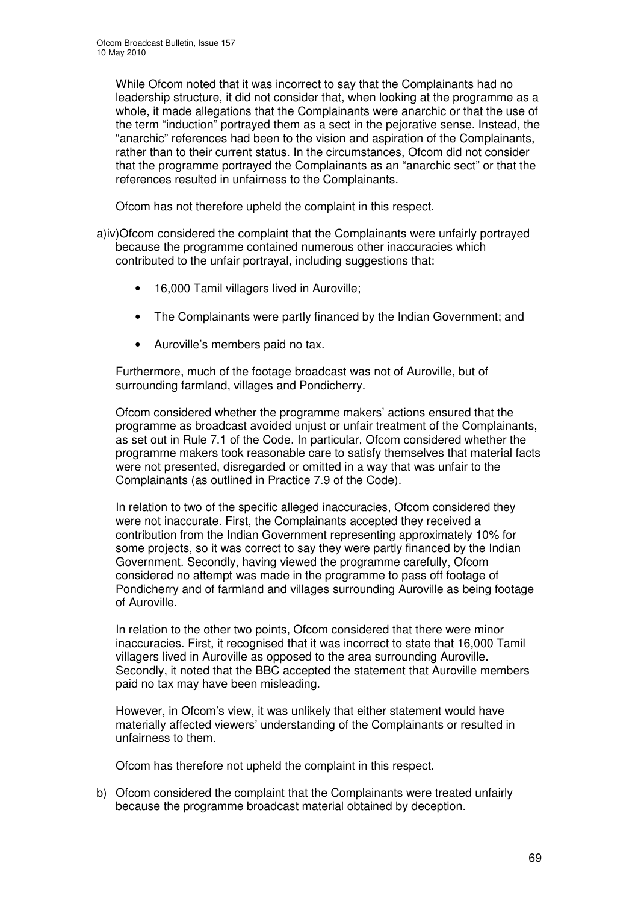While Ofcom noted that it was incorrect to say that the Complainants had no leadership structure, it did not consider that, when looking at the programme as a whole, it made allegations that the Complainants were anarchic or that the use of the term "induction" portrayed them as a sect in the pejorative sense. Instead, the "anarchic" references had been to the vision and aspiration of the Complainants, rather than to their current status. In the circumstances, Ofcom did not consider that the programme portrayed the Complainants as an "anarchic sect" or that the references resulted in unfairness to the Complainants.

Ofcom has not therefore upheld the complaint in this respect.

a)iv) Ofcom considered the complaint that the Complainants were unfairly portrayed because the programme contained numerous other inaccuracies which contributed to the unfair portrayal, including suggestions that:

- 16,000 Tamil villagers lived in Auroville;
- The Complainants were partly financed by the Indian Government; and
- Auroville's members paid no tax.

Furthermore, much of the footage broadcast was not of Auroville, but of surrounding farmland, villages and Pondicherry.

Ofcom considered whether the programme makers' actions ensured that the programme as broadcast avoided unjust or unfair treatment of the Complainants, as set out in Rule 7.1 of the Code. In particular, Ofcom considered whether the programme makers took reasonable care to satisfy themselves that material facts were not presented, disregarded or omitted in a way that was unfair to the Complainants (as outlined in Practice 7.9 of the Code).

In relation to two of the specific alleged inaccuracies, Ofcom considered they were not inaccurate. First, the Complainants accepted they received a contribution from the Indian Government representing approximately 10% for some projects, so it was correct to say they were partly financed by the Indian Government. Secondly, having viewed the programme carefully, Ofcom considered no attempt was made in the programme to pass off footage of Pondicherry and of farmland and villages surrounding Auroville as being footage of Auroville.

In relation to the other two points, Ofcom considered that there were minor inaccuracies. First, it recognised that it was incorrect to state that 16,000 Tamil villagers lived in Auroville as opposed to the area surrounding Auroville. Secondly, it noted that the BBC accepted the statement that Auroville members paid no tax may have been misleading.

However, in Ofcom's view, it was unlikely that either statement would have materially affected viewers' understanding of the Complainants or resulted in unfairness to them.

Ofcom has therefore not upheld the complaint in this respect.

b) Ofcom considered the complaint that the Complainants were treated unfairly because the programme broadcast material obtained by deception.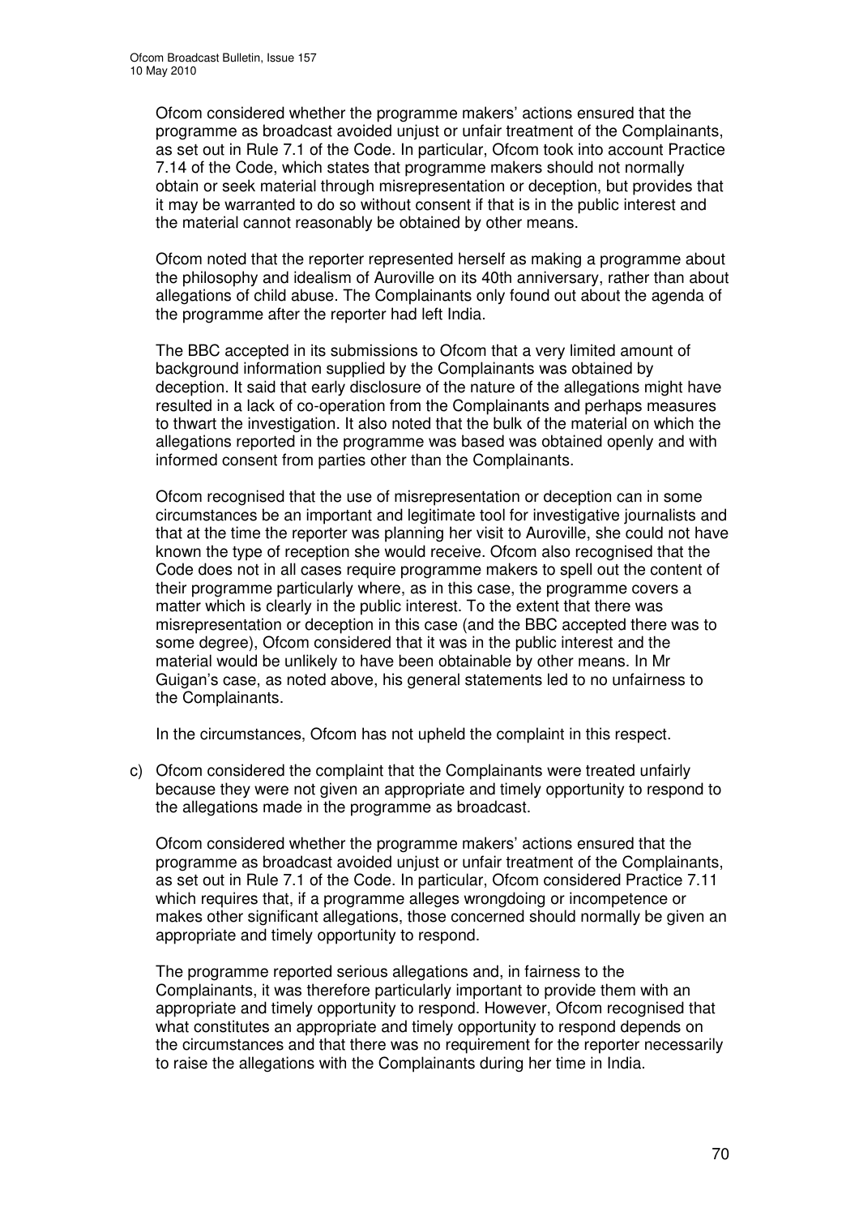Ofcom considered whether the programme makers' actions ensured that the programme as broadcast avoided unjust or unfair treatment of the Complainants, as set out in Rule 7.1 of the Code. In particular, Ofcom took into account Practice 7.14 of the Code, which states that programme makers should not normally obtain or seek material through misrepresentation or deception, but provides that it may be warranted to do so without consent if that is in the public interest and the material cannot reasonably be obtained by other means.

Ofcom noted that the reporter represented herself as making a programme about the philosophy and idealism of Auroville on its 40th anniversary, rather than about allegations of child abuse. The Complainants only found out about the agenda of the programme after the reporter had left India.

The BBC accepted in its submissions to Ofcom that a very limited amount of background information supplied by the Complainants was obtained by deception. It said that early disclosure of the nature of the allegations might have resulted in a lack of co-operation from the Complainants and perhaps measures to thwart the investigation. It also noted that the bulk of the material on which the allegations reported in the programme was based was obtained openly and with informed consent from parties other than the Complainants.

Ofcom recognised that the use of misrepresentation or deception can in some circumstances be an important and legitimate tool for investigative journalists and that at the time the reporter was planning her visit to Auroville, she could not have known the type of reception she would receive. Ofcom also recognised that the Code does not in all cases require programme makers to spell out the content of their programme particularly where, as in this case, the programme covers a matter which is clearly in the public interest. To the extent that there was misrepresentation or deception in this case (and the BBC accepted there was to some degree), Ofcom considered that it was in the public interest and the material would be unlikely to have been obtainable by other means. In Mr Guigan's case, as noted above, his general statements led to no unfairness to the Complainants.

In the circumstances, Ofcom has not upheld the complaint in this respect.

c) Ofcom considered the complaint that the Complainants were treated unfairly because they were not given an appropriate and timely opportunity to respond to the allegations made in the programme as broadcast.

Ofcom considered whether the programme makers' actions ensured that the programme as broadcast avoided unjust or unfair treatment of the Complainants, as set out in Rule 7.1 of the Code. In particular, Ofcom considered Practice 7.11 which requires that, if a programme alleges wrongdoing or incompetence or makes other significant allegations, those concerned should normally be given an appropriate and timely opportunity to respond.

The programme reported serious allegations and, in fairness to the Complainants, it was therefore particularly important to provide them with an appropriate and timely opportunity to respond. However, Ofcom recognised that what constitutes an appropriate and timely opportunity to respond depends on the circumstances and that there was no requirement for the reporter necessarily to raise the allegations with the Complainants during her time in India.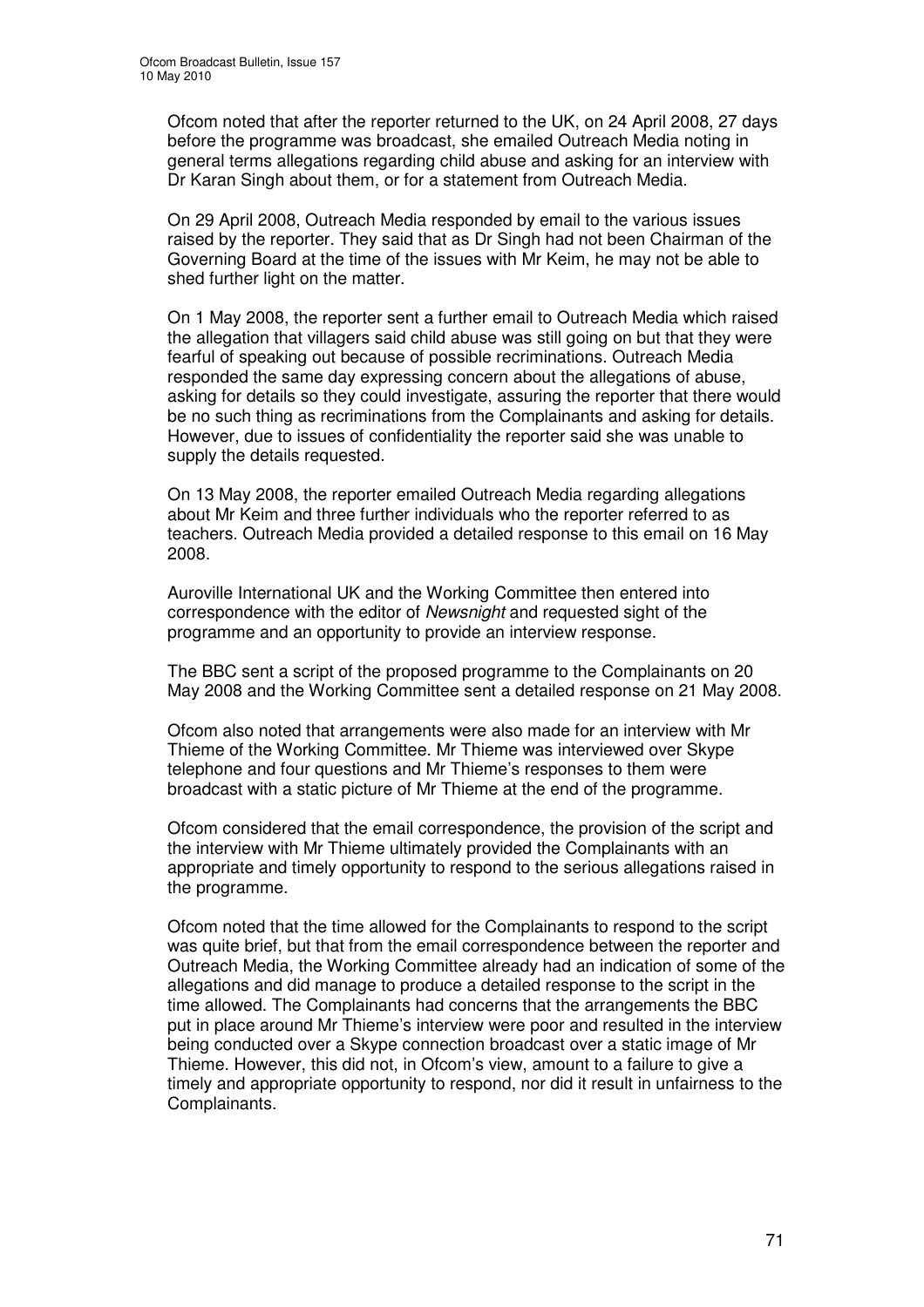Ofcom noted that after the reporter returned to the UK, on 24 April 2008, 27 days before the programme was broadcast, she emailed Outreach Media noting in general terms allegations regarding child abuse and asking for an interview with Dr Karan Singh about them, or for a statement from Outreach Media.

On 29 April 2008, Outreach Media responded by email to the various issues raised by the reporter. They said that as Dr Singh had not been Chairman of the Governing Board at the time of the issues with Mr Keim, he may not be able to shed further light on the matter.

On 1 May 2008, the reporter sent a further email to Outreach Media which raised the allegation that villagers said child abuse was still going on but that they were fearful of speaking out because of possible recriminations. Outreach Media responded the same day expressing concern about the allegations of abuse, asking for details so they could investigate, assuring the reporter that there would be no such thing as recriminations from the Complainants and asking for details. However, due to issues of confidentiality the reporter said she was unable to supply the details requested.

On 13 May 2008, the reporter emailed Outreach Media regarding allegations about Mr Keim and three further individuals who the reporter referred to as teachers. Outreach Media provided a detailed response to this email on 16 May 2008.

Auroville International UK and the Working Committee then entered into correspondence with the editor of *Newsnight* and requested sight of the programme and an opportunity to provide an interview response.

The BBC sent a script of the proposed programme to the Complainants on 20 May 2008 and the Working Committee sent a detailed response on 21 May 2008.

Ofcom also noted that arrangements were also made for an interview with Mr Thieme of the Working Committee. Mr Thieme was interviewed over Skype telephone and four questions and Mr Thieme's responses to them were broadcast with a static picture of Mr Thieme at the end of the programme.

Ofcom considered that the email correspondence, the provision of the script and the interview with Mr Thieme ultimately provided the Complainants with an appropriate and timely opportunity to respond to the serious allegations raised in the programme.

Ofcom noted that the time allowed for the Complainants to respond to the script was quite brief, but that from the email correspondence between the reporter and Outreach Media, the Working Committee already had an indication of some of the allegations and did manage to produce a detailed response to the script in the time allowed. The Complainants had concerns that the arrangements the BBC put in place around Mr Thieme's interview were poor and resulted in the interview being conducted over a Skype connection broadcast over a static image of Mr Thieme. However, this did not, in Ofcom's view, amount to a failure to give a timely and appropriate opportunity to respond, nor did it result in unfairness to the Complainants.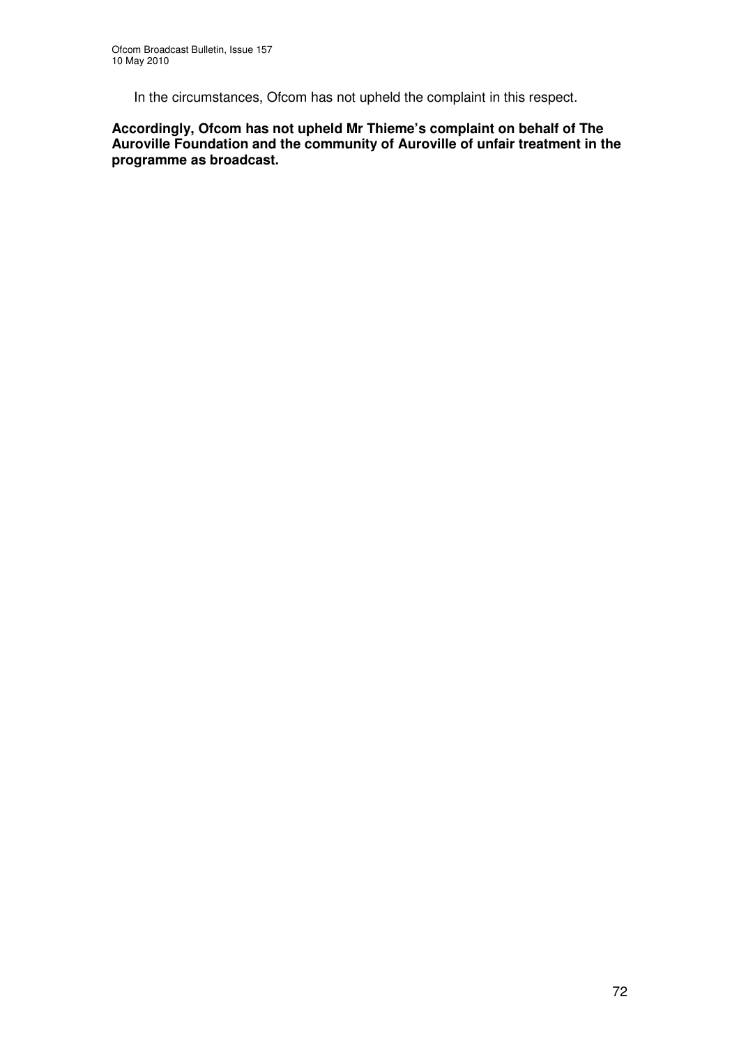In the circumstances, Ofcom has not upheld the complaint in this respect.

**Accordingly, Ofcom has not upheld Mr Thieme's complaint on behalf of The Auroville Foundation and the community of Auroville of unfair treatment in the programme as broadcast.**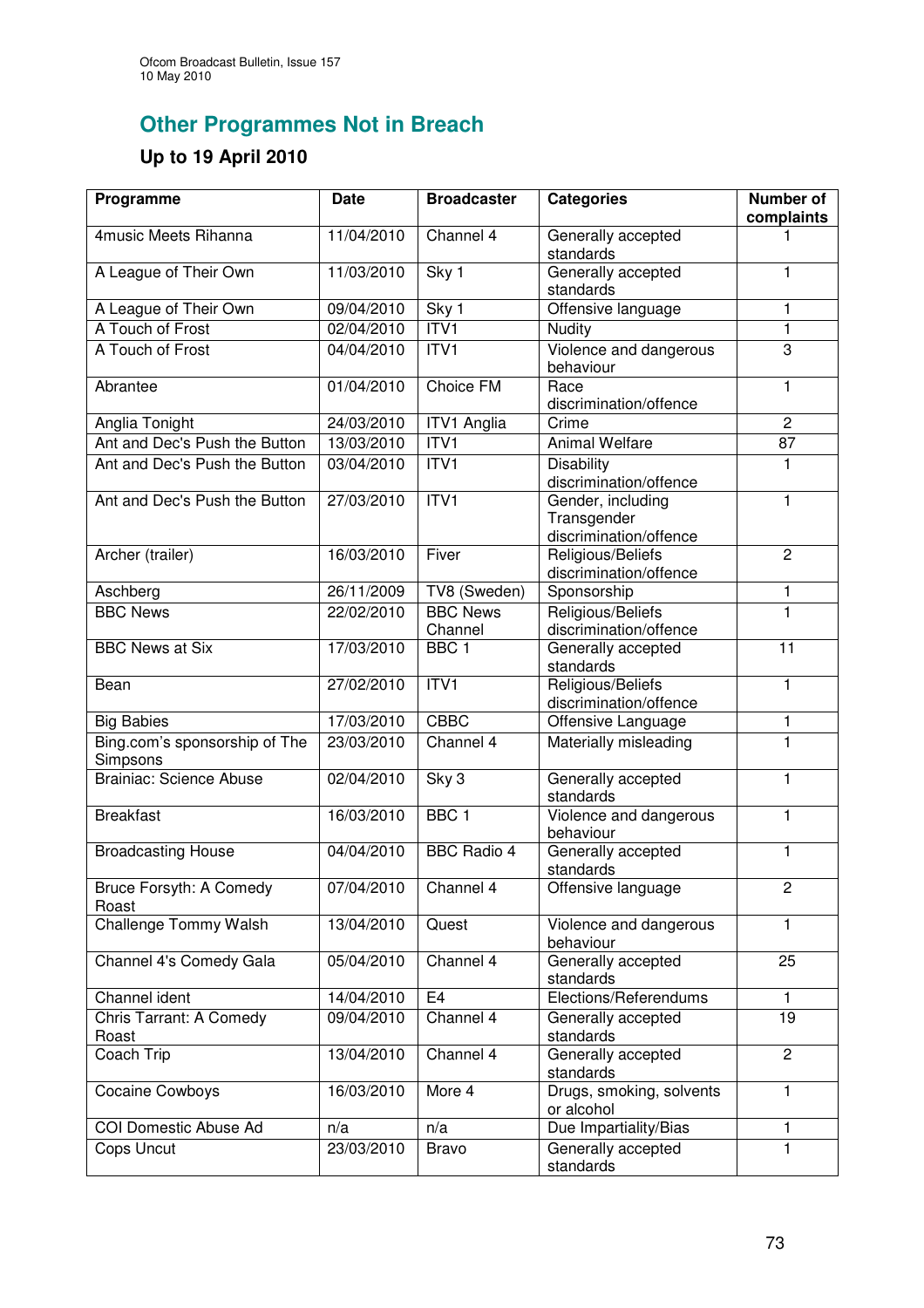## Other Programmes Not in Breach

### Up to 19 April 2010

| Programme | Date | Broadcaster | Categories | Number of complaints |
|---|---|---|---|---|
| 4music Meets Rihanna | 11/04/2010 | Channel 4 | Generally accepted standards | 1 |
| A League of Their Own | 11/03/2010 | Sky 1 | Generally accepted standards | 1 |
| A League of Their Own | 09/04/2010 | Sky 1 | Offensive language | 1 |
| A Touch of Frost | 02/04/2010 | ITV1 | Nudity | 1 |
| A Touch of Frost | 04/04/2010 | ITV1 | Violence and dangerous behaviour | 3 |
| Abrantee | 01/04/2010 | Choice FM | Race discrimination/offence | 1 |
| Anglia Tonight | 24/03/2010 | ITV1 Anglia | Crime | 2 |
| Ant and Dec's Push the Button | 13/03/2010 | ITV1 | Animal Welfare | 87 |
| Ant and Dec's Push the Button | 03/04/2010 | ITV1 | Disability discrimination/offence | 1 |
| Ant and Dec's Push the Button | 27/03/2010 | ITV1 | Gender, including Transgender discrimination/offence | 1 |
| Archer (trailer) | 16/03/2010 | Fiver | Religious/Beliefs discrimination/offence | 2 |
| Aschberg | 26/11/2009 | TV8 (Sweden) | Sponsorship | 1 |
| BBC News | 22/02/2010 | BBC News Channel | Religious/Beliefs discrimination/offence | 1 |
| BBC News at Six | 17/03/2010 | BBC 1 | Generally accepted standards | 11 |
| Bean | 27/02/2010 | ITV1 | Religious/Beliefs discrimination/offence | 1 |
| Big Babies | 17/03/2010 | CBBC | Offensive Language | 1 |
| Bing.com's sponsorship of The Simpsons | 23/03/2010 | Channel 4 | Materially misleading | 1 |
| Brainiac: Science Abuse | 02/04/2010 | Sky 3 | Generally accepted standards | 1 |
| Breakfast | 16/03/2010 | BBC 1 | Violence and dangerous behaviour | 1 |
| Broadcasting House | 04/04/2010 | BBC Radio 4 | Generally accepted standards | 1 |
| Bruce Forsyth: A Comedy Roast | 07/04/2010 | Channel 4 | Offensive language | 2 |
| Challenge Tommy Walsh | 13/04/2010 | Quest | Violence and dangerous behaviour | 1 |
| Channel 4's Comedy Gala | 05/04/2010 | Channel 4 | Generally accepted standards | 25 |
| Channel ident | 14/04/2010 | E4 | Elections/Referendums | 1 |
| Chris Tarrant: A Comedy Roast | 09/04/2010 | Channel 4 | Generally accepted standards | 19 |
| Coach Trip | 13/04/2010 | Channel 4 | Generally accepted standards | 2 |
| Cocaine Cowboys | 16/03/2010 | More 4 | Drugs, smoking, solvents or alcohol | 1 |
| COI Domestic Abuse Ad | n/a | n/a | Due Impartiality/Bias | 1 |
| Cops Uncut | 23/03/2010 | Bravo | Generally accepted standards | 1 |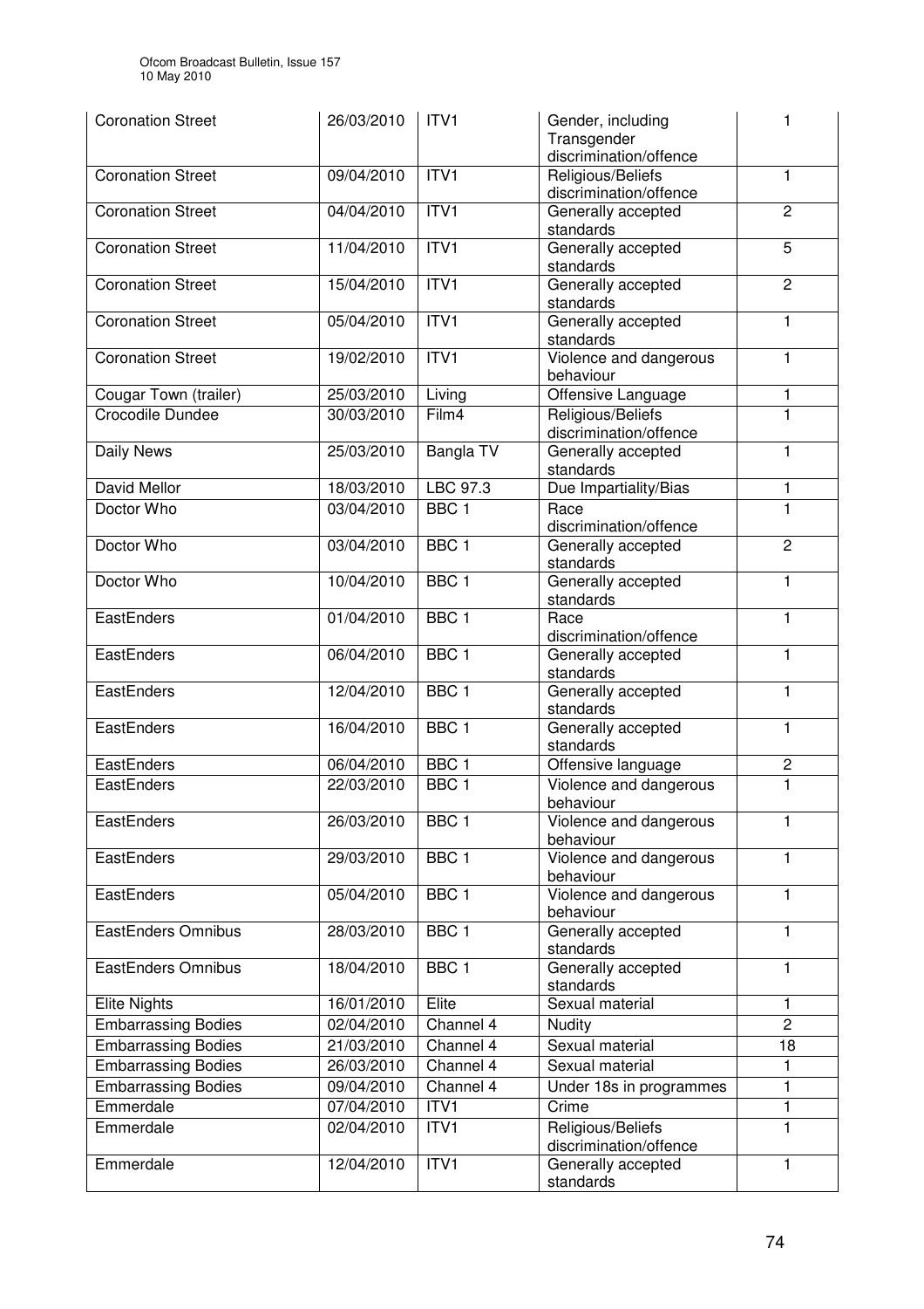| Coronation Street | 26/03/2010 | ITV1 | Gender, including Transgender discrimination/offence | 1 |
|---|---|---|---|---|
| Coronation Street | 09/04/2010 | ITV1 | Religious/Beliefs discrimination/offence | 1 |
| Coronation Street | 04/04/2010 | ITV1 | Generally accepted standards | 2 |
| Coronation Street | 11/04/2010 | ITV1 | Generally accepted standards | 5 |
| Coronation Street | 15/04/2010 | ITV1 | Generally accepted standards | 2 |
| Coronation Street | 05/04/2010 | ITV1 | Generally accepted standards | 1 |
| Coronation Street | 19/02/2010 | ITV1 | Violence and dangerous behaviour | 1 |
| Cougar Town (trailer) | 25/03/2010 | Living | Offensive Language | 1 |
| Crocodile Dundee | 30/03/2010 | Film4 | Religious/Beliefs discrimination/offence | 1 |
| Daily News | 25/03/2010 | Bangla TV | Generally accepted standards | 1 |
| David Mellor | 18/03/2010 | LBC 97.3 | Due Impartiality/Bias | 1 |
| Doctor Who | 03/04/2010 | BBC 1 | Race discrimination/offence | 1 |
| Doctor Who | 03/04/2010 | BBC 1 | Generally accepted standards | 2 |
| Doctor Who | 10/04/2010 | BBC 1 | Generally accepted standards | 1 |
| EastEnders | 01/04/2010 | BBC 1 | Race discrimination/offence | 1 |
| EastEnders | 06/04/2010 | BBC 1 | Generally accepted standards | 1 |
| EastEnders | 12/04/2010 | BBC 1 | Generally accepted standards | 1 |
| EastEnders | 16/04/2010 | BBC 1 | Generally accepted standards | 1 |
| EastEnders | 06/04/2010 | BBC 1 | Offensive language | 2 |
| EastEnders | 22/03/2010 | BBC 1 | Violence and dangerous behaviour | 1 |
| EastEnders | 26/03/2010 | BBC 1 | Violence and dangerous behaviour | 1 |
| EastEnders | 29/03/2010 | BBC 1 | Violence and dangerous behaviour | 1 |
| EastEnders | 05/04/2010 | BBC 1 | Violence and dangerous behaviour | 1 |
| EastEnders Omnibus | 28/03/2010 | BBC 1 | Generally accepted standards | 1 |
| EastEnders Omnibus | 18/04/2010 | BBC 1 | Generally accepted standards | 1 |
| Elite Nights | 16/01/2010 | Elite | Sexual material | 1 |
| Embarrassing Bodies | 02/04/2010 | Channel 4 | Nudity | 2 |
| Embarrassing Bodies | 21/03/2010 | Channel 4 | Sexual material | 18 |
| Embarrassing Bodies | 26/03/2010 | Channel 4 | Sexual material | 1 |
| Embarrassing Bodies | 09/04/2010 | Channel 4 | Under 18s in programmes | 1 |
| Emmerdale | 07/04/2010 | ITV1 | Crime | 1 |
| Emmerdale | 02/04/2010 | ITV1 | Religious/Beliefs discrimination/offence | 1 |
| Emmerdale | 12/04/2010 | ITV1 | Generally accepted standards | 1 |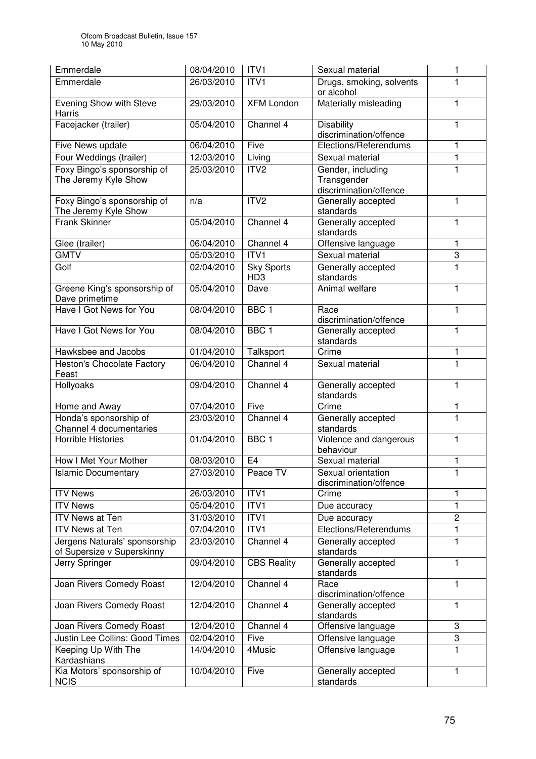| | | | | |
|---|---|---|---|---|
| Emmerdale | 08/04/2010 | ITV1 | Sexual material | 1 |
| Emmerdale | 26/03/2010 | ITV1 | Drugs, smoking, solvents or alcohol | 1 |
| Evening Show with Steve Harris | 29/03/2010 | XFM London | Materially misleading | 1 |
| Facejacker (trailer) | 05/04/2010 | Channel 4 | Disability discrimination/offence | 1 |
| Five News update | 06/04/2010 | Five | Elections/Referendums | 1 |
| Four Weddings (trailer) | 12/03/2010 | Living | Sexual material | 1 |
| Foxy Bingo's sponsorship of The Jeremy Kyle Show | 25/03/2010 | ITV2 | Gender, including Transgender discrimination/offence | 1 |
| Foxy Bingo's sponsorship of The Jeremy Kyle Show | n/a | ITV2 | Generally accepted standards | 1 |
| Frank Skinner | 05/04/2010 | Channel 4 | Generally accepted standards | 1 |
| Glee (trailer) | 06/04/2010 | Channel 4 | Offensive language | 1 |
| GMTV | 05/03/2010 | ITV1 | Sexual material | 3 |
| Golf | 02/04/2010 | Sky Sports HD3 | Generally accepted standards | 1 |
| Greene King's sponsorship of Dave primetime | 05/04/2010 | Dave | Animal welfare | 1 |
| Have I Got News for You | 08/04/2010 | BBC 1 | Race discrimination/offence | 1 |
| Have I Got News for You | 08/04/2010 | BBC 1 | Generally accepted standards | 1 |
| Hawksbee and Jacobs | 01/04/2010 | Talksport | Crime | 1 |
| Heston's Chocolate Factory Feast | 06/04/2010 | Channel 4 | Sexual material | 1 |
| Hollyoaks | 09/04/2010 | Channel 4 | Generally accepted standards | 1 |
| Home and Away | 07/04/2010 | Five | Crime | 1 |
| Honda's sponsorship of Channel 4 documentaries | 23/03/2010 | Channel 4 | Generally accepted standards | 1 |
| Horrible Histories | 01/04/2010 | BBC 1 | Violence and dangerous behaviour | 1 |
| How I Met Your Mother | 08/03/2010 | E4 | Sexual material | 1 |
| Islamic Documentary | 27/03/2010 | Peace TV | Sexual orientation discrimination/offence | 1 |
| ITV News | 26/03/2010 | ITV1 | Crime | 1 |
| ITV News | 05/04/2010 | ITV1 | Due accuracy | 1 |
| ITV News at Ten | 31/03/2010 | ITV1 | Due accuracy | 2 |
| ITV News at Ten | 07/04/2010 | ITV1 | Elections/Referendums | 1 |
| Jergens Naturals' sponsorship of Supersize v Superskinny | 23/03/2010 | Channel 4 | Generally accepted standards | 1 |
| Jerry Springer | 09/04/2010 | CBS Reality | Generally accepted standards | 1 |
| Joan Rivers Comedy Roast | 12/04/2010 | Channel 4 | Race discrimination/offence | 1 |
| Joan Rivers Comedy Roast | 12/04/2010 | Channel 4 | Generally accepted standards | 1 |
| Joan Rivers Comedy Roast | 12/04/2010 | Channel 4 | Offensive language | 3 |
| Justin Lee Collins: Good Times | 02/04/2010 | Five | Offensive language | 3 |
| Keeping Up With The Kardashians | 14/04/2010 | 4Music | Offensive language | 1 |
| Kia Motors' sponsorship of NCIS | 10/04/2010 | Five | Generally accepted standards | 1 |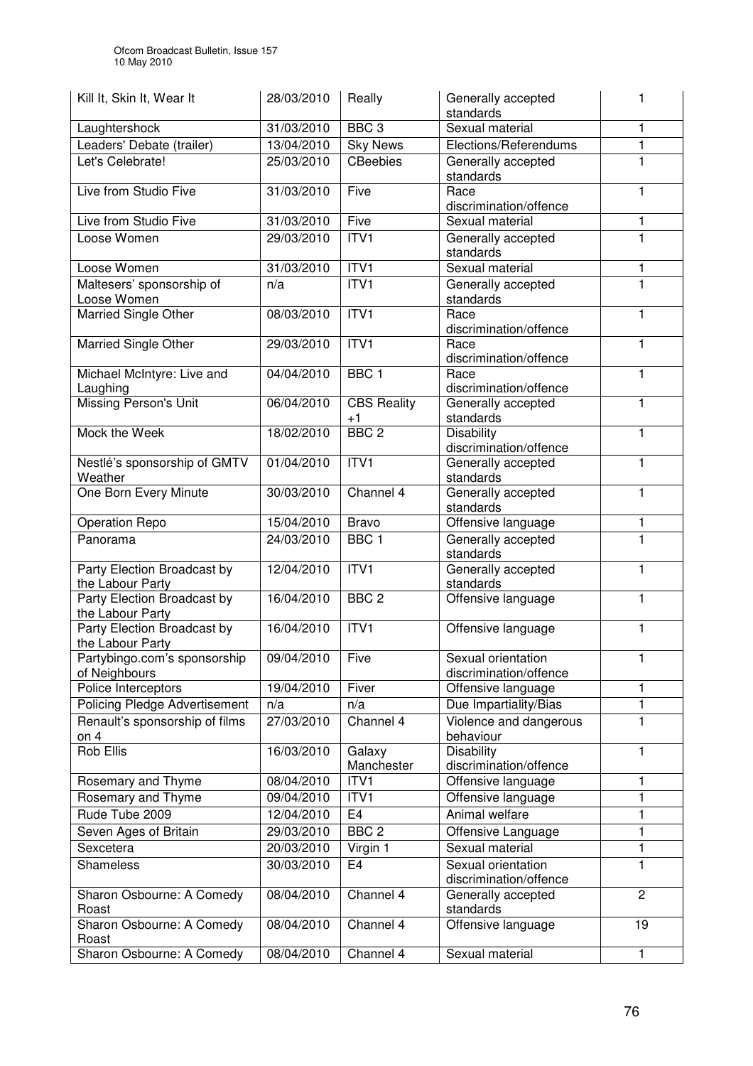| Kill It, Skin It, Wear It | 28/03/2010 | Really | Generally accepted standards | 1 |
|---|---|---|---|---|
| Laughtershock | 31/03/2010 | BBC 3 | Sexual material | 1 |
| Leaders' Debate (trailer) | 13/04/2010 | Sky News | Elections/Referendums | 1 |
| Let's Celebrate! | 25/03/2010 | CBeebies | Generally accepted standards | 1 |
| Live from Studio Five | 31/03/2010 | Five | Race discrimination/offence | 1 |
| Live from Studio Five | 31/03/2010 | Five | Sexual material | 1 |
| Loose Women | 29/03/2010 | ITV1 | Generally accepted standards | 1 |
| Loose Women | 31/03/2010 | ITV1 | Sexual material | 1 |
| Maltesers' sponsorship of Loose Women | n/a | ITV1 | Generally accepted standards | 1 |
| Married Single Other | 08/03/2010 | ITV1 | Race discrimination/offence | 1 |
| Married Single Other | 29/03/2010 | ITV1 | Race discrimination/offence | 1 |
| Michael McIntyre: Live and Laughing | 04/04/2010 | BBC 1 | Race discrimination/offence | 1 |
| Missing Person's Unit | 06/04/2010 | CBS Reality +1 | Generally accepted standards | 1 |
| Mock the Week | 18/02/2010 | BBC 2 | Disability discrimination/offence | 1 |
| Nestlé's sponsorship of GMTV Weather | 01/04/2010 | ITV1 | Generally accepted standards | 1 |
| One Born Every Minute | 30/03/2010 | Channel 4 | Generally accepted standards | 1 |
| Operation Repo | 15/04/2010 | Bravo | Offensive language | 1 |
| Panorama | 24/03/2010 | BBC 1 | Generally accepted standards | 1 |
| Party Election Broadcast by the Labour Party | 12/04/2010 | ITV1 | Generally accepted standards | 1 |
| Party Election Broadcast by the Labour Party | 16/04/2010 | BBC 2 | Offensive language | 1 |
| Party Election Broadcast by the Labour Party | 16/04/2010 | ITV1 | Offensive language | 1 |
| Partybingo.com's sponsorship of Neighbours | 09/04/2010 | Five | Sexual orientation discrimination/offence | 1 |
| Police Interceptors | 19/04/2010 | Fiver | Offensive language | 1 |
| Policing Pledge Advertisement | n/a | n/a | Due Impartiality/Bias | 1 |
| Renault's sponsorship of films on 4 | 27/03/2010 | Channel 4 | Violence and dangerous behaviour | 1 |
| Rob Ellis | 16/03/2010 | Galaxy Manchester | Disability discrimination/offence | 1 |
| Rosemary and Thyme | 08/04/2010 | ITV1 | Offensive language | 1 |
| Rosemary and Thyme | 09/04/2010 | ITV1 | Offensive language | 1 |
| Rude Tube 2009 | 12/04/2010 | E4 | Animal welfare | 1 |
| Seven Ages of Britain | 29/03/2010 | BBC 2 | Offensive Language | 1 |
| Sexcetera | 20/03/2010 | Virgin 1 | Sexual material | 1 |
| Shameless | 30/03/2010 | E4 | Sexual orientation discrimination/offence | 1 |
| Sharon Osbourne: A Comedy Roast | 08/04/2010 | Channel 4 | Generally accepted standards | 2 |
| Sharon Osbourne: A Comedy Roast | 08/04/2010 | Channel 4 | Offensive language | 19 |
| Sharon Osbourne: A Comedy | 08/04/2010 | Channel 4 | Sexual material | 1 |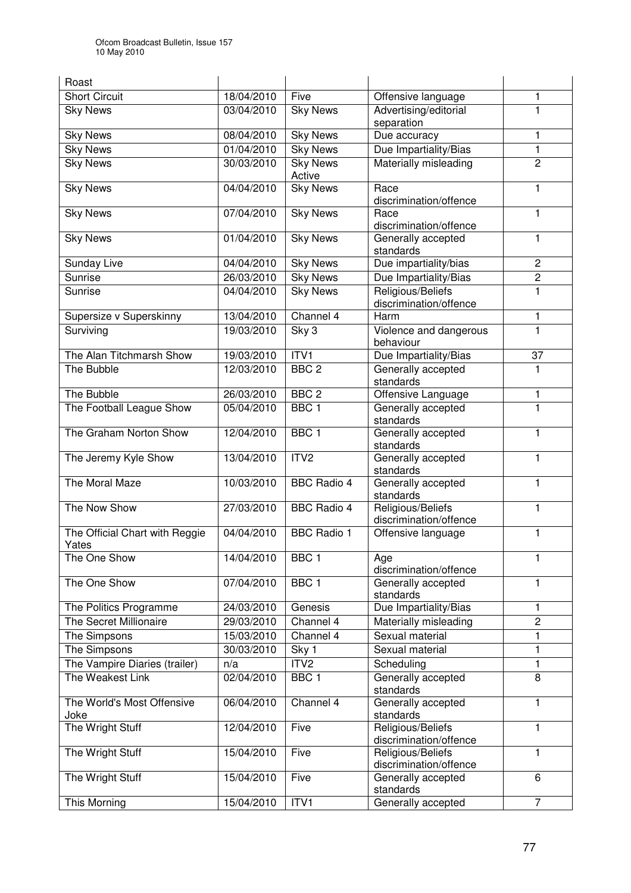| Roast | | | | |
|---|---|---|---|---|
| Short Circuit | 18/04/2010 | Five | Offensive language | 1 |
| Sky News | 03/04/2010 | Sky News | Advertising/editorial separation | 1 |
| Sky News | 08/04/2010 | Sky News | Due accuracy | 1 |
| Sky News | 01/04/2010 | Sky News | Due Impartiality/Bias | 1 |
| Sky News | 30/03/2010 | Sky News Active | Materially misleading | 2 |
| Sky News | 04/04/2010 | Sky News | Race discrimination/offence | 1 |
| Sky News | 07/04/2010 | Sky News | Race discrimination/offence | 1 |
| Sky News | 01/04/2010 | Sky News | Generally accepted standards | 1 |
| Sunday Live | 04/04/2010 | Sky News | Due impartiality/bias | 2 |
| Sunrise | 26/03/2010 | Sky News | Due Impartiality/Bias | 2 |
| Sunrise | 04/04/2010 | Sky News | Religious/Beliefs discrimination/offence | 1 |
| Supersize v Superskinny | 13/04/2010 | Channel 4 | Harm | 1 |
| Surviving | 19/03/2010 | Sky 3 | Violence and dangerous behaviour | 1 |
| The Alan Titchmarsh Show | 19/03/2010 | ITV1 | Due Impartiality/Bias | 37 |
| The Bubble | 12/03/2010 | BBC 2 | Generally accepted standards | 1 |
| The Bubble | 26/03/2010 | BBC 2 | Offensive Language | 1 |
| The Football League Show | 05/04/2010 | BBC 1 | Generally accepted standards | 1 |
| The Graham Norton Show | 12/04/2010 | BBC 1 | Generally accepted standards | 1 |
| The Jeremy Kyle Show | 13/04/2010 | ITV2 | Generally accepted standards | 1 |
| The Moral Maze | 10/03/2010 | BBC Radio 4 | Generally accepted standards | 1 |
| The Now Show | 27/03/2010 | BBC Radio 4 | Religious/Beliefs discrimination/offence | 1 |
| The Official Chart with Reggie Yates | 04/04/2010 | BBC Radio 1 | Offensive language | 1 |
| The One Show | 14/04/2010 | BBC 1 | Age discrimination/offence | 1 |
| The One Show | 07/04/2010 | BBC 1 | Generally accepted standards | 1 |
| The Politics Programme | 24/03/2010 | Genesis | Due Impartiality/Bias | 1 |
| The Secret Millionaire | 29/03/2010 | Channel 4 | Materially misleading | 2 |
| The Simpsons | 15/03/2010 | Channel 4 | Sexual material | 1 |
| The Simpsons | 30/03/2010 | Sky 1 | Sexual material | 1 |
| The Vampire Diaries (trailer) | n/a | ITV2 | Scheduling | 1 |
| The Weakest Link | 02/04/2010 | BBC 1 | Generally accepted standards | 8 |
| The World's Most Offensive Joke | 06/04/2010 | Channel 4 | Generally accepted standards | 1 |
| The Wright Stuff | 12/04/2010 | Five | Religious/Beliefs discrimination/offence | 1 |
| The Wright Stuff | 15/04/2010 | Five | Religious/Beliefs discrimination/offence | 1 |
| The Wright Stuff | 15/04/2010 | Five | Generally accepted standards | 6 |
| This Morning | 15/04/2010 | ITV1 | Generally accepted | 7 |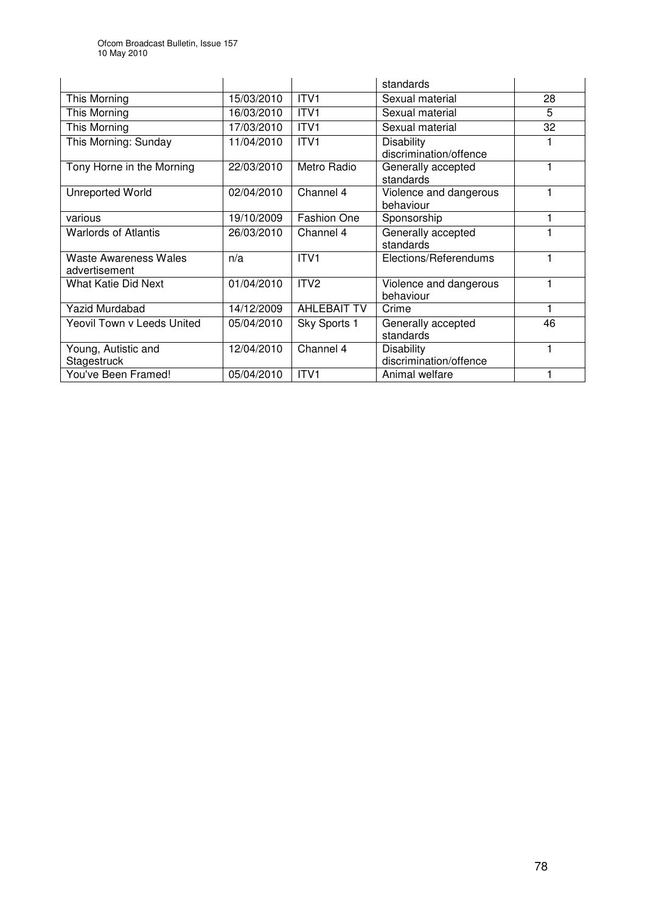| | | | | |
|---|---|---|---|---|
| | | | standards | |
| This Morning | 15/03/2010 | ITV1 | Sexual material | 28 |
| This Morning | 16/03/2010 | ITV1 | Sexual material | 5 |
| This Morning | 17/03/2010 | ITV1 | Sexual material | 32 |
| This Morning: Sunday | 11/04/2010 | ITV1 | Disability discrimination/offence | 1 |
| Tony Horne in the Morning | 22/03/2010 | Metro Radio | Generally accepted standards | 1 |
| Unreported World | 02/04/2010 | Channel 4 | Violence and dangerous behaviour | 1 |
| various | 19/10/2009 | Fashion One | Sponsorship | 1 |
| Warlords of Atlantis | 26/03/2010 | Channel 4 | Generally accepted standards | 1 |
| Waste Awareness Wales advertisement | n/a | ITV1 | Elections/Referendums | 1 |
| What Katie Did Next | 01/04/2010 | ITV2 | Violence and dangerous behaviour | 1 |
| Yazid Murdabad | 14/12/2009 | AHLEBAIT TV | Crime | 1 |
| Yeovil Town v Leeds United | 05/04/2010 | Sky Sports 1 | Generally accepted standards | 46 |
| Young, Autistic and Stagestruck | 12/04/2010 | Channel 4 | Disability discrimination/offence | 1 |
| You've Been Framed! | 05/04/2010 | ITV1 | Animal welfare | 1 |